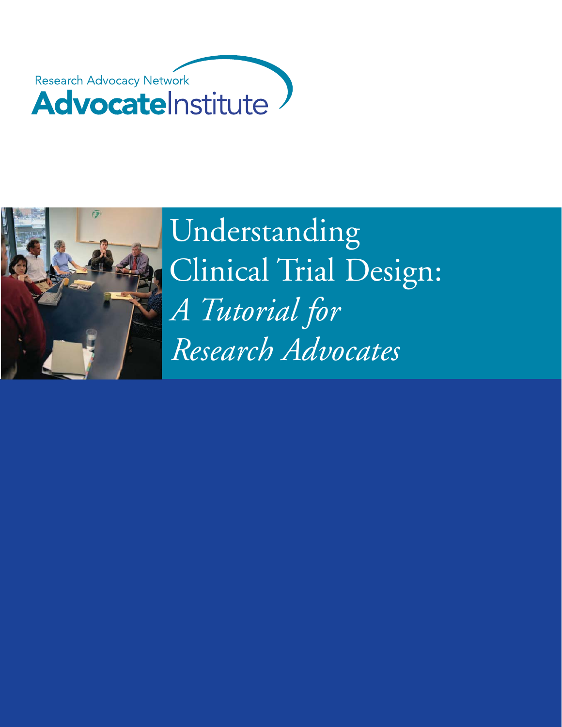Research Advocacy Network

**AdvocateInstitute**

# Understanding Clinical Trial Design: *A Tutorial for Research Advocates*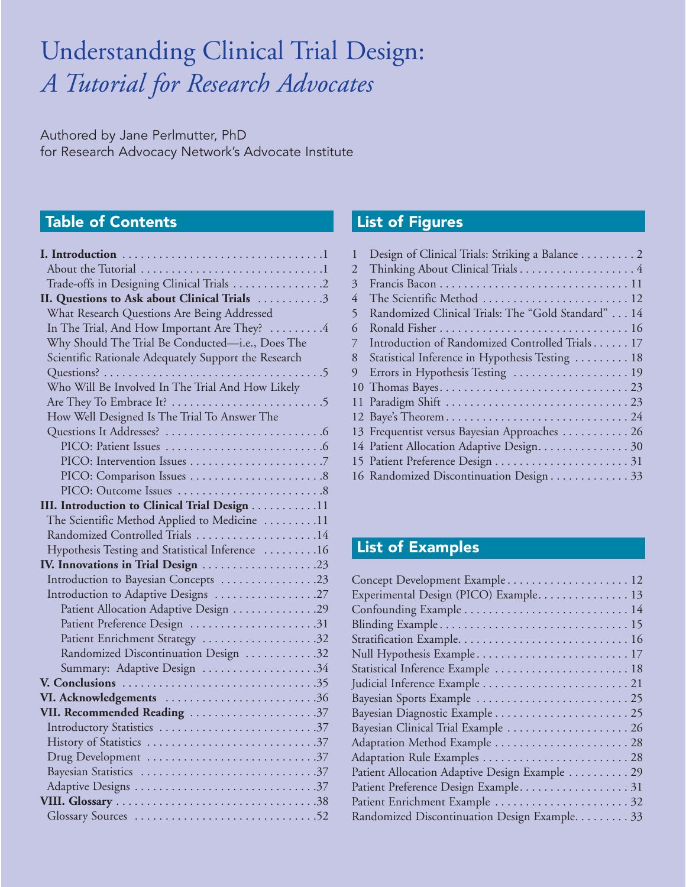# Understanding Clinical Trial Design:
## *A Tutorial for Research Advocates*

Authored by Jane Perlmutter, PhD
for Research Advocacy Network's Advocate Institute

## Table of Contents

**I. Introduction** .......... 1
- About the Tutorial .......... 1
- Trade-offs in Designing Clinical Trials .......... 2

**II. Questions to Ask about Clinical Trials** .......... 3
- What Research Questions Are Being Addressed In The Trial, And How Important Are They? .......... 4
- Why Should The Trial Be Conducted—i.e., Does The Scientific Rationale Adequately Support the Research Questions? .......... 5
- Who Will Be Involved In The Trial And How Likely Are They To Embrace It? .......... 5
- How Well Designed Is The Trial To Answer The Questions It Addresses? .......... 6
  - PICO: Patient Issues .......... 6
  - PICO: Intervention Issues .......... 7
  - PICO: Comparison Issues .......... 8
  - PICO: Outcome Issues .......... 8

**III. Introduction to Clinical Trial Design** .......... 11
- The Scientific Method Applied to Medicine .......... 11
- Randomized Controlled Trials .......... 14
- Hypothesis Testing and Statistical Inference .......... 16

**IV. Innovations in Trial Design** .......... 23
- Introduction to Bayesian Concepts .......... 23
- Introduction to Adaptive Designs .......... 27
  - Patient Allocation Adaptive Design .......... 29
  - Patient Preference Design .......... 31
  - Patient Enrichment Strategy .......... 32
  - Randomized Discontinuation Design .......... 32
  - Summary: Adaptive Design .......... 34

**V. Conclusions** .......... 35

**VI. Acknowledgements** .......... 36

**VII. Recommended Reading** .......... 37
- Introductory Statistics .......... 37
- History of Statistics .......... 37
- Drug Development .......... 37
- Bayesian Statistics .......... 37
- Adaptive Designs .......... 37

**VIII. Glossary** .......... 38
- Glossary Sources .......... 52

## List of Figures

1. Design of Clinical Trials: Striking a Balance .......... 2
2. Thinking About Clinical Trials .......... 4
3. Francis Bacon .......... 11
4. The Scientific Method .......... 12
5. Randomized Clinical Trials: The "Gold Standard" .......... 14
6. Ronald Fisher .......... 16
7. Introduction of Randomized Controlled Trials .......... 17
8. Statistical Inference in Hypothesis Testing .......... 18
9. Errors in Hypothesis Testing .......... 19
10. Thomas Bayes .......... 23
11. Paradigm Shift .......... 23
12. Baye's Theorem .......... 24
13. Frequentist versus Bayesian Approaches .......... 26
14. Patient Allocation Adaptive Design .......... 30
15. Patient Preference Design .......... 31
16. Randomized Discontinuation Design .......... 33

## List of Examples

- Concept Development Example .......... 12
- Experimental Design (PICO) Example .......... 13
- Confounding Example .......... 14
- Blinding Example .......... 15
- Stratification Example .......... 16
- Null Hypothesis Example .......... 17
- Statistical Inference Example .......... 18
- Judicial Inference Example .......... 21
- Bayesian Sports Example .......... 25
- Bayesian Diagnostic Example .......... 25
- Bayesian Clinical Trial Example .......... 26
- Adaptation Method Example .......... 28
- Adaptation Rule Examples .......... 28
- Patient Allocation Adaptive Design Example .......... 29
- Patient Preference Design Example .......... 31
- Patient Enrichment Example .......... 32
- Randomized Discontinuation Design Example .......... 33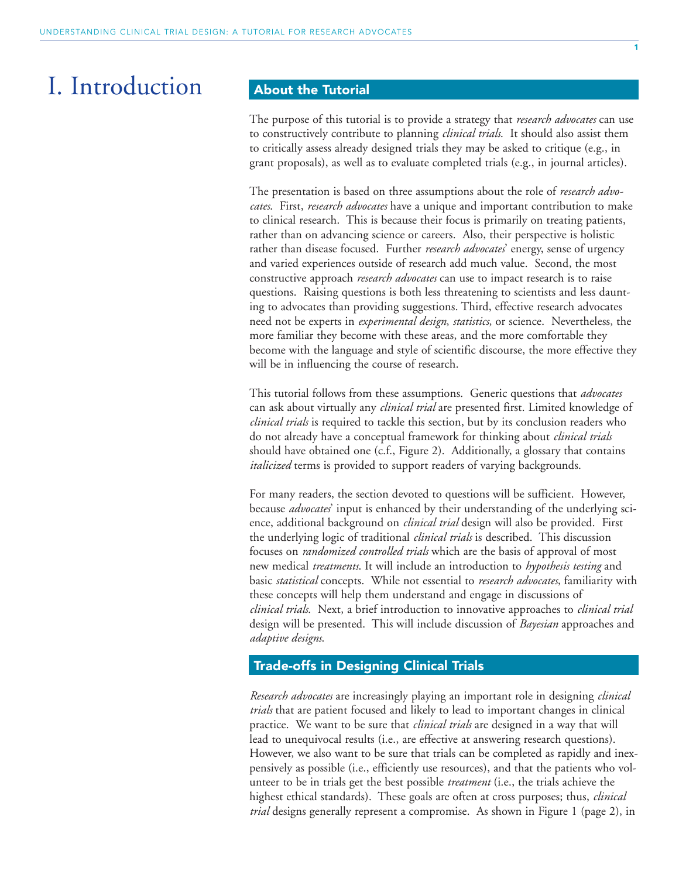# I. Introduction

## About the Tutorial

The purpose of this tutorial is to provide a strategy that *research advocates* can use to constructively contribute to planning *clinical trials*. It should also assist them to critically assess already designed trials they may be asked to critique (e.g., in grant proposals), as well as to evaluate completed trials (e.g., in journal articles).

The presentation is based on three assumptions about the role of *research advocates*. First, *research advocates* have a unique and important contribution to make to clinical research. This is because their focus is primarily on treating patients, rather than on advancing science or careers. Also, their perspective is holistic rather than disease focused. Further *research advocates*' energy, sense of urgency and varied experiences outside of research add much value. Second, the most constructive approach *research advocates* can use to impact research is to raise questions. Raising questions is both less threatening to scientists and less daunting to advocates than providing suggestions. Third, effective research advocates need not be experts in *experimental design*, *statistics*, or science. Nevertheless, the more familiar they become with these areas, and the more comfortable they become with the language and style of scientific discourse, the more effective they will be in influencing the course of research.

This tutorial follows from these assumptions. Generic questions that *advocates* can ask about virtually any *clinical trial* are presented first. Limited knowledge of *clinical trials* is required to tackle this section, but by its conclusion readers who do not already have a conceptual framework for thinking about *clinical trials* should have obtained one (c.f., Figure 2). Additionally, a glossary that contains *italicized* terms is provided to support readers of varying backgrounds.

For many readers, the section devoted to questions will be sufficient. However, because *advocates*' input is enhanced by their understanding of the underlying science, additional background on *clinical trial* design will also be provided. First the underlying logic of traditional *clinical trials* is described. This discussion focuses on *randomized controlled trials* which are the basis of approval of most new medical *treatments*. It will include an introduction to *hypothesis testing* and basic *statistical* concepts. While not essential to *research advocates*, familiarity with these concepts will help them understand and engage in discussions of *clinical trials*. Next, a brief introduction to innovative approaches to *clinical trial* design will be presented. This will include discussion of *Bayesian* approaches and *adaptive designs*.

## Trade-offs in Designing Clinical Trials

*Research advocates* are increasingly playing an important role in designing *clinical trials* that are patient focused and likely to lead to important changes in clinical practice. We want to be sure that *clinical trials* are designed in a way that will lead to unequivocal results (i.e., are effective at answering research questions). However, we also want to be sure that trials can be completed as rapidly and inexpensively as possible (i.e., efficiently use resources), and that the patients who volunteer to be in trials get the best possible *treatment* (i.e., the trials achieve the highest ethical standards). These goals are often at cross purposes; thus, *clinical trial* designs generally represent a compromise. As shown in Figure 1 (page 2), in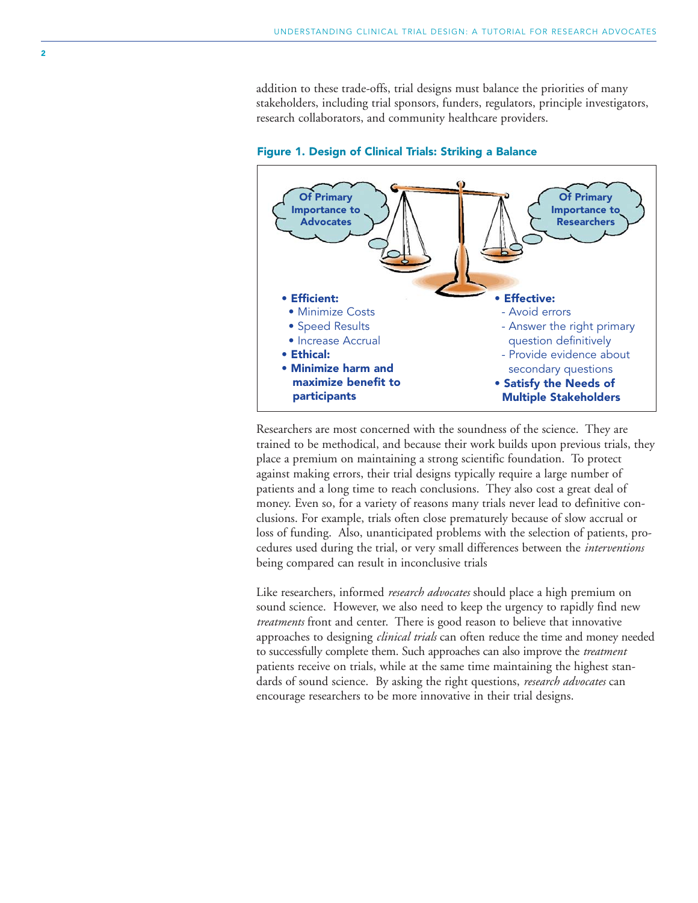addition to these trade-offs, trial designs must balance the priorities of many stakeholders, including trial sponsors, funders, regulators, principle investigators, research collaborators, and community healthcare providers.

**Figure 1. Design of Clinical Trials: Striking a Balance**

**Of Primary Importance to Advocates**

- **Efficient:**
  - Minimize Costs
  - Speed Results
  - Increase Accrual
- **Ethical:**
- **Minimize harm and maximize benefit to participants**

**Of Primary Importance to Researchers**

- **Effective:**
  - Avoid errors
  - Answer the right primary question definitively
  - Provide evidence about secondary questions
- **Satisfy the Needs of Multiple Stakeholders**

Researchers are most concerned with the soundness of the science. They are trained to be methodical, and because their work builds upon previous trials, they place a premium on maintaining a strong scientific foundation. To protect against making errors, their trial designs typically require a large number of patients and a long time to reach conclusions. They also cost a great deal of money. Even so, for a variety of reasons many trials never lead to definitive conclusions. For example, trials often close prematurely because of slow accrual or loss of funding. Also, unanticipated problems with the selection of patients, procedures used during the trial, or very small differences between the *interventions* being compared can result in inconclusive trials

Like researchers, informed *research advocates* should place a high premium on sound science. However, we also need to keep the urgency to rapidly find new *treatments* front and center. There is good reason to believe that innovative approaches to designing *clinical trials* can often reduce the time and money needed to successfully complete them. Such approaches can also improve the *treatment* patients receive on trials, while at the same time maintaining the highest standards of sound science. By asking the right questions, *research advocates* can encourage researchers to be more innovative in their trial designs.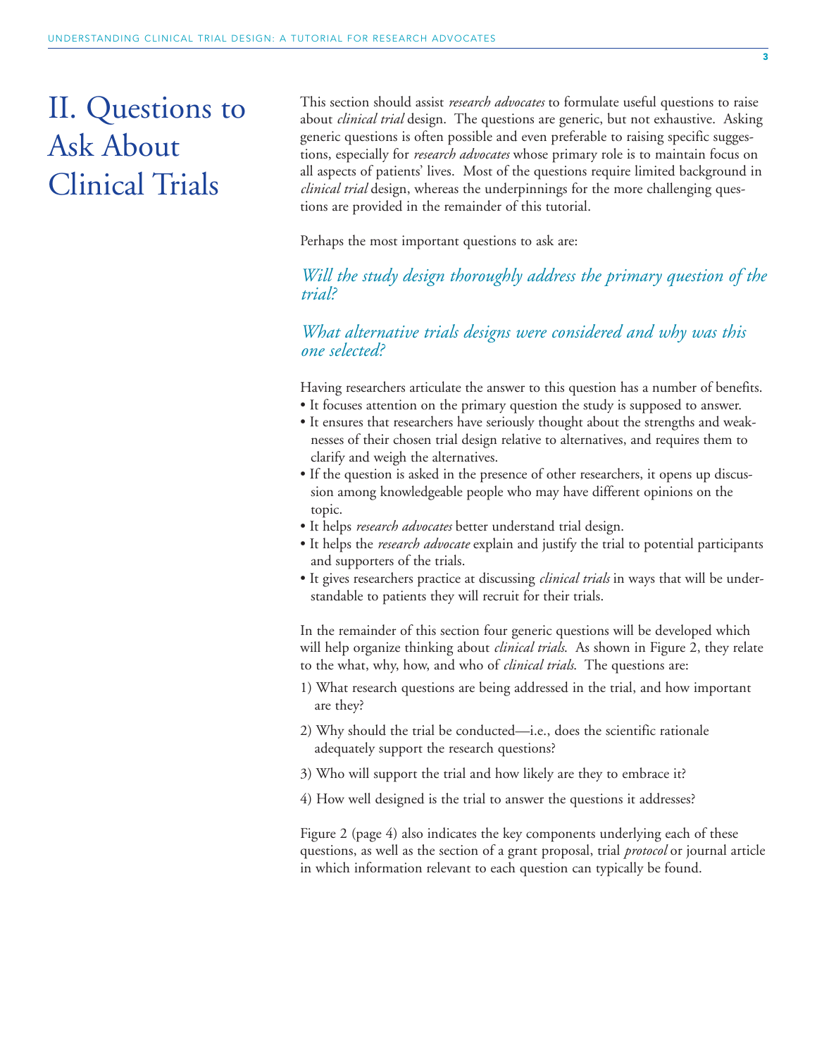# II. Questions to Ask About Clinical Trials

This section should assist *research advocates* to formulate useful questions to raise about *clinical trial* design. The questions are generic, but not exhaustive. Asking generic questions is often possible and even preferable to raising specific suggestions, especially for *research advocates* whose primary role is to maintain focus on all aspects of patients' lives. Most of the questions require limited background in *clinical trial* design, whereas the underpinnings for the more challenging questions are provided in the remainder of this tutorial.

Perhaps the most important questions to ask are:

*Will the study design thoroughly address the primary question of the trial?*

*What alternative trials designs were considered and why was this one selected?*

Having researchers articulate the answer to this question has a number of benefits.

- It focuses attention on the primary question the study is supposed to answer.
- It ensures that researchers have seriously thought about the strengths and weaknesses of their chosen trial design relative to alternatives, and requires them to clarify and weigh the alternatives.
- If the question is asked in the presence of other researchers, it opens up discussion among knowledgeable people who may have different opinions on the topic.
- It helps *research advocates* better understand trial design.
- It helps the *research advocate* explain and justify the trial to potential participants and supporters of the trials.
- It gives researchers practice at discussing *clinical trials* in ways that will be understandable to patients they will recruit for their trials.

In the remainder of this section four generic questions will be developed which will help organize thinking about *clinical trials*. As shown in Figure 2, they relate to the what, why, how, and who of *clinical trials*. The questions are:

1) What research questions are being addressed in the trial, and how important are they?

2) Why should the trial be conducted—i.e., does the scientific rationale adequately support the research questions?

3) Who will support the trial and how likely are they to embrace it?

4) How well designed is the trial to answer the questions it addresses?

Figure 2 (page 4) also indicates the key components underlying each of these questions, as well as the section of a grant proposal, trial *protocol* or journal article in which information relevant to each question can typically be found.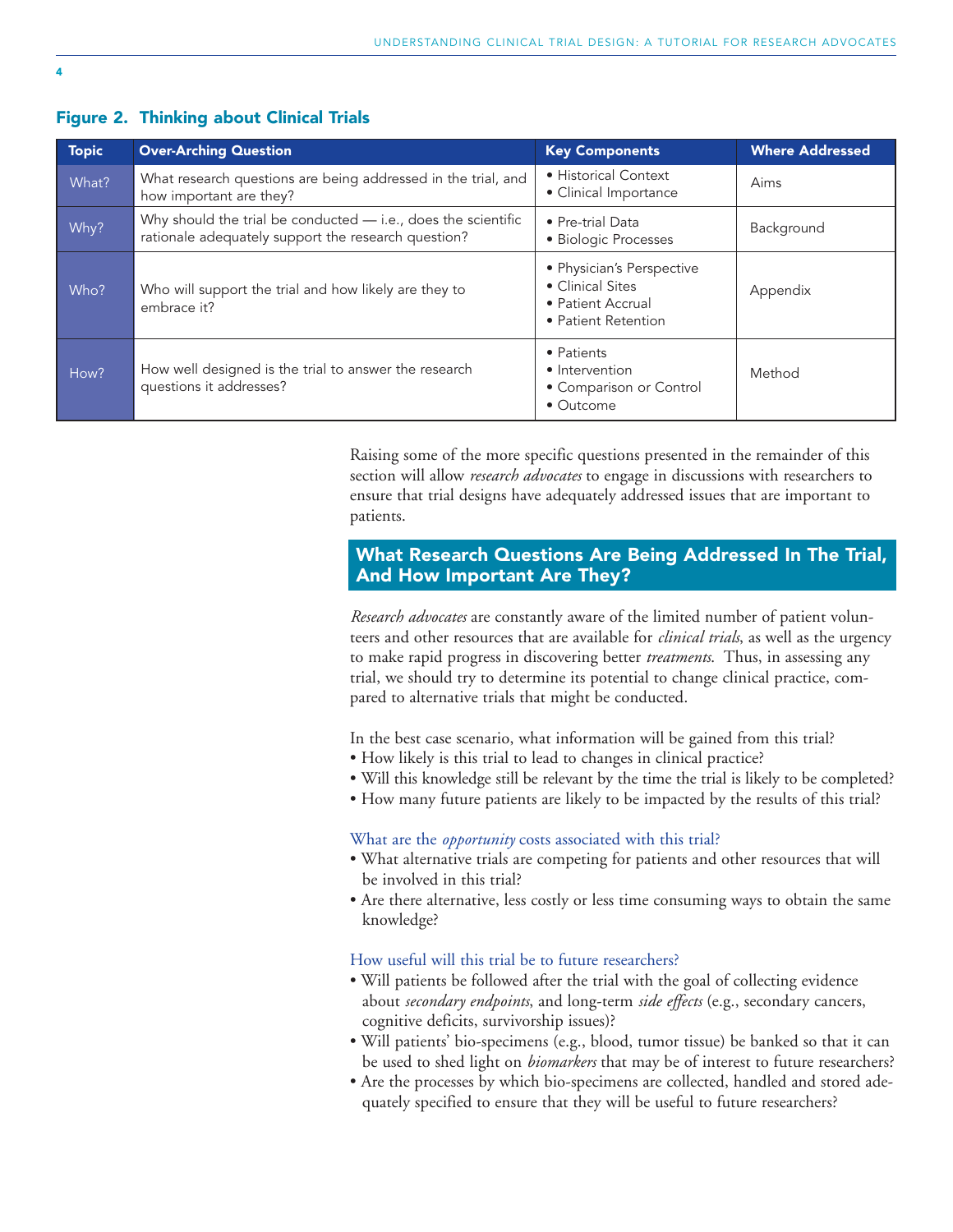**Figure 2. Thinking about Clinical Trials**

| Topic | Over-Arching Question | Key Components | Where Addressed |
|---|---|---|---|
| What? | What research questions are being addressed in the trial, and how important are they? | • Historical Context<br>• Clinical Importance | Aims |
| Why? | Why should the trial be conducted — i.e., does the scientific rationale adequately support the research question? | • Pre-trial Data<br>• Biologic Processes | Background |
| Who? | Who will support the trial and how likely are they to embrace it? | • Physician's Perspective<br>• Clinical Sites<br>• Patient Accrual<br>• Patient Retention | Appendix |
| How? | How well designed is the trial to answer the research questions it addresses? | • Patients<br>• Intervention<br>• Comparison or Control<br>• Outcome | Method |

Raising some of the more specific questions presented in the remainder of this section will allow *research advocates* to engage in discussions with researchers to ensure that trial designs have adequately addressed issues that are important to patients.

## What Research Questions Are Being Addressed In The Trial, And How Important Are They?

*Research advocates* are constantly aware of the limited number of patient volunteers and other resources that are available for *clinical trials*, as well as the urgency to make rapid progress in discovering better *treatments*. Thus, in assessing any trial, we should try to determine its potential to change clinical practice, compared to alternative trials that might be conducted.

In the best case scenario, what information will be gained from this trial?

- How likely is this trial to lead to changes in clinical practice?
- Will this knowledge still be relevant by the time the trial is likely to be completed?
- How many future patients are likely to be impacted by the results of this trial?

### What are the *opportunity* costs associated with this trial?

- What alternative trials are competing for patients and other resources that will be involved in this trial?
- Are there alternative, less costly or less time consuming ways to obtain the same knowledge?

### How useful will this trial be to future researchers?

- Will patients be followed after the trial with the goal of collecting evidence about *secondary endpoints*, and long-term *side effects* (e.g., secondary cancers, cognitive deficits, survivorship issues)?
- Will patients' bio-specimens (e.g., blood, tumor tissue) be banked so that it can be used to shed light on *biomarkers* that may be of interest to future researchers?
- Are the processes by which bio-specimens are collected, handled and stored adequately specified to ensure that they will be useful to future researchers?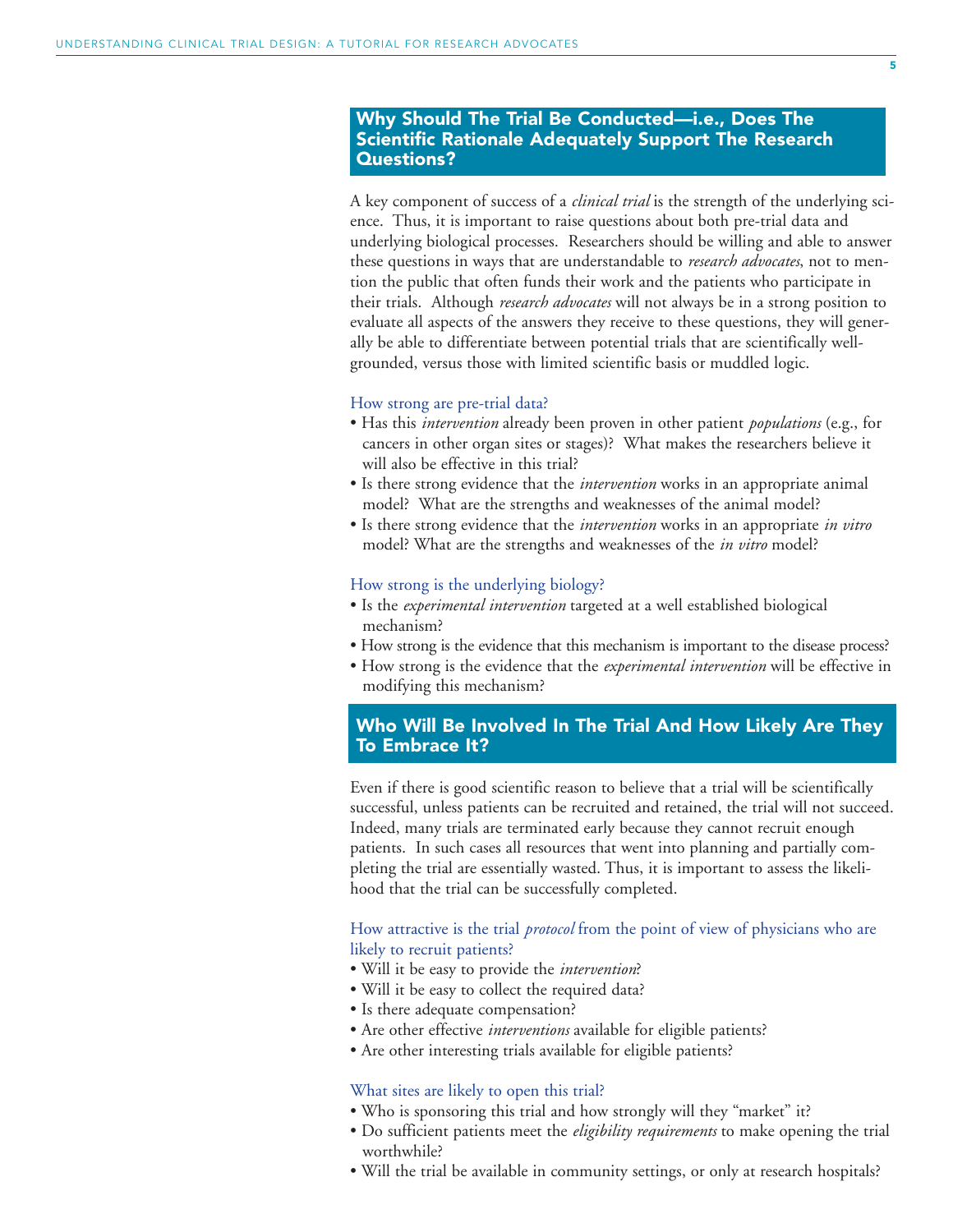## Why Should The Trial Be Conducted—i.e., Does The Scientific Rationale Adequately Support The Research Questions?

A key component of success of a *clinical trial* is the strength of the underlying science. Thus, it is important to raise questions about both pre-trial data and underlying biological processes. Researchers should be willing and able to answer these questions in ways that are understandable to *research advocates*, not to mention the public that often funds their work and the patients who participate in their trials. Although *research advocates* will not always be in a strong position to evaluate all aspects of the answers they receive to these questions, they will generally be able to differentiate between potential trials that are scientifically well-grounded, versus those with limited scientific basis or muddled logic.

### How strong are pre-trial data?

- Has this *intervention* already been proven in other patient *populations* (e.g., for cancers in other organ sites or stages)? What makes the researchers believe it will also be effective in this trial?
- Is there strong evidence that the *intervention* works in an appropriate animal model? What are the strengths and weaknesses of the animal model?
- Is there strong evidence that the *intervention* works in an appropriate *in vitro* model? What are the strengths and weaknesses of the *in vitro* model?

### How strong is the underlying biology?

- Is the *experimental intervention* targeted at a well established biological mechanism?
- How strong is the evidence that this mechanism is important to the disease process?
- How strong is the evidence that the *experimental intervention* will be effective in modifying this mechanism?

## Who Will Be Involved In The Trial And How Likely Are They To Embrace It?

Even if there is good scientific reason to believe that a trial will be scientifically successful, unless patients can be recruited and retained, the trial will not succeed. Indeed, many trials are terminated early because they cannot recruit enough patients. In such cases all resources that went into planning and partially completing the trial are essentially wasted. Thus, it is important to assess the likelihood that the trial can be successfully completed.

### How attractive is the trial *protocol* from the point of view of physicians who are likely to recruit patients?

- Will it be easy to provide the *intervention*?
- Will it be easy to collect the required data?
- Is there adequate compensation?
- Are other effective *interventions* available for eligible patients?
- Are other interesting trials available for eligible patients?

### What sites are likely to open this trial?

- Who is sponsoring this trial and how strongly will they "market" it?
- Do sufficient patients meet the *eligibility requirements* to make opening the trial worthwhile?
- Will the trial be available in community settings, or only at research hospitals?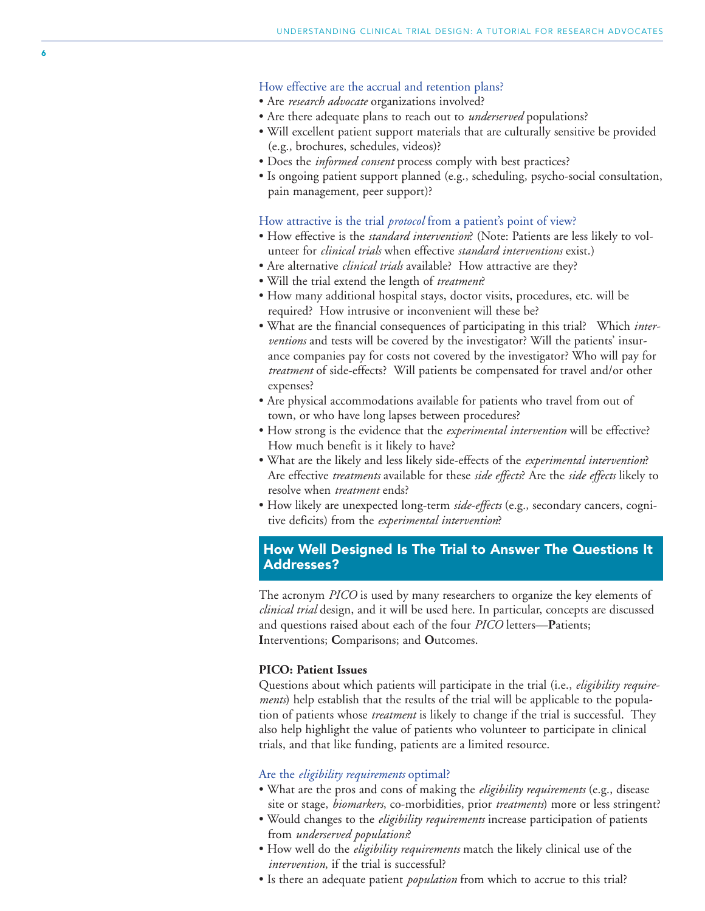### How effective are the accrual and retention plans?

- Are *research advocate* organizations involved?
- Are there adequate plans to reach out to *underserved* populations?
- Will excellent patient support materials that are culturally sensitive be provided (e.g., brochures, schedules, videos)?
- Does the *informed consent* process comply with best practices?
- Is ongoing patient support planned (e.g., scheduling, psycho-social consultation, pain management, peer support)?

### How attractive is the trial *protocol* from a patient's point of view?

- How effective is the *standard intervention*? (Note: Patients are less likely to volunteer for *clinical trials* when effective *standard interventions* exist.)
- Are alternative *clinical trials* available? How attractive are they?
- Will the trial extend the length of *treatment*?
- How many additional hospital stays, doctor visits, procedures, etc. will be required? How intrusive or inconvenient will these be?
- What are the financial consequences of participating in this trial? Which *interventions* and tests will be covered by the investigator? Will the patients' insurance companies pay for costs not covered by the investigator? Who will pay for *treatment* of side-effects? Will patients be compensated for travel and/or other expenses?
- Are physical accommodations available for patients who travel from out of town, or who have long lapses between procedures?
- How strong is the evidence that the *experimental intervention* will be effective? How much benefit is it likely to have?
- What are the likely and less likely side-effects of the *experimental intervention*? Are effective *treatments* available for these *side effects*? Are the *side effects* likely to resolve when *treatment* ends?
- How likely are unexpected long-term *side-effects* (e.g., secondary cancers, cognitive deficits) from the *experimental intervention*?

## How Well Designed Is The Trial to Answer The Questions It Addresses?

The acronym *PICO* is used by many researchers to organize the key elements of *clinical trial* design, and it will be used here. In particular, concepts are discussed and questions raised about each of the four *PICO* letters—**P**atients; **I**nterventions; **C**omparisons; and **O**utcomes.

**PICO: Patient Issues**

Questions about which patients will participate in the trial (i.e., *eligibility requirements*) help establish that the results of the trial will be applicable to the population of patients whose *treatment* is likely to change if the trial is successful. They also help highlight the value of patients who volunteer to participate in clinical trials, and that like funding, patients are a limited resource.

### Are the *eligibility requirements* optimal?

- What are the pros and cons of making the *eligibility requirements* (e.g., disease site or stage, *biomarkers*, co-morbidities, prior *treatments*) more or less stringent?
- Would changes to the *eligibility requirements* increase participation of patients from *underserved populations*?
- How well do the *eligibility requirements* match the likely clinical use of the *intervention*, if the trial is successful?
- Is there an adequate patient *population* from which to accrue to this trial?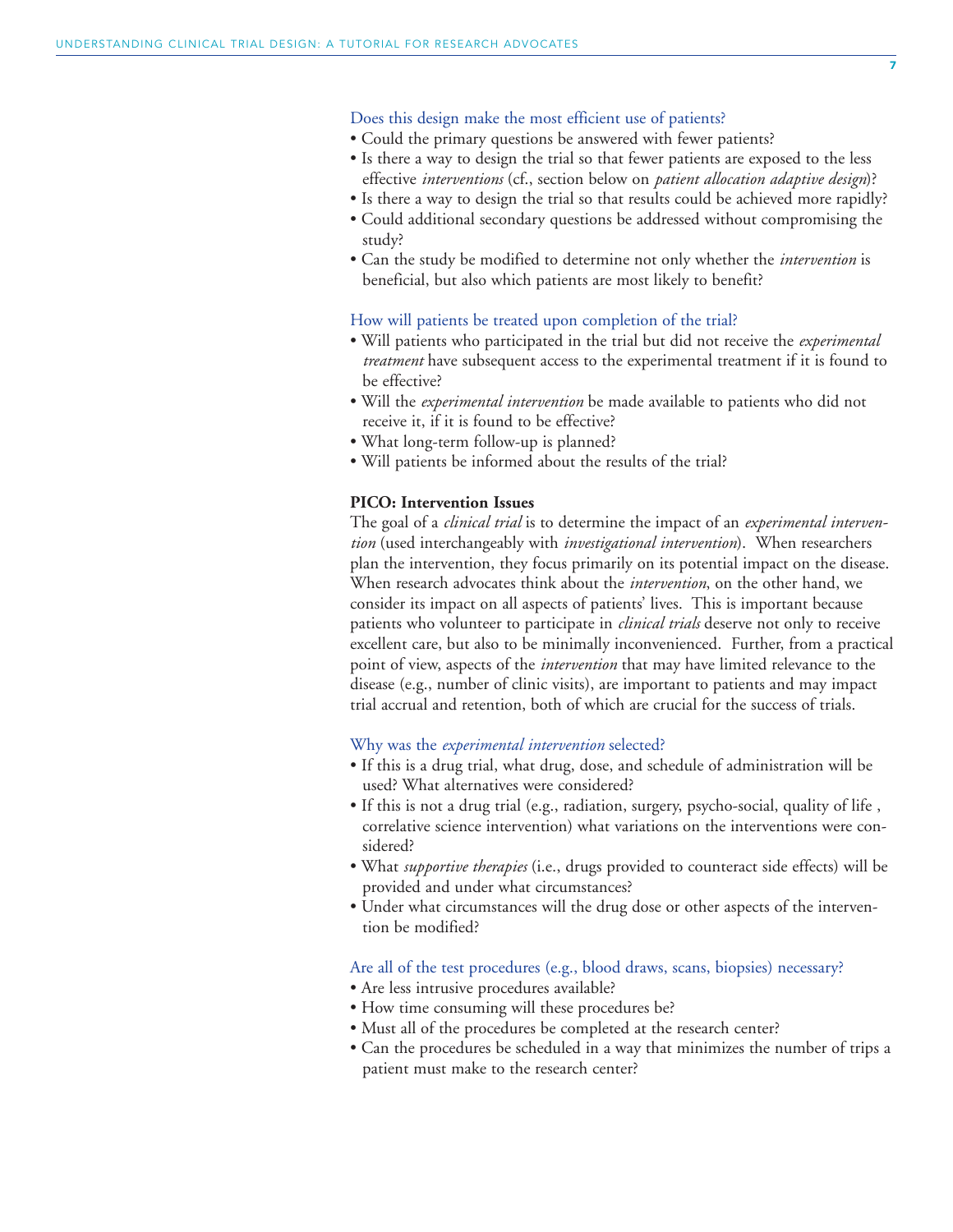### Does this design make the most efficient use of patients?

- Could the primary questions be answered with fewer patients?
- Is there a way to design the trial so that fewer patients are exposed to the less effective *interventions* (cf., section below on *patient allocation adaptive design*)?
- Is there a way to design the trial so that results could be achieved more rapidly?
- Could additional secondary questions be addressed without compromising the study?
- Can the study be modified to determine not only whether the *intervention* is beneficial, but also which patients are most likely to benefit?

### How will patients be treated upon completion of the trial?

- Will patients who participated in the trial but did not receive the *experimental treatment* have subsequent access to the experimental treatment if it is found to be effective?
- Will the *experimental intervention* be made available to patients who did not receive it, if it is found to be effective?
- What long-term follow-up is planned?
- Will patients be informed about the results of the trial?

## PICO: Intervention Issues

The goal of a *clinical trial* is to determine the impact of an *experimental intervention* (used interchangeably with *investigational intervention*). When researchers plan the intervention, they focus primarily on its potential impact on the disease. When research advocates think about the *intervention*, on the other hand, we consider its impact on all aspects of patients' lives. This is important because patients who volunteer to participate in *clinical trials* deserve not only to receive excellent care, but also to be minimally inconvenienced. Further, from a practical point of view, aspects of the *intervention* that may have limited relevance to the disease (e.g., number of clinic visits), are important to patients and may impact trial accrual and retention, both of which are crucial for the success of trials.

### Why was the *experimental intervention* selected?

- If this is a drug trial, what drug, dose, and schedule of administration will be used? What alternatives were considered?
- If this is not a drug trial (e.g., radiation, surgery, psycho-social, quality of life , correlative science intervention) what variations on the interventions were considered?
- What *supportive therapies* (i.e., drugs provided to counteract side effects) will be provided and under what circumstances?
- Under what circumstances will the drug dose or other aspects of the intervention be modified?

### Are all of the test procedures (e.g., blood draws, scans, biopsies) necessary?

- Are less intrusive procedures available?
- How time consuming will these procedures be?
- Must all of the procedures be completed at the research center?
- Can the procedures be scheduled in a way that minimizes the number of trips a patient must make to the research center?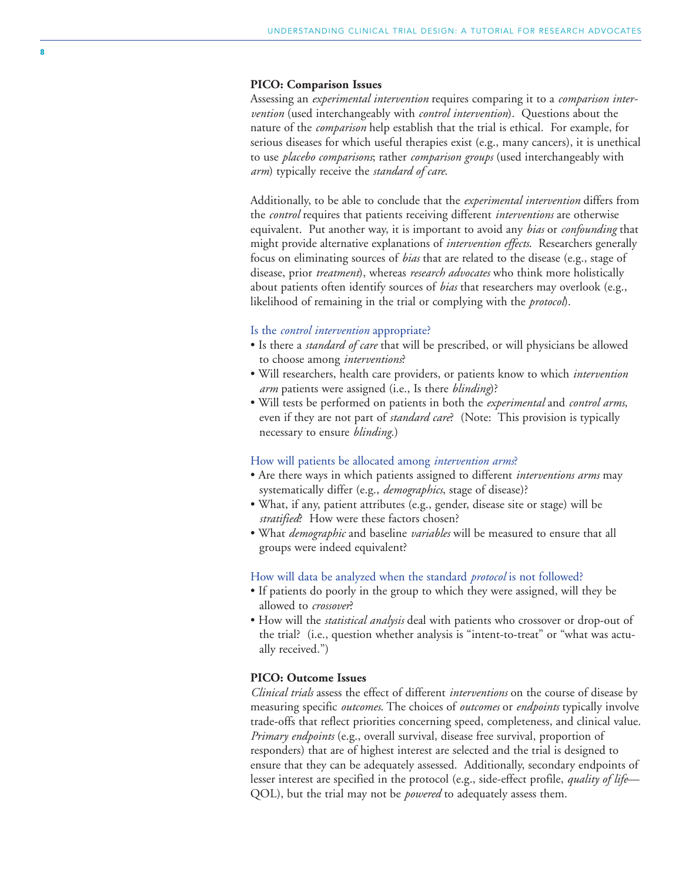### PICO: Comparison Issues

Assessing an *experimental intervention* requires comparing it to a *comparison intervention* (used interchangeably with *control intervention*). Questions about the nature of the *comparison* help establish that the trial is ethical. For example, for serious diseases for which useful therapies exist (e.g., many cancers), it is unethical to use *placebo comparisons*; rather *comparison groups* (used interchangeably with *arm*) typically receive the *standard of care*.

Additionally, to be able to conclude that the *experimental intervention* differs from the *control* requires that patients receiving different *interventions* are otherwise equivalent. Put another way, it is important to avoid any *bias* or *confounding* that might provide alternative explanations of *intervention effects*. Researchers generally focus on eliminating sources of *bias* that are related to the disease (e.g., stage of disease, prior *treatment*), whereas *research advocates* who think more holistically about patients often identify sources of *bias* that researchers may overlook (e.g., likelihood of remaining in the trial or complying with the *protocol*).

#### Is the *control intervention* appropriate?

- Is there a *standard of care* that will be prescribed, or will physicians be allowed to choose among *interventions*?
- Will researchers, health care providers, or patients know to which *intervention arm* patients were assigned (i.e., Is there *blinding*)?
- Will tests be performed on patients in both the *experimental* and *control arms*, even if they are not part of *standard care*? (Note: This provision is typically necessary to ensure *blinding*.)

#### How will patients be allocated among *intervention arms*?

- Are there ways in which patients assigned to different *interventions arms* may systematically differ (e.g., *demographics*, stage of disease)?
- What, if any, patient attributes (e.g., gender, disease site or stage) will be *stratified*? How were these factors chosen?
- What *demographic* and baseline *variables* will be measured to ensure that all groups were indeed equivalent?

#### How will data be analyzed when the standard *protocol* is not followed?

- If patients do poorly in the group to which they were assigned, will they be allowed to *crossover*?
- How will the *statistical analysis* deal with patients who crossover or drop-out of the trial? (i.e., question whether analysis is "intent-to-treat" or "what was actually received.")

### PICO: Outcome Issues

*Clinical trials* assess the effect of different *interventions* on the course of disease by measuring specific *outcomes*. The choices of *outcomes* or *endpoints* typically involve trade-offs that reflect priorities concerning speed, completeness, and clinical value. *Primary endpoints* (e.g., overall survival, disease free survival, proportion of responders) that are of highest interest are selected and the trial is designed to ensure that they can be adequately assessed. Additionally, secondary endpoints of lesser interest are specified in the protocol (e.g., side-effect profile, *quality of life*—QOL), but the trial may not be *powered* to adequately assess them.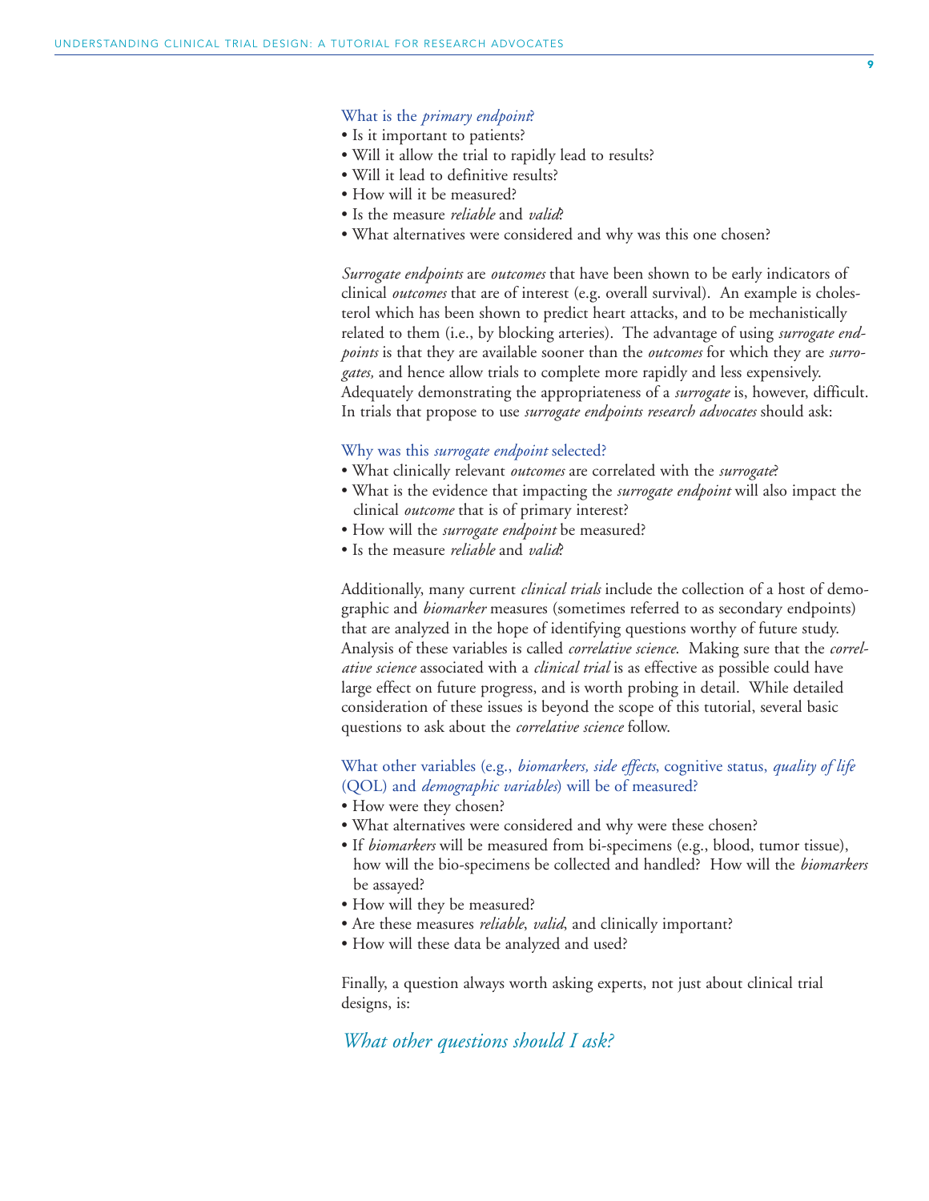What is the *primary endpoint*?

- Is it important to patients?
- Will it allow the trial to rapidly lead to results?
- Will it lead to definitive results?
- How will it be measured?
- Is the measure *reliable* and *valid*?
- What alternatives were considered and why was this one chosen?

*Surrogate endpoints* are *outcomes* that have been shown to be early indicators of clinical *outcomes* that are of interest (e.g. overall survival). An example is cholesterol which has been shown to predict heart attacks, and to be mechanistically related to them (i.e., by blocking arteries). The advantage of using *surrogate endpoints* is that they are available sooner than the *outcomes* for which they are *surrogates,* and hence allow trials to complete more rapidly and less expensively. Adequately demonstrating the appropriateness of a *surrogate* is, however, difficult. In trials that propose to use *surrogate endpoints research advocates* should ask:

Why was this *surrogate endpoint* selected?

- What clinically relevant *outcomes* are correlated with the *surrogate*?
- What is the evidence that impacting the *surrogate endpoint* will also impact the clinical *outcome* that is of primary interest?
- How will the *surrogate endpoint* be measured?
- Is the measure *reliable* and *valid*?

Additionally, many current *clinical trials* include the collection of a host of demographic and *biomarker* measures (sometimes referred to as secondary endpoints) that are analyzed in the hope of identifying questions worthy of future study. Analysis of these variables is called *correlative science*. Making sure that the *correlative science* associated with a *clinical trial* is as effective as possible could have large effect on future progress, and is worth probing in detail. While detailed consideration of these issues is beyond the scope of this tutorial, several basic questions to ask about the *correlative science* follow.

What other variables (e.g., *biomarkers, side effects*, cognitive status, *quality of life* (QOL) and *demographic variables*) will be of measured?

- How were they chosen?
- What alternatives were considered and why were these chosen?
- If *biomarkers* will be measured from bi-specimens (e.g., blood, tumor tissue), how will the bio-specimens be collected and handled? How will the *biomarkers* be assayed?
- How will they be measured?
- Are these measures *reliable*, *valid*, and clinically important?
- How will these data be analyzed and used?

Finally, a question always worth asking experts, not just about clinical trial designs, is:

*What other questions should I ask?*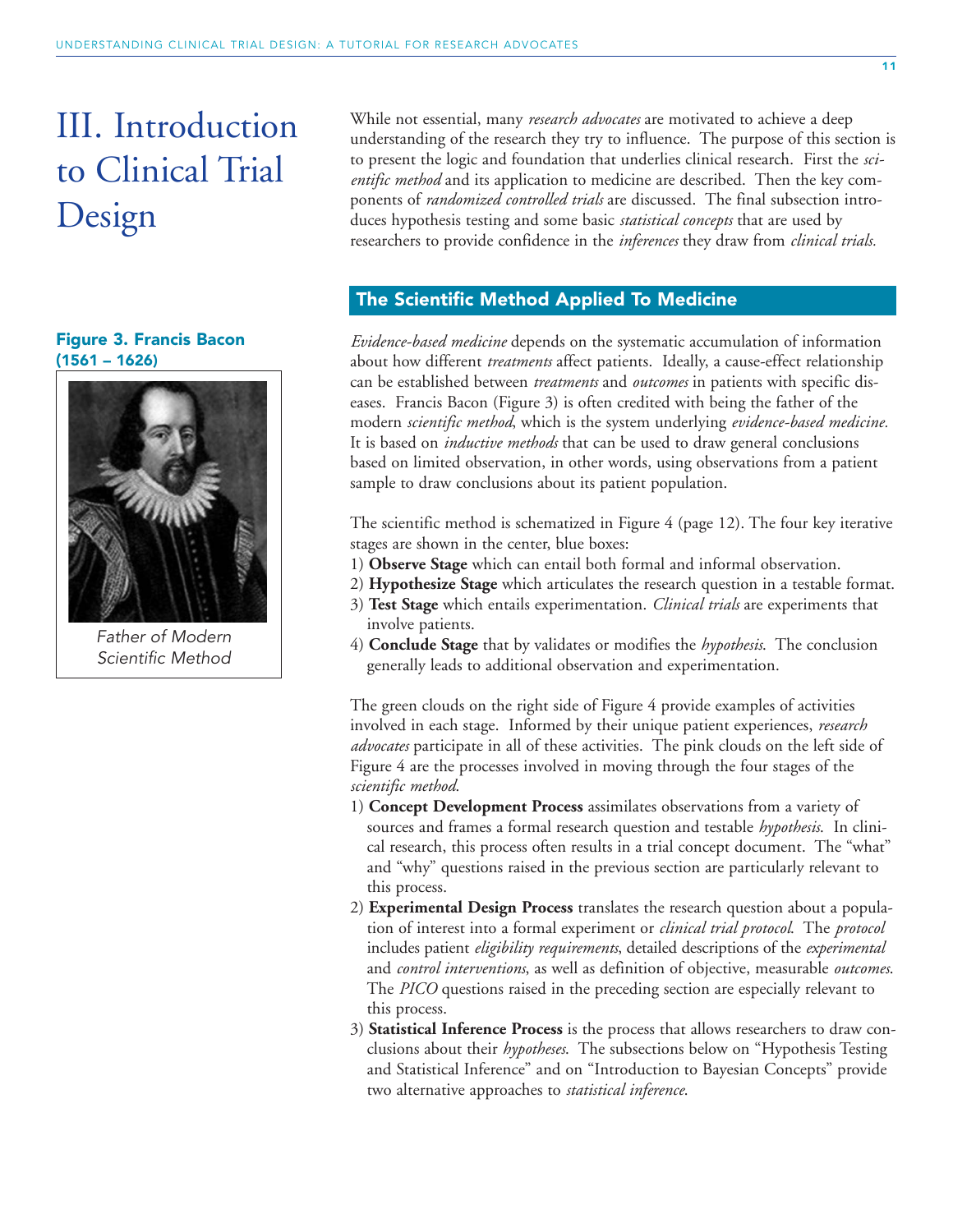# III. Introduction to Clinical Trial Design

**Figure 3. Francis Bacon (1561 – 1626)**

*Father of Modern Scientific Method*

While not essential, many *research advocates* are motivated to achieve a deep understanding of the research they try to influence. The purpose of this section is to present the logic and foundation that underlies clinical research. First the *scientific method* and its application to medicine are described. Then the key components of *randomized controlled trials* are discussed. The final subsection introduces hypothesis testing and some basic *statistical concepts* that are used by researchers to provide confidence in the *inferences* they draw from *clinical trials.*

## The Scientific Method Applied To Medicine

*Evidence-based medicine* depends on the systematic accumulation of information about how different *treatments* affect patients. Ideally, a cause-effect relationship can be established between *treatments* and *outcomes* in patients with specific diseases. Francis Bacon (Figure 3) is often credited with being the father of the modern *scientific method*, which is the system underlying *evidence-based medicine.* It is based on *inductive methods* that can be used to draw general conclusions based on limited observation, in other words, using observations from a patient sample to draw conclusions about its patient population.

The scientific method is schematized in Figure 4 (page 12). The four key iterative stages are shown in the center, blue boxes:

1) **Observe Stage** which can entail both formal and informal observation.
2) **Hypothesize Stage** which articulates the research question in a testable format.
3) **Test Stage** which entails experimentation. *Clinical trials* are experiments that involve patients.
4) **Conclude Stage** that by validates or modifies the *hypothesis*. The conclusion generally leads to additional observation and experimentation.

The green clouds on the right side of Figure 4 provide examples of activities involved in each stage. Informed by their unique patient experiences, *research advocates* participate in all of these activities. The pink clouds on the left side of Figure 4 are the processes involved in moving through the four stages of the *scientific method*.

1) **Concept Development Process** assimilates observations from a variety of sources and frames a formal research question and testable *hypothesis*. In clinical research, this process often results in a trial concept document. The "what" and "why" questions raised in the previous section are particularly relevant to this process.
2) **Experimental Design Process** translates the research question about a population of interest into a formal experiment or *clinical trial protocol*. The *protocol* includes patient *eligibility requirements*, detailed descriptions of the *experimental* and *control interventions*, as well as definition of objective, measurable *outcomes*. The *PICO* questions raised in the preceding section are especially relevant to this process.
3) **Statistical Inference Process** is the process that allows researchers to draw conclusions about their *hypotheses*. The subsections below on "Hypothesis Testing and Statistical Inference" and on "Introduction to Bayesian Concepts" provide two alternative approaches to *statistical inference*.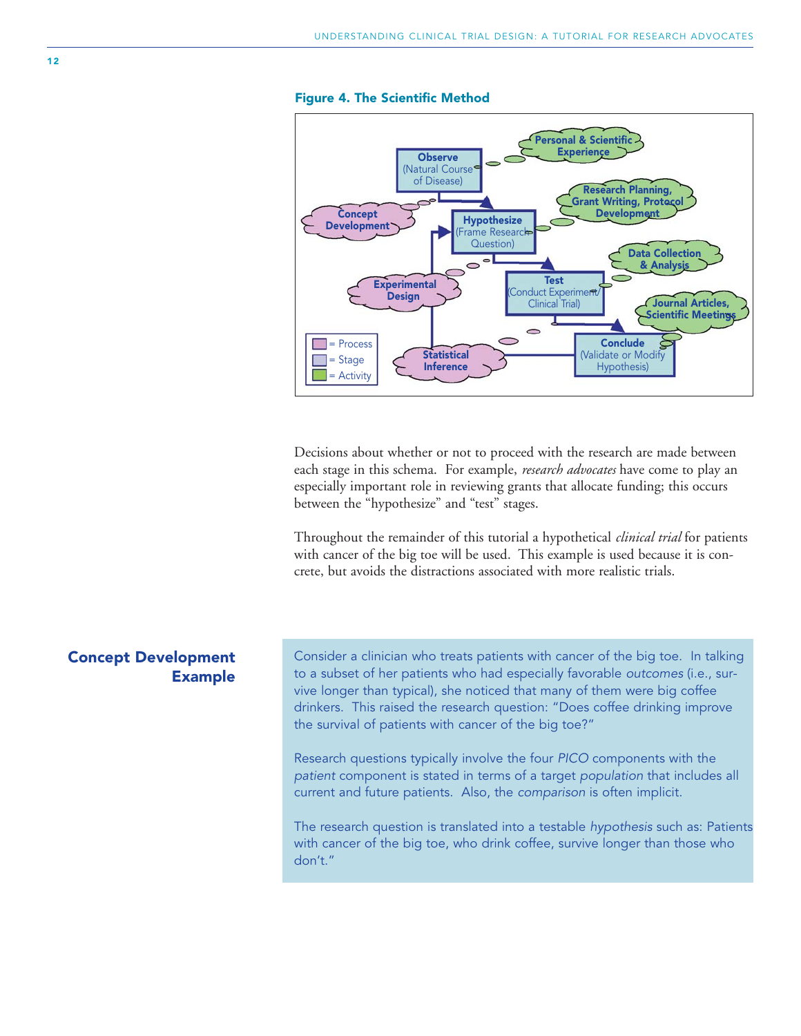**Figure 4. The Scientific Method**

Observe (Natural Course of Disease)

Personal & Scientific Experience

Concept Development

Hypothesize (Frame Research Question)

Research Planning, Grant Writing, Protocol Development

Experimental Design

Test (Conduct Experiment/ Clinical Trial)

Data Collection & Analysis

Statistical Inference

Conclude (Validate or Modify Hypothesis)

Journal Articles, Scientific Meetings

= Process
= Stage
= Activity

Decisions about whether or not to proceed with the research are made between each stage in this schema. For example, *research advocates* have come to play an especially important role in reviewing grants that allocate funding; this occurs between the "hypothesize" and "test" stages.

Throughout the remainder of this tutorial a hypothetical *clinical trial* for patients with cancer of the big toe will be used. This example is used because it is concrete, but avoids the distractions associated with more realistic trials.

## Concept Development Example

Consider a clinician who treats patients with cancer of the big toe. In talking to a subset of her patients who had especially favorable *outcomes* (i.e., survive longer than typical), she noticed that many of them were big coffee drinkers. This raised the research question: "Does coffee drinking improve the survival of patients with cancer of the big toe?"

Research questions typically involve the four *PICO* components with the *patient* component is stated in terms of a target *population* that includes all current and future patients. Also, the *comparison* is often implicit.

The research question is translated into a testable *hypothesis* such as: Patients with cancer of the big toe, who drink coffee, survive longer than those who don't."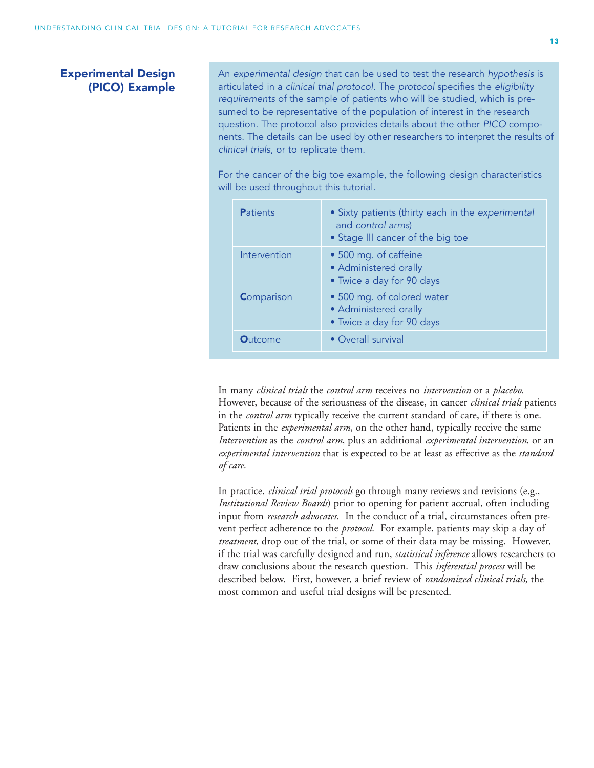## Experimental Design (PICO) Example

An *experimental design* that can be used to test the research *hypothesis* is articulated in a *clinical trial protocol*. The *protocol* specifies the *eligibility requirements* of the sample of patients who will be studied, which is presumed to be representative of the population of interest in the research question. The protocol also provides details about the other *PICO* components. The details can be used by other researchers to interpret the results of *clinical trials*, or to replicate them.

For the cancer of the big toe example, the following design characteristics will be used throughout this tutorial.

| | |
|---|---|
| **P**atients | • Sixty patients (thirty each in the *experimental* and *control arms*)<br>• Stage III cancer of the big toe |
| **I**ntervention | • 500 mg. of caffeine<br>• Administered orally<br>• Twice a day for 90 days |
| **C**omparison | • 500 mg. of colored water<br>• Administered orally<br>• Twice a day for 90 days |
| **O**utcome | • Overall survival |

In many *clinical trials* the *control arm* receives no *intervention* or a *placebo*. However, because of the seriousness of the disease, in cancer *clinical trials* patients in the *control arm* typically receive the current standard of care, if there is one. Patients in the *experimental arm*, on the other hand, typically receive the same *Intervention* as the *control arm*, plus an additional *experimental intervention*, or an *experimental intervention* that is expected to be at least as effective as the *standard of care*.

In practice, *clinical trial protocols* go through many reviews and revisions (e.g., *Institutional Review Boards*) prior to opening for patient accrual, often including input from *research advocates*. In the conduct of a trial, circumstances often prevent perfect adherence to the *protocol*. For example, patients may skip a day of *treatment*, drop out of the trial, or some of their data may be missing. However, if the trial was carefully designed and run, *statistical inference* allows researchers to draw conclusions about the research question. This *inferential process* will be described below. First, however, a brief review of *randomized clinical trials*, the most common and useful trial designs will be presented.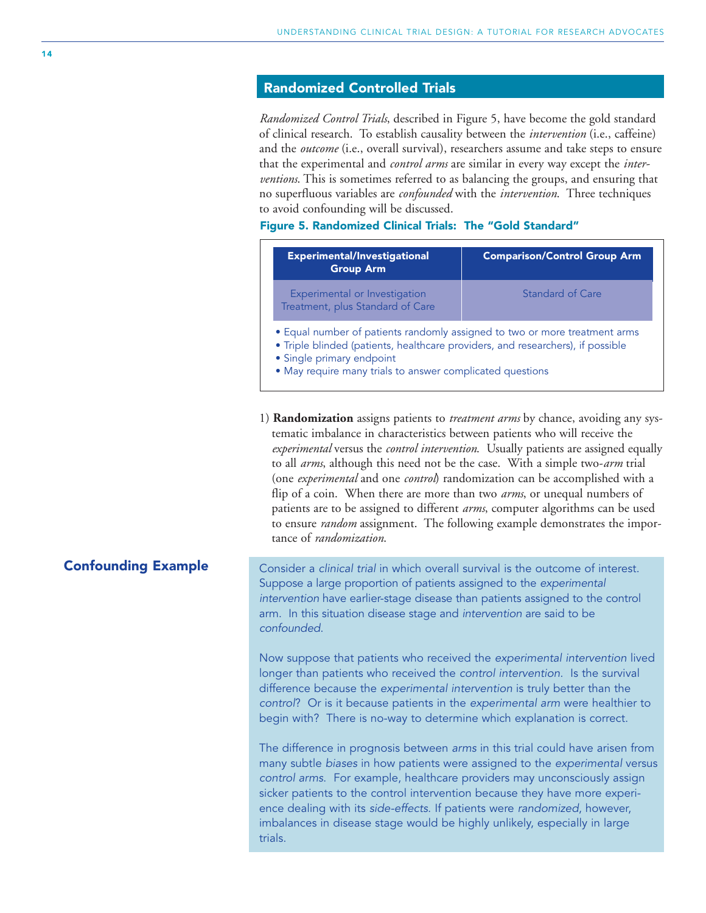## Randomized Controlled Trials

*Randomized Control Trials*, described in Figure 5, have become the gold standard of clinical research. To establish causality between the *intervention* (i.e., caffeine) and the *outcome* (i.e., overall survival), researchers assume and take steps to ensure that the experimental and *control arms* are similar in every way except the *interventions*. This is sometimes referred to as balancing the groups, and ensuring that no superfluous variables are *confounded* with the *intervention*. Three techniques to avoid confounding will be discussed.

**Figure 5. Randomized Clinical Trials: The "Gold Standard"**

| Experimental/Investigational Group Arm | Comparison/Control Group Arm |
|---|---|
| Experimental or Investigation Treatment, plus Standard of Care | Standard of Care |

- Equal number of patients randomly assigned to two or more treatment arms
- Triple blinded (patients, healthcare providers, and researchers), if possible
- Single primary endpoint
- May require many trials to answer complicated questions

1) **Randomization** assigns patients to *treatment arms* by chance, avoiding any systematic imbalance in characteristics between patients who will receive the *experimental* versus the *control intervention*. Usually patients are assigned equally to all *arms*, although this need not be the case. With a simple two-*arm* trial (one *experimental* and one *control*) randomization can be accomplished with a flip of a coin. When there are more than two *arms*, or unequal numbers of patients are to be assigned to different *arms*, computer algorithms can be used to ensure *random* assignment. The following example demonstrates the importance of *randomization*.

### Confounding Example

Consider a *clinical trial* in which overall survival is the outcome of interest. Suppose a large proportion of patients assigned to the *experimental intervention* have earlier-stage disease than patients assigned to the control arm. In this situation disease stage and *intervention* are said to be *confounded*.

Now suppose that patients who received the *experimental intervention* lived longer than patients who received the *control intervention*. Is the survival difference because the *experimental intervention* is truly better than the *control*? Or is it because patients in the *experimental arm* were healthier to begin with? There is no-way to determine which explanation is correct.

The difference in prognosis between *arms* in this trial could have arisen from many subtle *biases* in how patients were assigned to the *experimental* versus *control arms*. For example, healthcare providers may unconsciously assign sicker patients to the control intervention because they have more experience dealing with its *side-effects*. If patients were *randomized*, however, imbalances in disease stage would be highly unlikely, especially in large trials.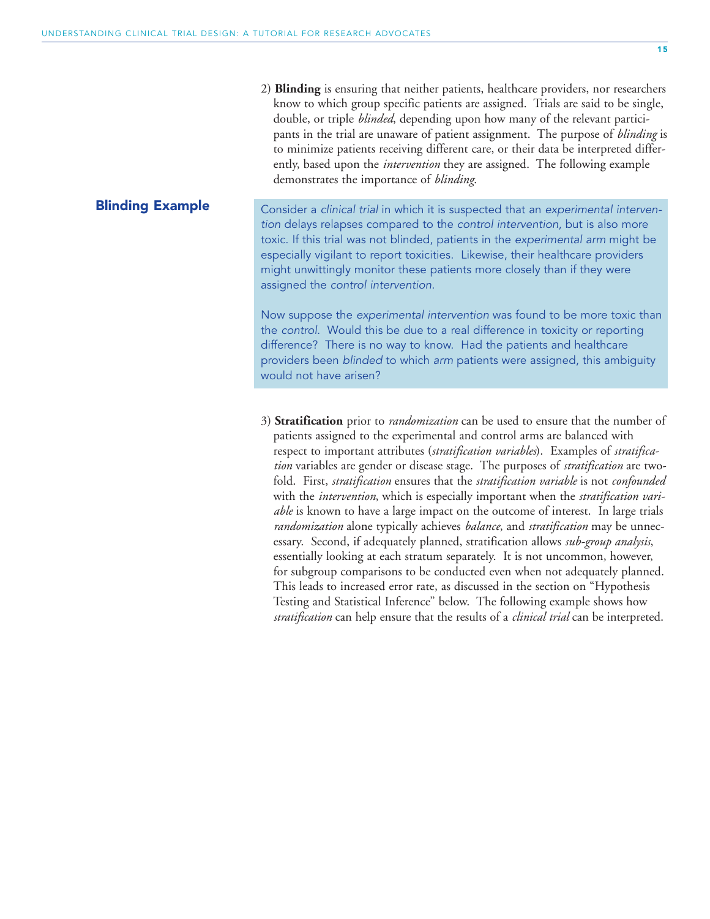2) **Blinding** is ensuring that neither patients, healthcare providers, nor researchers know to which group specific patients are assigned. Trials are said to be single, double, or triple *blinded*, depending upon how many of the relevant participants in the trial are unaware of patient assignment. The purpose of *blinding* is to minimize patients receiving different care, or their data be interpreted differently, based upon the *intervention* they are assigned. The following example demonstrates the importance of *blinding*.

## Blinding Example

Consider a *clinical trial* in which it is suspected that an *experimental intervention* delays relapses compared to the *control intervention*, but is also more toxic. If this trial was not blinded, patients in the *experimental arm* might be especially vigilant to report toxicities. Likewise, their healthcare providers might unwittingly monitor these patients more closely than if they were assigned the *control intervention*.

Now suppose the *experimental intervention* was found to be more toxic than the *control*. Would this be due to a real difference in toxicity or reporting difference? There is no way to know. Had the patients and healthcare providers been *blinded* to which *arm* patients were assigned, this ambiguity would not have arisen?

3) **Stratification** prior to *randomization* can be used to ensure that the number of patients assigned to the experimental and control arms are balanced with respect to important attributes (*stratification variables*). Examples of *stratification* variables are gender or disease stage. The purposes of *stratification* are two-fold. First, *stratification* ensures that the *stratification variable* is not *confounded* with the *intervention*, which is especially important when the *stratification variable* is known to have a large impact on the outcome of interest. In large trials *randomization* alone typically achieves *balance*, and *stratification* may be unnecessary. Second, if adequately planned, stratification allows *sub-group analysis*, essentially looking at each stratum separately. It is not uncommon, however, for subgroup comparisons to be conducted even when not adequately planned. This leads to increased error rate, as discussed in the section on "Hypothesis Testing and Statistical Inference" below. The following example shows how *stratification* can help ensure that the results of a *clinical trial* can be interpreted.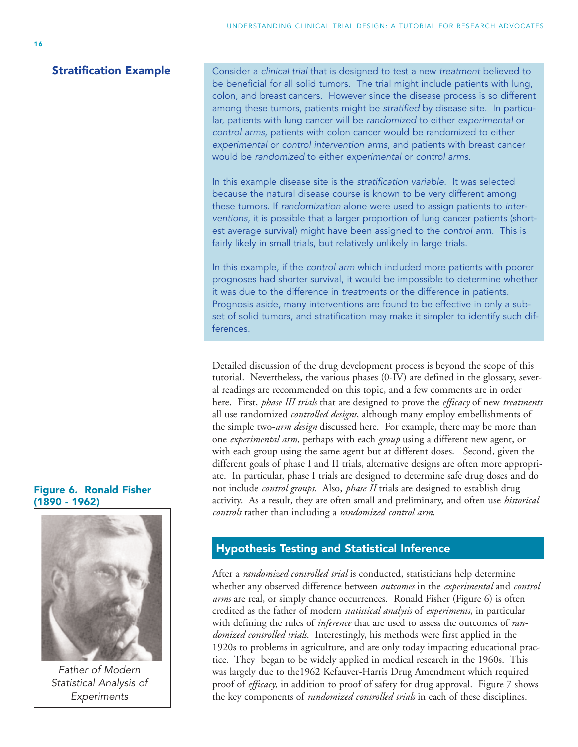## Stratification Example

Consider a *clinical trial* that is designed to test a new *treatment* believed to be beneficial for all solid tumors. The trial might include patients with lung, colon, and breast cancers. However since the disease process is so different among these tumors, patients might be *stratified* by disease site. In particular, patients with lung cancer will be *randomized* to either *experimental* or *control arms*, patients with colon cancer would be randomized to either *experimental* or *control intervention arms*, and patients with breast cancer would be *randomized* to either *experimental* or *control arms*.

In this example disease site is the *stratification variable*. It was selected because the natural disease course is known to be very different among these tumors. If *randomization* alone were used to assign patients to *interventions*, it is possible that a larger proportion of lung cancer patients (shortest average survival) might have been assigned to the *control arm*. This is fairly likely in small trials, but relatively unlikely in large trials.

In this example, if the *control arm* which included more patients with poorer prognoses had shorter survival, it would be impossible to determine whether it was due to the difference in *treatments* or the difference in patients. Prognosis aside, many interventions are found to be effective in only a subset of solid tumors, and stratification may make it simpler to identify such differences.

Detailed discussion of the drug development process is beyond the scope of this tutorial. Nevertheless, the various phases (0-IV) are defined in the glossary, several readings are recommended on this topic, and a few comments are in order here. First, *phase III trials* that are designed to prove the *efficacy* of new *treatments* all use randomized *controlled designs*, although many employ embellishments of the simple two-*arm design* discussed here. For example, there may be more than one *experimental arm*, perhaps with each *group* using a different new agent, or with each group using the same agent but at different doses. Second, given the different goals of phase I and II trials, alternative designs are often more appropriate. In particular, phase I trials are designed to determine safe drug doses and do not include *control groups*. Also, *phase II* trials are designed to establish drug activity. As a result, they are often small and preliminary, and often use *historical controls* rather than including a *randomized control arm*.

## Hypothesis Testing and Statistical Inference

After a *randomized controlled trial* is conducted, statisticians help determine whether any observed difference between *outcomes* in the *experimental* and *control arms* are real, or simply chance occurrences. Ronald Fisher (Figure 6) is often credited as the father of modern *statistical analysis* of *experiments*, in particular with defining the rules of *inference* that are used to assess the outcomes of *randomized controlled trials*. Interestingly, his methods were first applied in the 1920s to problems in agriculture, and are only today impacting educational practice. They began to be widely applied in medical research in the 1960s. This was largely due to the1962 Kefauver-Harris Drug Amendment which required proof of *efficacy*, in addition to proof of safety for drug approval. Figure 7 shows the key components of *randomized controlled trials* in each of these disciplines.

**Figure 6. Ronald Fisher (1890 - 1962)**

*Father of Modern Statistical Analysis of Experiments*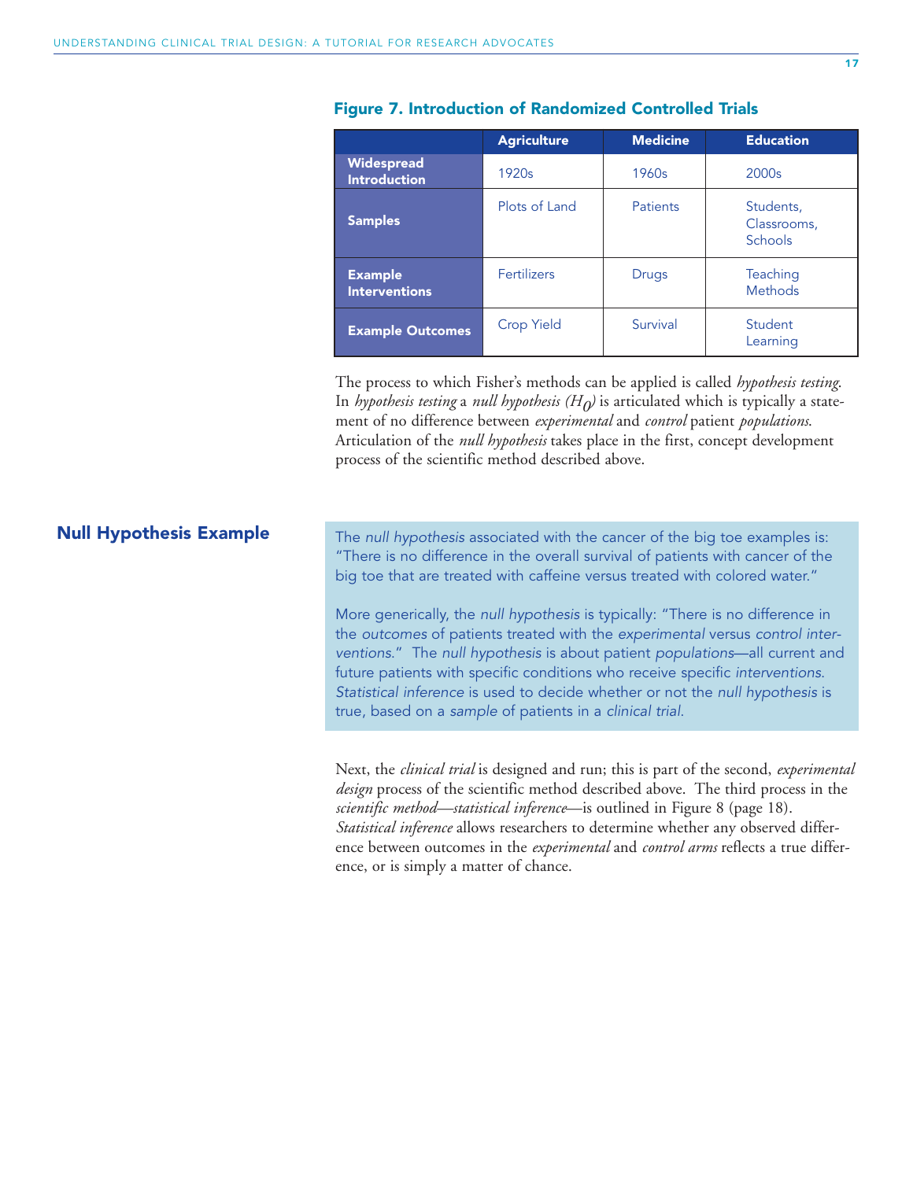### Figure 7. Introduction of Randomized Controlled Trials

| | Agriculture | Medicine | Education |
|---|---|---|---|
| **Widespread Introduction** | 1920s | 1960s | 2000s |
| **Samples** | Plots of Land | Patients | Students, Classrooms, Schools |
| **Example Interventions** | Fertilizers | Drugs | Teaching Methods |
| **Example Outcomes** | Crop Yield | Survival | Student Learning |

The process to which Fisher's methods can be applied is called *hypothesis testing*. In *hypothesis testing* a *null hypothesis* ($H_0$) is articulated which is typically a statement of no difference between *experimental* and *control* patient *populations*. Articulation of the *null hypothesis* takes place in the first, concept development process of the scientific method described above.

## Null Hypothesis Example

The *null hypothesis* associated with the cancer of the big toe examples is: "There is no difference in the overall survival of patients with cancer of the big toe that are treated with caffeine versus treated with colored water."

More generically, the *null hypothesis* is typically: "There is no difference in the *outcomes* of patients treated with the *experimental* versus *control interventions*." The *null hypothesis* is about patient *populations*—all current and future patients with specific conditions who receive specific *interventions*. *Statistical inference* is used to decide whether or not the *null hypothesis* is true, based on a *sample* of patients in a *clinical trial*.

Next, the *clinical trial* is designed and run; this is part of the second, *experimental design* process of the scientific method described above. The third process in the *scientific method—statistical inference*—is outlined in Figure 8 (page 18). *Statistical inference* allows researchers to determine whether any observed difference between outcomes in the *experimental* and *control arms* reflects a true difference, or is simply a matter of chance.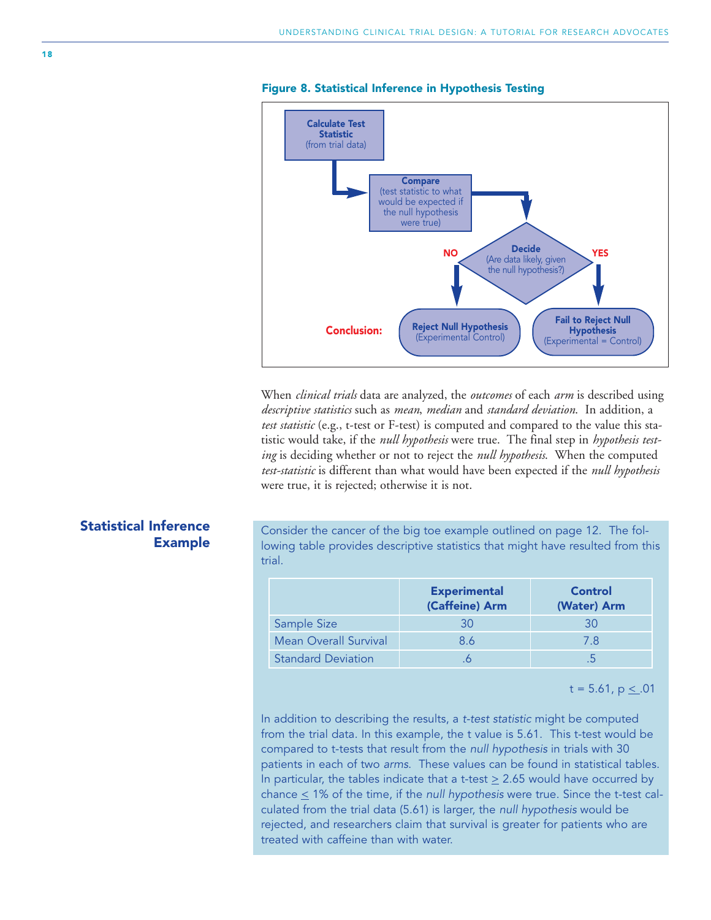**Figure 8. Statistical Inference in Hypothesis Testing**

**Calculate Test Statistic** (from trial data)

**Compare** (test statistic to what would be expected if the null hypothesis were true)

**Decide** (Are data likely, given the null hypothesis?)

NO → **Reject Null Hypothesis** (Experimental Control)

YES → **Fail to Reject Null Hypothesis** (Experimental = Control)

**Conclusion:**

When *clinical trials* data are analyzed, the *outcomes* of each *arm* is described using *descriptive statistics* such as *mean*, *median* and *standard deviation*. In addition, a *test statistic* (e.g., t-test or F-test) is computed and compared to the value this statistic would take, if the *null hypothesis* were true. The final step in *hypothesis testing* is deciding whether or not to reject the *null hypothesis*. When the computed *test-statistic* is different than what would have been expected if the *null hypothesis* were true, it is rejected; otherwise it is not.

## Statistical Inference Example

Consider the cancer of the big toe example outlined on page 12. The following table provides descriptive statistics that might have resulted from this trial.

| | Experimental (Caffeine) Arm | Control (Water) Arm |
|---|---|---|
| Sample Size | 30 | 30 |
| Mean Overall Survival | 8.6 | 7.8 |
| Standard Deviation | .6 | .5 |

$t = 5.61$, $p \leq .01$

In addition to describing the results, a *t-test statistic* might be computed from the trial data. In this example, the t value is 5.61. This t-test would be compared to t-tests that result from the *null hypothesis* in trials with 30 patients in each of two *arms*. These values can be found in statistical tables. In particular, the tables indicate that a t-test $\geq$ 2.65 would have occurred by chance $\leq$ 1% of the time, if the *null hypothesis* were true. Since the t-test calculated from the trial data (5.61) is larger, the *null hypothesis* would be rejected, and researchers claim that survival is greater for patients who are treated with caffeine than with water.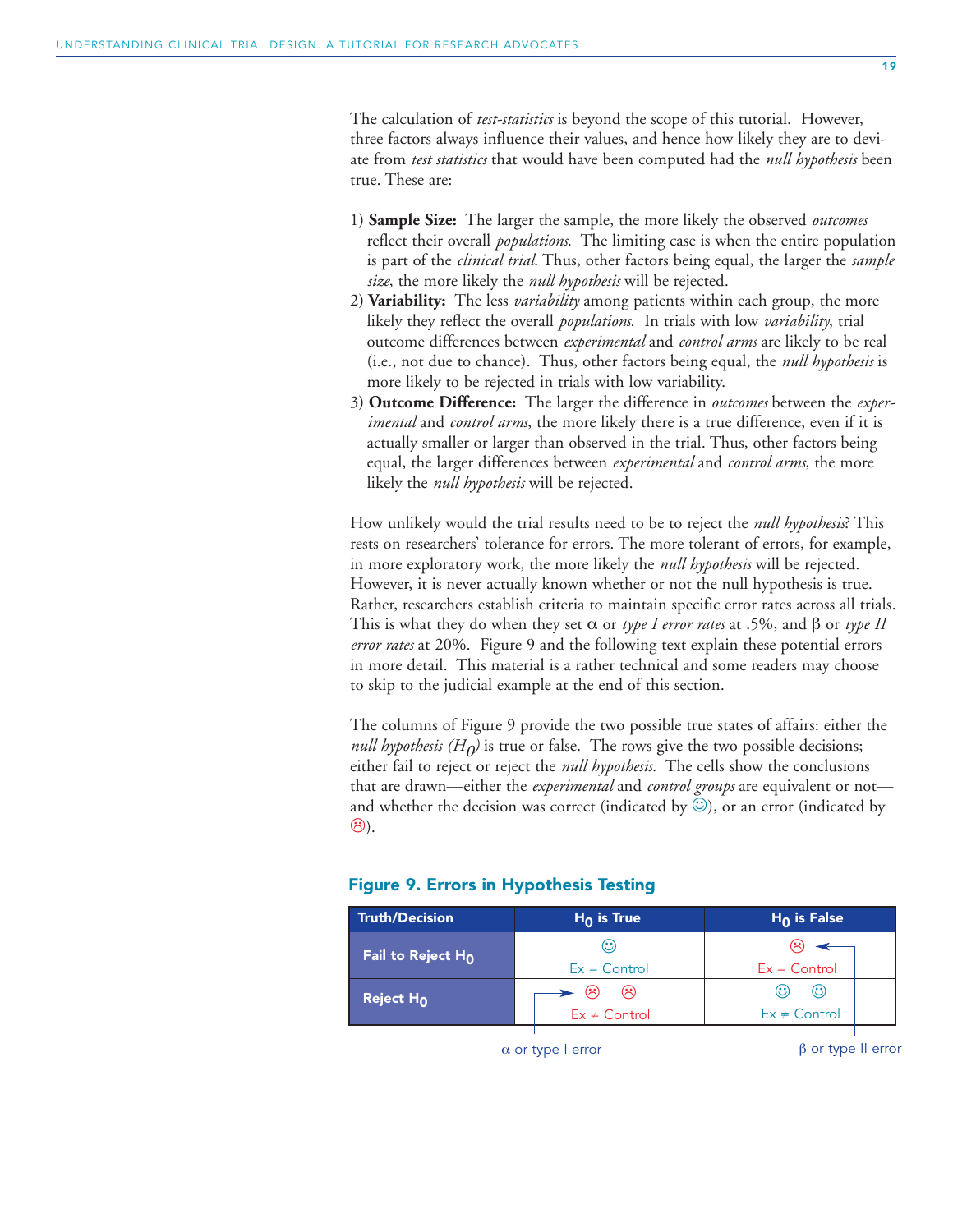The calculation of *test-statistics* is beyond the scope of this tutorial. However, three factors always influence their values, and hence how likely they are to deviate from *test statistics* that would have been computed had the *null hypothesis* been true. These are:

1) **Sample Size:** The larger the sample, the more likely the observed *outcomes* reflect their overall *populations*. The limiting case is when the entire population is part of the *clinical trial*. Thus, other factors being equal, the larger the *sample size*, the more likely the *null hypothesis* will be rejected.
2) **Variability:** The less *variability* among patients within each group, the more likely they reflect the overall *populations*. In trials with low *variability*, trial outcome differences between *experimental* and *control arms* are likely to be real (i.e., not due to chance). Thus, other factors being equal, the *null hypothesis* is more likely to be rejected in trials with low variability.
3) **Outcome Difference:** The larger the difference in *outcomes* between the *experimental* and *control arms*, the more likely there is a true difference, even if it is actually smaller or larger than observed in the trial. Thus, other factors being equal, the larger differences between *experimental* and *control arms*, the more likely the *null hypothesis* will be rejected.

How unlikely would the trial results need to be to reject the *null hypothesis*? This rests on researchers' tolerance for errors. The more tolerant of errors, for example, in more exploratory work, the more likely the *null hypothesis* will be rejected. However, it is never actually known whether or not the null hypothesis is true. Rather, researchers establish criteria to maintain specific error rates across all trials. This is what they do when they set $\alpha$ or *type I error rates* at .5%, and $\beta$ or *type II error rates* at 20%. Figure 9 and the following text explain these potential errors in more detail. This material is a rather technical and some readers may choose to skip to the judicial example at the end of this section.

The columns of Figure 9 provide the two possible true states of affairs: either the *null hypothesis* ($H_0$) is true or false. The rows give the two possible decisions; either fail to reject or reject the *null hypothesis*. The cells show the conclusions that are drawn—either the *experimental* and *control groups* are equivalent or not—and whether the decision was correct (indicated by ☺), or an error (indicated by ☹).

### Figure 9. Errors in Hypothesis Testing

| Truth/Decision | $H_0$ is True | $H_0$ is False |
|---|---|---|
| Fail to Reject $H_0$ | ☺ Ex = Control | ☹ Ex = Control |
| Reject $H_0$ | ☹ ☹ Ex ≠ Control | ☺ ☺ Ex ≠ Control |

$\alpha$ or type I error (Reject $H_0$ when $H_0$ is True)

$\beta$ or type II error (Fail to Reject $H_0$ when $H_0$ is False)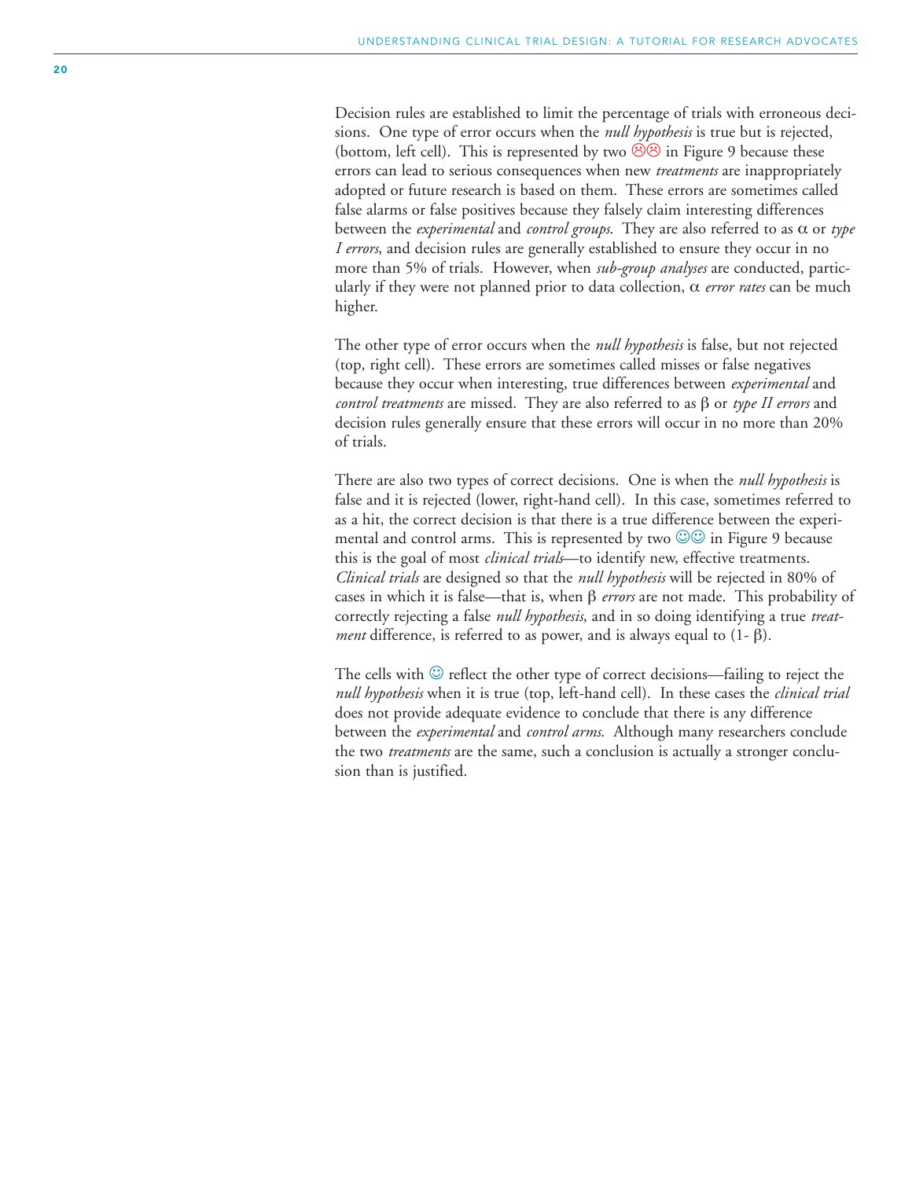Decision rules are established to limit the percentage of trials with erroneous decisions. One type of error occurs when the *null hypothesis* is true but is rejected, (bottom, left cell). This is represented by two ☹☹ in Figure 9 because these errors can lead to serious consequences when new *treatments* are inappropriately adopted or future research is based on them. These errors are sometimes called false alarms or false positives because they falsely claim interesting differences between the *experimental* and *control groups*. They are also referred to as $\alpha$ or *type I errors*, and decision rules are generally established to ensure they occur in no more than 5% of trials. However, when *sub-group analyses* are conducted, particularly if they were not planned prior to data collection, $\alpha$ *error rates* can be much higher.

The other type of error occurs when the *null hypothesis* is false, but not rejected (top, right cell). These errors are sometimes called misses or false negatives because they occur when interesting, true differences between *experimental* and *control treatments* are missed. They are also referred to as $\beta$ or *type II errors* and decision rules generally ensure that these errors will occur in no more than 20% of trials.

There are also two types of correct decisions. One is when the *null hypothesis* is false and it is rejected (lower, right-hand cell). In this case, sometimes referred to as a hit, the correct decision is that there is a true difference between the experimental and control arms. This is represented by two ☺☺ in Figure 9 because this is the goal of most *clinical trials*—to identify new, effective treatments. *Clinical trials* are designed so that the *null hypothesis* will be rejected in 80% of cases in which it is false—that is, when $\beta$ *errors* are not made. This probability of correctly rejecting a false *null hypothesis*, and in so doing identifying a true *treatment* difference, is referred to as power, and is always equal to $(1- \beta)$.

The cells with ☺ reflect the other type of correct decisions—failing to reject the *null hypothesis* when it is true (top, left-hand cell). In these cases the *clinical trial* does not provide adequate evidence to conclude that there is any difference between the *experimental* and *control arms*. Although many researchers conclude the two *treatments* are the same, such a conclusion is actually a stronger conclusion than is justified.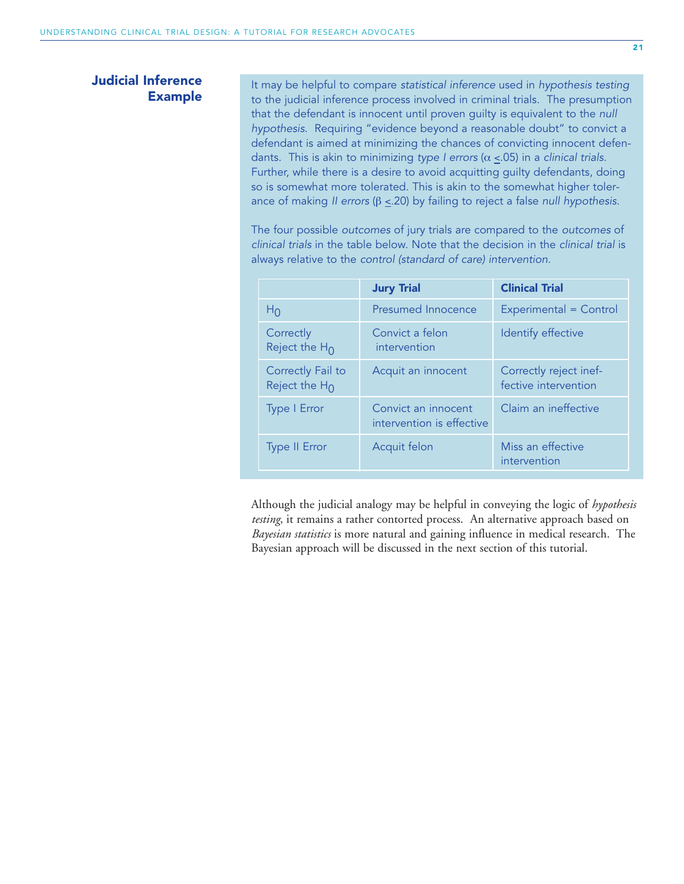## Judicial Inference Example

It may be helpful to compare *statistical inference* used in *hypothesis testing* to the judicial inference process involved in criminal trials. The presumption that the defendant is innocent until proven guilty is equivalent to the *null hypothesis*. Requiring "evidence beyond a reasonable doubt" to convict a defendant is aimed at minimizing the chances of convicting innocent defendants. This is akin to minimizing *type I errors* ($\alpha \leq .05$) in a *clinical trials*. Further, while there is a desire to avoid acquitting guilty defendants, doing so is somewhat more tolerated. This is akin to the somewhat higher tolerance of making *II errors* ($\beta \leq .20$) by failing to reject a false *null hypothesis*.

The four possible *outcomes* of jury trials are compared to the *outcomes* of *clinical trials* in the table below. Note that the decision in the *clinical trial* is always relative to the *control (standard of care) intervention*.

| | **Jury Trial** | **Clinical Trial** |
|---|---|---|
| $H_0$ | Presumed Innocence | Experimental = Control |
| Correctly Reject the $H_0$ | Convict a felon intervention | Identify effective |
| Correctly Fail to Reject the $H_0$ | Acquit an innocent | Correctly reject ineffective intervention |
| Type I Error | Convict an innocent intervention is effective | Claim an ineffective |
| Type II Error | Acquit felon | Miss an effective intervention |

Although the judicial analogy may be helpful in conveying the logic of *hypothesis testing*, it remains a rather contorted process. An alternative approach based on *Bayesian statistics* is more natural and gaining influence in medical research. The Bayesian approach will be discussed in the next section of this tutorial.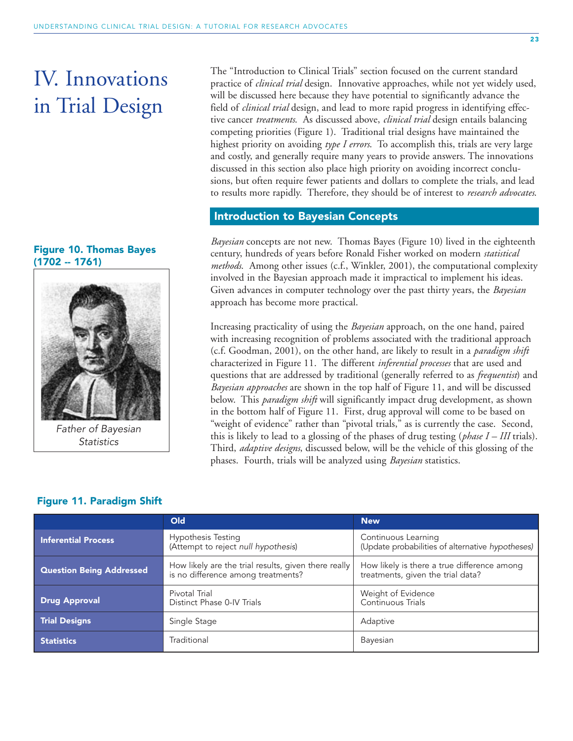# IV. Innovations in Trial Design

The "Introduction to Clinical Trials" section focused on the current standard practice of *clinical trial* design. Innovative approaches, while not yet widely used, will be discussed here because they have potential to significantly advance the field of *clinical trial* design, and lead to more rapid progress in identifying effective cancer *treatments*. As discussed above, *clinical trial* design entails balancing competing priorities (Figure 1). Traditional trial designs have maintained the highest priority on avoiding *type I errors*. To accomplish this, trials are very large and costly, and generally require many years to provide answers. The innovations discussed in this section also place high priority on avoiding incorrect conclusions, but often require fewer patients and dollars to complete the trials, and lead to results more rapidly. Therefore, they should be of interest to *research advocates*.

## Introduction to Bayesian Concepts

**Figure 10. Thomas Bayes (1702 -- 1761)**

Father of Bayesian Statistics

*Bayesian* concepts are not new. Thomas Bayes (Figure 10) lived in the eighteenth century, hundreds of years before Ronald Fisher worked on modern *statistical methods*. Among other issues (c.f., Winkler, 2001), the computational complexity involved in the Bayesian approach made it impractical to implement his ideas. Given advances in computer technology over the past thirty years, the *Bayesian* approach has become more practical.

Increasing practicality of using the *Bayesian* approach, on the one hand, paired with increasing recognition of problems associated with the traditional approach (c.f. Goodman, 2001), on the other hand, are likely to result in a *paradigm shift* characterized in Figure 11. The different *inferential processes* that are used and questions that are addressed by traditional (generally referred to as *frequentist*) and *Bayesian approaches* are shown in the top half of Figure 11, and will be discussed below. This *paradigm shift* will significantly impact drug development, as shown in the bottom half of Figure 11. First, drug approval will come to be based on "weight of evidence" rather than "pivotal trials," as is currently the case. Second, this is likely to lead to a glossing of the phases of drug testing (*phase I – III* trials). Third, *adaptive designs*, discussed below, will be the vehicle of this glossing of the phases. Fourth, trials will be analyzed using *Bayesian* statistics.

**Figure 11. Paradigm Shift**

| | Old | New |
|---|---|---|
| **Inferential Process** | Hypothesis Testing<br>(Attempt to reject *null hypothesis*) | Continuous Learning<br>(Update probabilities of alternative *hypotheses*) |
| **Question Being Addressed** | How likely are the trial results, given there really is no difference among treatments? | How likely is there a true difference among treatments, given the trial data? |
| **Drug Approval** | Pivotal Trial<br>Distinct Phase 0-IV Trials | Weight of Evidence<br>Continuous Trials |
| **Trial Designs** | Single Stage | Adaptive |
| **Statistics** | Traditional | Bayesian |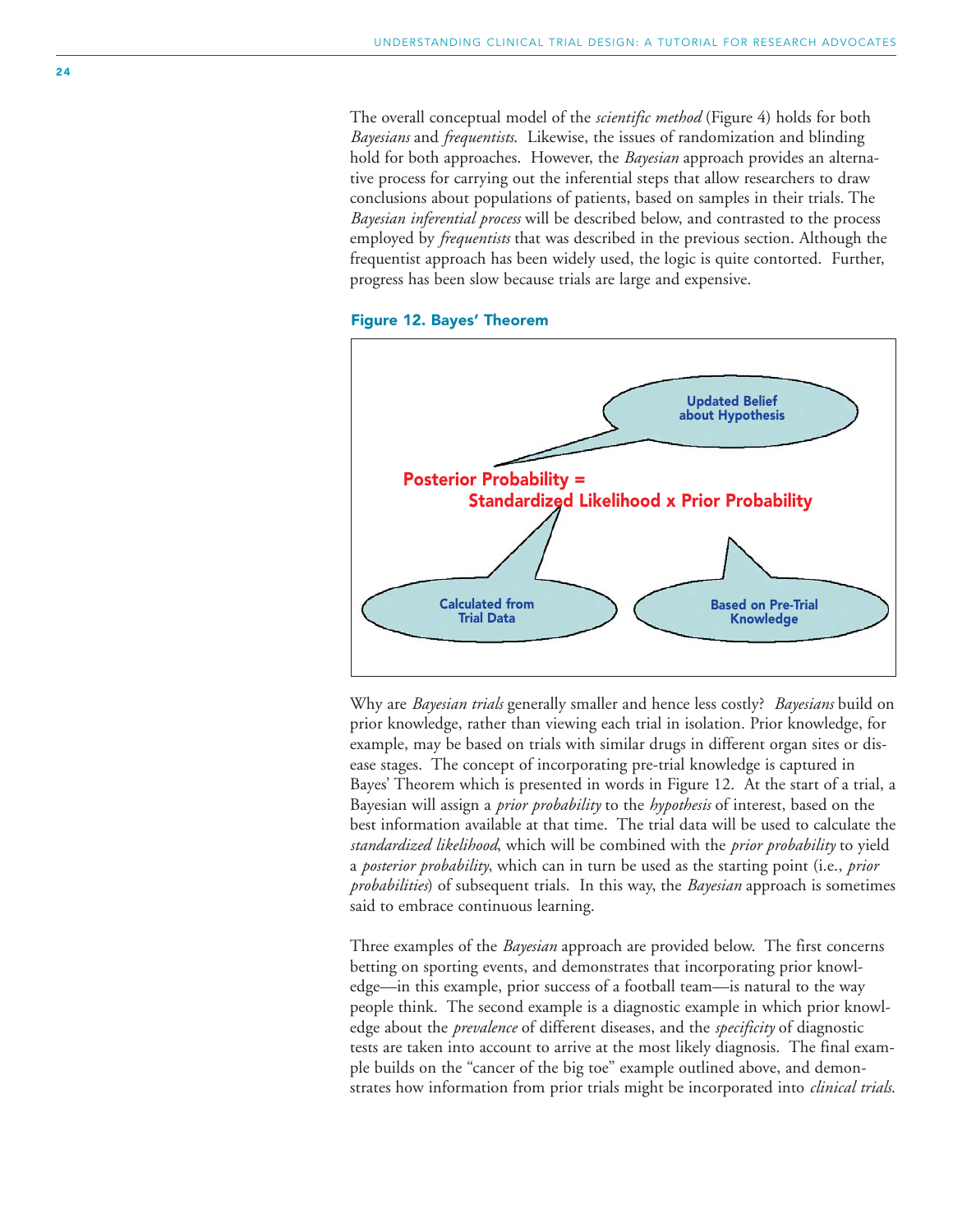The overall conceptual model of the *scientific method* (Figure 4) holds for both *Bayesians* and *frequentists*. Likewise, the issues of randomization and blinding hold for both approaches. However, the *Bayesian* approach provides an alternative process for carrying out the inferential steps that allow researchers to draw conclusions about populations of patients, based on samples in their trials. The *Bayesian inferential process* will be described below, and contrasted to the process employed by *frequentists* that was described in the previous section. Although the frequentist approach has been widely used, the logic is quite contorted. Further, progress has been slow because trials are large and expensive.

**Figure 12. Bayes' Theorem**

**Posterior Probability = Standardized Likelihood x Prior Probability**

- Posterior Probability: Updated Belief about Hypothesis
- Standardized Likelihood: Calculated from Trial Data
- Prior Probability: Based on Pre-Trial Knowledge

Why are *Bayesian trials* generally smaller and hence less costly? *Bayesians* build on prior knowledge, rather than viewing each trial in isolation. Prior knowledge, for example, may be based on trials with similar drugs in different organ sites or disease stages. The concept of incorporating pre-trial knowledge is captured in Bayes' Theorem which is presented in words in Figure 12. At the start of a trial, a Bayesian will assign a *prior probability* to the *hypothesis* of interest, based on the best information available at that time. The trial data will be used to calculate the *standardized likelihood*, which will be combined with the *prior probability* to yield a *posterior probability*, which can in turn be used as the starting point (i.e., *prior probabilities*) of subsequent trials. In this way, the *Bayesian* approach is sometimes said to embrace continuous learning.

Three examples of the *Bayesian* approach are provided below. The first concerns betting on sporting events, and demonstrates that incorporating prior knowledge—in this example, prior success of a football team—is natural to the way people think. The second example is a diagnostic example in which prior knowledge about the *prevalence* of different diseases, and the *specificity* of diagnostic tests are taken into account to arrive at the most likely diagnosis. The final example builds on the "cancer of the big toe" example outlined above, and demonstrates how information from prior trials might be incorporated into *clinical trials*.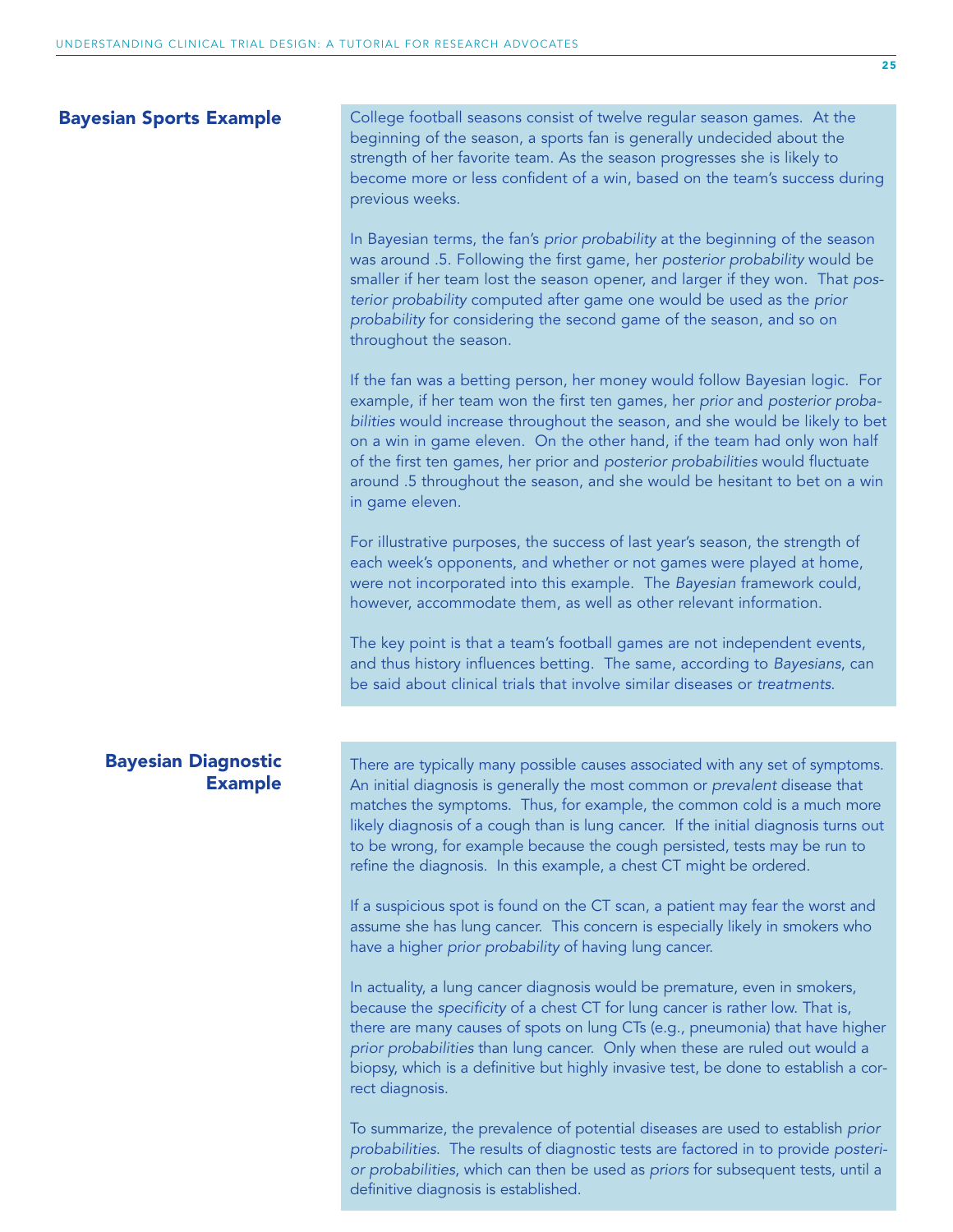## Bayesian Sports Example

College football seasons consist of twelve regular season games. At the beginning of the season, a sports fan is generally undecided about the strength of her favorite team. As the season progresses she is likely to become more or less confident of a win, based on the team's success during previous weeks.

In Bayesian terms, the fan's *prior probability* at the beginning of the season was around .5. Following the first game, her *posterior probability* would be smaller if her team lost the season opener, and larger if they won. That *posterior probability* computed after game one would be used as the *prior probability* for considering the second game of the season, and so on throughout the season.

If the fan was a betting person, her money would follow Bayesian logic. For example, if her team won the first ten games, her *prior* and *posterior probabilities* would increase throughout the season, and she would be likely to bet on a win in game eleven. On the other hand, if the team had only won half of the first ten games, her prior and *posterior probabilities* would fluctuate around .5 throughout the season, and she would be hesitant to bet on a win in game eleven.

For illustrative purposes, the success of last year's season, the strength of each week's opponents, and whether or not games were played at home, were not incorporated into this example. The *Bayesian* framework could, however, accommodate them, as well as other relevant information.

The key point is that a team's football games are not independent events, and thus history influences betting. The same, according to *Bayesians*, can be said about clinical trials that involve similar diseases or *treatments*.

## Bayesian Diagnostic Example

There are typically many possible causes associated with any set of symptoms. An initial diagnosis is generally the most common or *prevalent* disease that matches the symptoms. Thus, for example, the common cold is a much more likely diagnosis of a cough than is lung cancer. If the initial diagnosis turns out to be wrong, for example because the cough persisted, tests may be run to refine the diagnosis. In this example, a chest CT might be ordered.

If a suspicious spot is found on the CT scan, a patient may fear the worst and assume she has lung cancer. This concern is especially likely in smokers who have a higher *prior probability* of having lung cancer.

In actuality, a lung cancer diagnosis would be premature, even in smokers, because the *specificity* of a chest CT for lung cancer is rather low. That is, there are many causes of spots on lung CTs (e.g., pneumonia) that have higher *prior probabilities* than lung cancer. Only when these are ruled out would a biopsy, which is a definitive but highly invasive test, be done to establish a correct diagnosis.

To summarize, the prevalence of potential diseases are used to establish *prior probabilities*. The results of diagnostic tests are factored in to provide *posterior probabilities*, which can then be used as *priors* for subsequent tests, until a definitive diagnosis is established.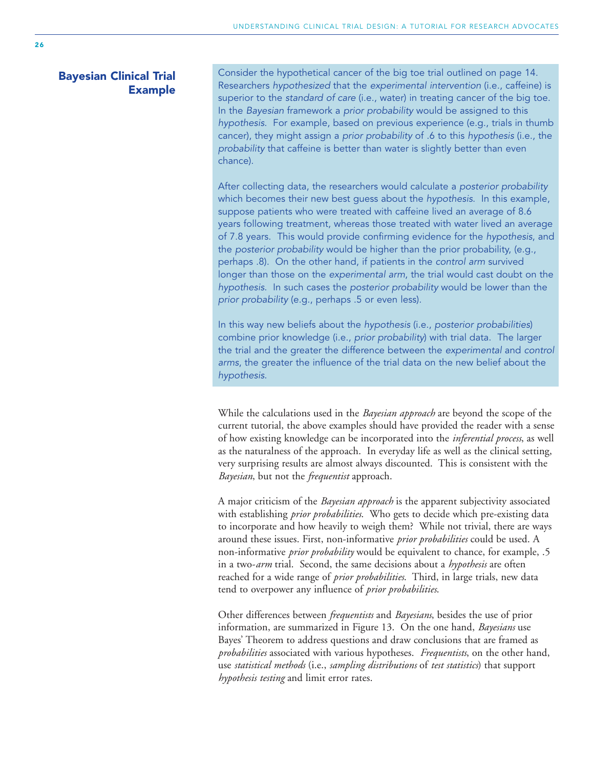## Bayesian Clinical Trial Example

Consider the hypothetical cancer of the big toe trial outlined on page 14. Researchers *hypothesized* that the *experimental intervention* (i.e., caffeine) is superior to the *standard of care* (i.e., water) in treating cancer of the big toe. In the *Bayesian* framework a *prior probability* would be assigned to this *hypothesis*. For example, based on previous experience (e.g., trials in thumb cancer), they might assign a *prior probability* of .6 to this *hypothesis* (i.e., the *probability* that caffeine is better than water is slightly better than even chance).

After collecting data, the researchers would calculate a *posterior probability* which becomes their new best guess about the *hypothesis*. In this example, suppose patients who were treated with caffeine lived an average of 8.6 years following treatment, whereas those treated with water lived an average of 7.8 years. This would provide confirming evidence for the *hypothesis*, and the *posterior probability* would be higher than the prior probability, (e.g., perhaps .8). On the other hand, if patients in the *control arm* survived longer than those on the *experimental arm*, the trial would cast doubt on the *hypothesis*. In such cases the *posterior probability* would be lower than the *prior probability* (e.g., perhaps .5 or even less).

In this way new beliefs about the *hypothesis* (i.e., *posterior probabilities*) combine prior knowledge (i.e., *prior probability*) with trial data. The larger the trial and the greater the difference between the *experimental* and *control arms*, the greater the influence of the trial data on the new belief about the *hypothesis*.

While the calculations used in the *Bayesian approach* are beyond the scope of the current tutorial, the above examples should have provided the reader with a sense of how existing knowledge can be incorporated into the *inferential process*, as well as the naturalness of the approach. In everyday life as well as the clinical setting, very surprising results are almost always discounted. This is consistent with the *Bayesian*, but not the *frequentist* approach.

A major criticism of the *Bayesian approach* is the apparent subjectivity associated with establishing *prior probabilities*. Who gets to decide which pre-existing data to incorporate and how heavily to weigh them? While not trivial, there are ways around these issues. First, non-informative *prior probabilities* could be used. A non-informative *prior probability* would be equivalent to chance, for example, .5 in a two-*arm* trial. Second, the same decisions about a *hypothesis* are often reached for a wide range of *prior probabilities*. Third, in large trials, new data tend to overpower any influence of *prior probabilities*.

Other differences between *frequentists* and *Bayesians*, besides the use of prior information, are summarized in Figure 13. On the one hand, *Bayesians* use Bayes' Theorem to address questions and draw conclusions that are framed as *probabilities* associated with various hypotheses. *Frequentists*, on the other hand, use *statistical methods* (i.e., *sampling distributions* of *test statistics*) that support *hypothesis testing* and limit error rates.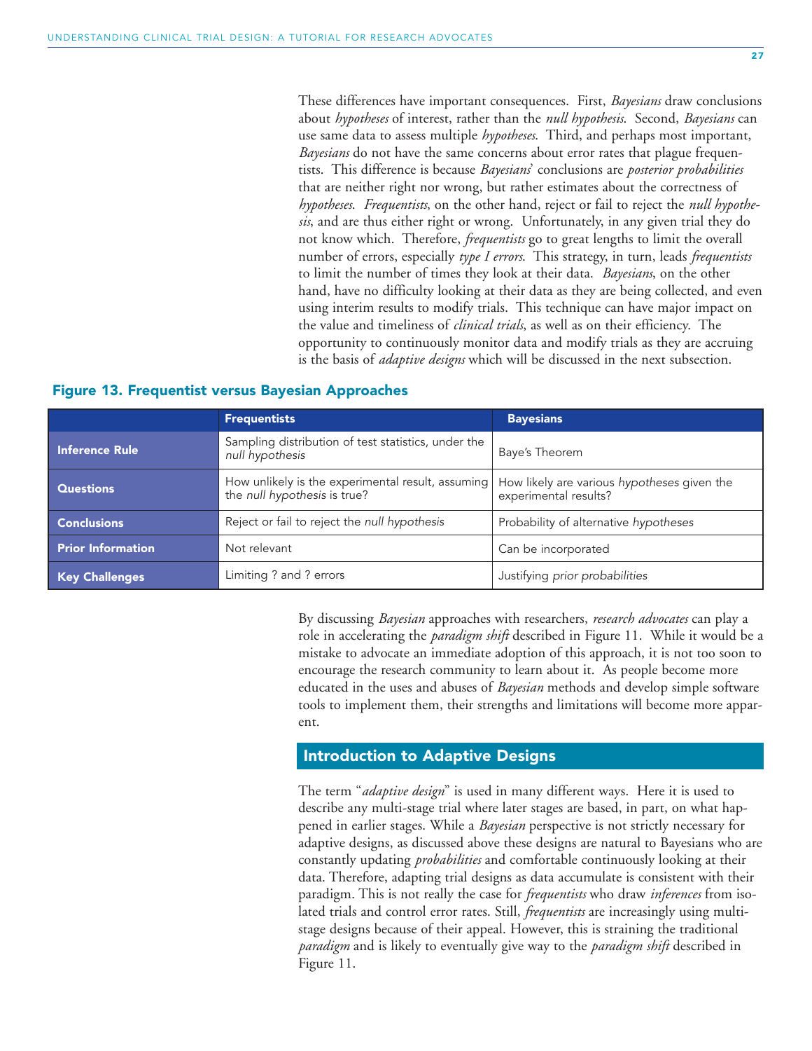These differences have important consequences. First, *Bayesians* draw conclusions about *hypotheses* of interest, rather than the *null hypothesis*. Second, *Bayesians* can use same data to assess multiple *hypotheses*. Third, and perhaps most important, *Bayesians* do not have the same concerns about error rates that plague frequentists. This difference is because *Bayesians*' conclusions are *posterior probabilities* that are neither right nor wrong, but rather estimates about the correctness of *hypotheses*. *Frequentists*, on the other hand, reject or fail to reject the *null hypothesis*, and are thus either right or wrong. Unfortunately, in any given trial they do not know which. Therefore, *frequentists* go to great lengths to limit the overall number of errors, especially *type I errors*. This strategy, in turn, leads *frequentists* to limit the number of times they look at their data. *Bayesians*, on the other hand, have no difficulty looking at their data as they are being collected, and even using interim results to modify trials. This technique can have major impact on the value and timeliness of *clinical trials*, as well as on their efficiency. The opportunity to continuously monitor data and modify trials as they are accruing is the basis of *adaptive designs* which will be discussed in the next subsection.

**Figure 13. Frequentist versus Bayesian Approaches**

| | **Frequentists** | **Bayesians** |
|---|---|---|
| **Inference Rule** | Sampling distribution of test statistics, under the *null hypothesis* | Baye's Theorem |
| **Questions** | How unlikely is the experimental result, assuming the *null hypothesis* is true? | How likely are various *hypotheses* given the experimental results? |
| **Conclusions** | Reject or fail to reject the *null hypothesis* | Probability of alternative *hypotheses* |
| **Prior Information** | Not relevant | Can be incorporated |
| **Key Challenges** | Limiting ? and ? errors | Justifying *prior probabilities* |

By discussing *Bayesian* approaches with researchers, *research advocates* can play a role in accelerating the *paradigm shift* described in Figure 11. While it would be a mistake to advocate an immediate adoption of this approach, it is not too soon to encourage the research community to learn about it. As people become more educated in the uses and abuses of *Bayesian* methods and develop simple software tools to implement them, their strengths and limitations will become more apparent.

## Introduction to Adaptive Designs

The term "*adaptive design*" is used in many different ways. Here it is used to describe any multi-stage trial where later stages are based, in part, on what happened in earlier stages. While a *Bayesian* perspective is not strictly necessary for adaptive designs, as discussed above these designs are natural to Bayesians who are constantly updating *probabilities* and comfortable continuously looking at their data. Therefore, adapting trial designs as data accumulate is consistent with their paradigm. This is not really the case for *frequentists* who draw *inferences* from isolated trials and control error rates. Still, *frequentists* are increasingly using multi-stage designs because of their appeal. However, this is straining the traditional *paradigm* and is likely to eventually give way to the *paradigm shift* described in Figure 11.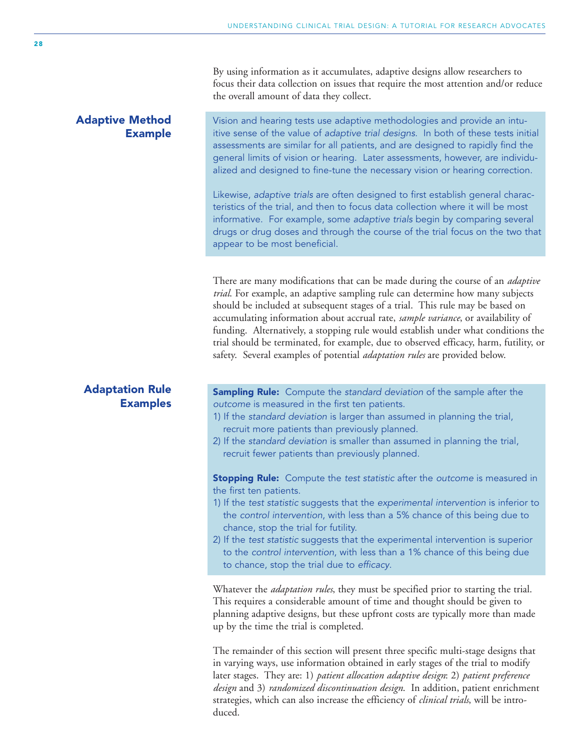By using information as it accumulates, adaptive designs allow researchers to focus their data collection on issues that require the most attention and/or reduce the overall amount of data they collect.

## Adaptive Method Example

Vision and hearing tests use adaptive methodologies and provide an intuitive sense of the value of *adaptive trial designs*. In both of these tests initial assessments are similar for all patients, and are designed to rapidly find the general limits of vision or hearing. Later assessments, however, are individualized and designed to fine-tune the necessary vision or hearing correction.

Likewise, *adaptive trials* are often designed to first establish general characteristics of the trial, and then to focus data collection where it will be most informative. For example, some *adaptive trials* begin by comparing several drugs or drug doses and through the course of the trial focus on the two that appear to be most beneficial.

There are many modifications that can be made during the course of an *adaptive trial*. For example, an adaptive sampling rule can determine how many subjects should be included at subsequent stages of a trial. This rule may be based on accumulating information about accrual rate, *sample variance*, or availability of funding. Alternatively, a stopping rule would establish under what conditions the trial should be terminated, for example, due to observed efficacy, harm, futility, or safety. Several examples of potential *adaptation rules* are provided below.

## Adaptation Rule Examples

**Sampling Rule:** Compute the *standard deviation* of the sample after the *outcome* is measured in the first ten patients.

1) If the *standard deviation* is larger than assumed in planning the trial, recruit more patients than previously planned.
2) If the *standard deviation* is smaller than assumed in planning the trial, recruit fewer patients than previously planned.

**Stopping Rule:** Compute the *test statistic* after the *outcome* is measured in the first ten patients.

1) If the *test statistic* suggests that the *experimental intervention* is inferior to the *control intervention*, with less than a 5% chance of this being due to chance, stop the trial for futility.
2) If the *test statistic* suggests that the experimental intervention is superior to the *control intervention*, with less than a 1% chance of this being due to chance, stop the trial due to *efficacy*.

Whatever the *adaptation rules*, they must be specified prior to starting the trial. This requires a considerable amount of time and thought should be given to planning adaptive designs, but these upfront costs are typically more than made up by the time the trial is completed.

The remainder of this section will present three specific multi-stage designs that in varying ways, use information obtained in early stages of the trial to modify later stages. They are: 1) *patient allocation adaptive design*: 2) *patient preference design* and 3) *randomized discontinuation design*. In addition, patient enrichment strategies, which can also increase the efficiency of *clinical trials*, will be introduced.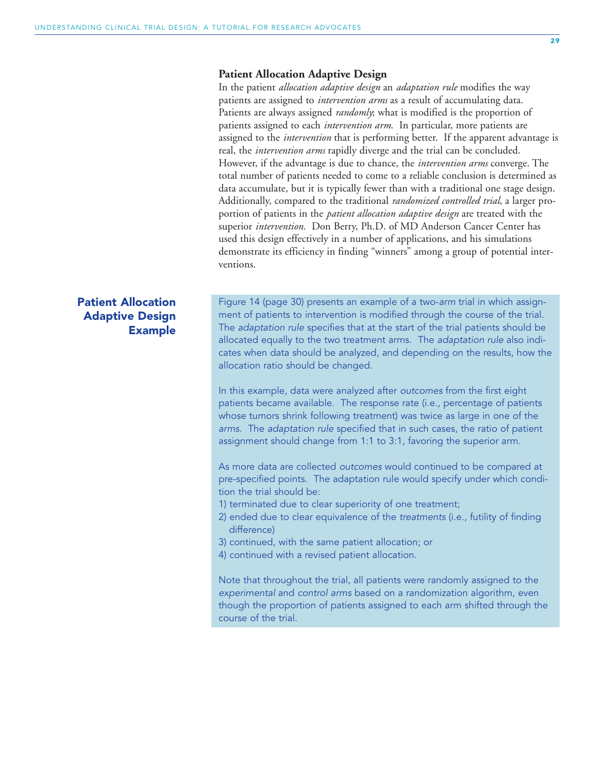### Patient Allocation Adaptive Design

In the patient *allocation adaptive design* an *adaptation rule* modifies the way patients are assigned to *intervention arms* as a result of accumulating data. Patients are always assigned *randomly*; what is modified is the proportion of patients assigned to each *intervention arm*. In particular, more patients are assigned to the *intervention* that is performing better. If the apparent advantage is real, the *intervention arms* rapidly diverge and the trial can be concluded. However, if the advantage is due to chance, the *intervention arms* converge. The total number of patients needed to come to a reliable conclusion is determined as data accumulate, but it is typically fewer than with a traditional one stage design. Additionally, compared to the traditional *randomized controlled trial*, a larger proportion of patients in the *patient allocation adaptive design* are treated with the superior *intervention*. Don Berry, Ph.D. of MD Anderson Cancer Center has used this design effectively in a number of applications, and his simulations demonstrate its efficiency in finding "winners" among a group of potential interventions.

### Patient Allocation Adaptive Design Example

Figure 14 (page 30) presents an example of a two-*arm* trial in which assignment of patients to intervention is modified through the course of the trial. The *adaptation rule* specifies that at the start of the trial patients should be allocated equally to the two treatment arms. The *adaptation rule* also indicates when data should be analyzed, and depending on the results, how the allocation ratio should be changed.

In this example, data were analyzed after *outcomes* from the first eight patients became available. The response rate (i.e., percentage of patients whose tumors shrink following treatment) was twice as large in one of the *arms*. The *adaptation rule* specified that in such cases, the ratio of patient assignment should change from 1:1 to 3:1, favoring the superior arm.

As more data are collected *outcomes* would continued to be compared at pre-specified points. The adaptation rule would specify under which condition the trial should be:

1) terminated due to clear superiority of one treatment;
2) ended due to clear equivalence of the *treatments* (i.e., futility of finding difference)
3) continued, with the same patient allocation; or
4) continued with a revised patient allocation.

Note that throughout the trial, all patients were randomly assigned to the *experimental* and *control arms* based on a randomization algorithm, even though the proportion of patients assigned to each arm shifted through the course of the trial.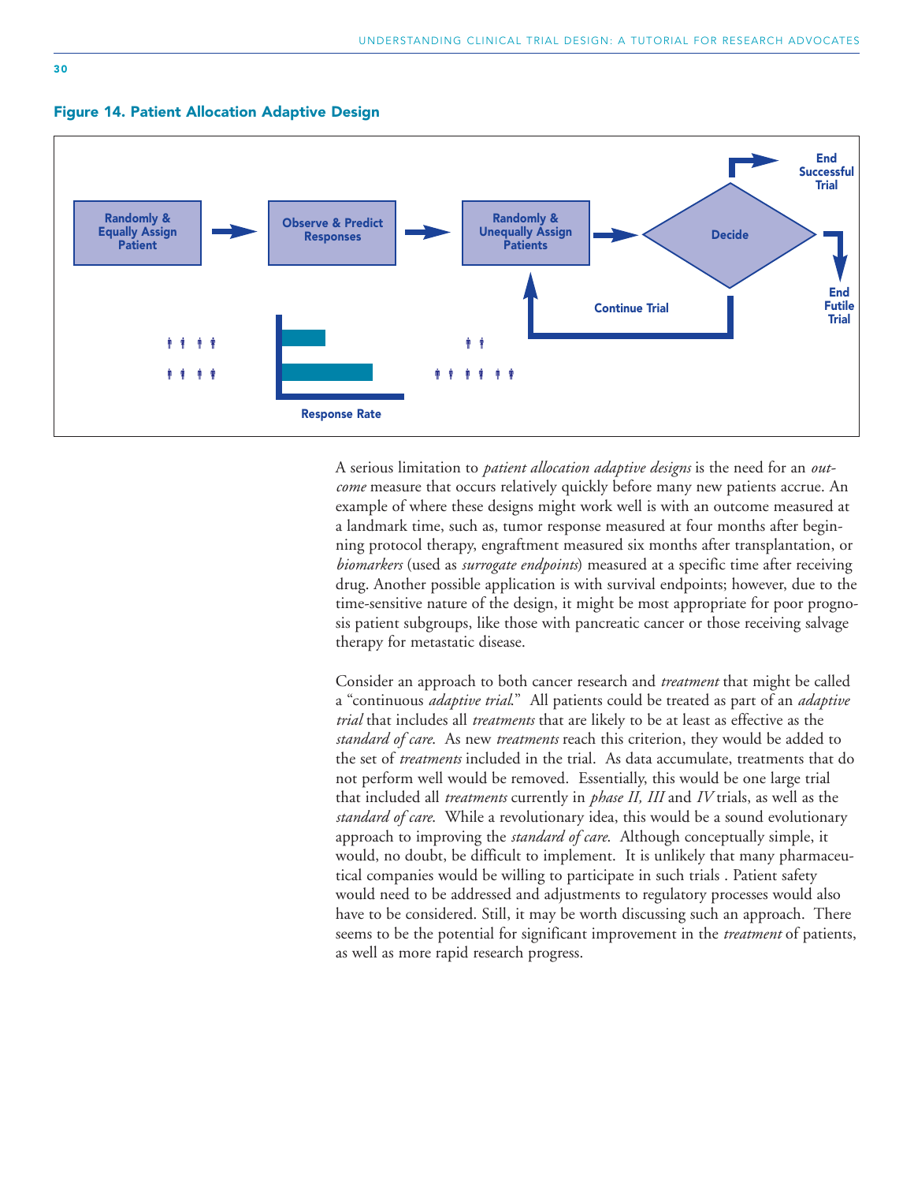**Figure 14. Patient Allocation Adaptive Design**

Randomly & Equally Assign Patient → Observe & Predict Responses → Randomly & Unequally Assign Patients → Decide → End Successful Trial / End Futile Trial / Continue Trial

Response Rate

A serious limitation to *patient allocation adaptive designs* is the need for an *outcome* measure that occurs relatively quickly before many new patients accrue. An example of where these designs might work well is with an outcome measured at a landmark time, such as, tumor response measured at four months after beginning protocol therapy, engraftment measured six months after transplantation, or *biomarkers* (used as *surrogate endpoints*) measured at a specific time after receiving drug. Another possible application is with survival endpoints; however, due to the time-sensitive nature of the design, it might be most appropriate for poor prognosis patient subgroups, like those with pancreatic cancer or those receiving salvage therapy for metastatic disease.

Consider an approach to both cancer research and *treatment* that might be called a "continuous *adaptive trial*." All patients could be treated as part of an *adaptive trial* that includes all *treatments* that are likely to be at least as effective as the *standard of care*. As new *treatments* reach this criterion, they would be added to the set of *treatments* included in the trial. As data accumulate, treatments that do not perform well would be removed. Essentially, this would be one large trial that included all *treatments* currently in *phase II, III* and *IV* trials, as well as the *standard of care*. While a revolutionary idea, this would be a sound evolutionary approach to improving the *standard of care*. Although conceptually simple, it would, no doubt, be difficult to implement. It is unlikely that many pharmaceutical companies would be willing to participate in such trials . Patient safety would need to be addressed and adjustments to regulatory processes would also have to be considered. Still, it may be worth discussing such an approach. There seems to be the potential for significant improvement in the *treatment* of patients, as well as more rapid research progress.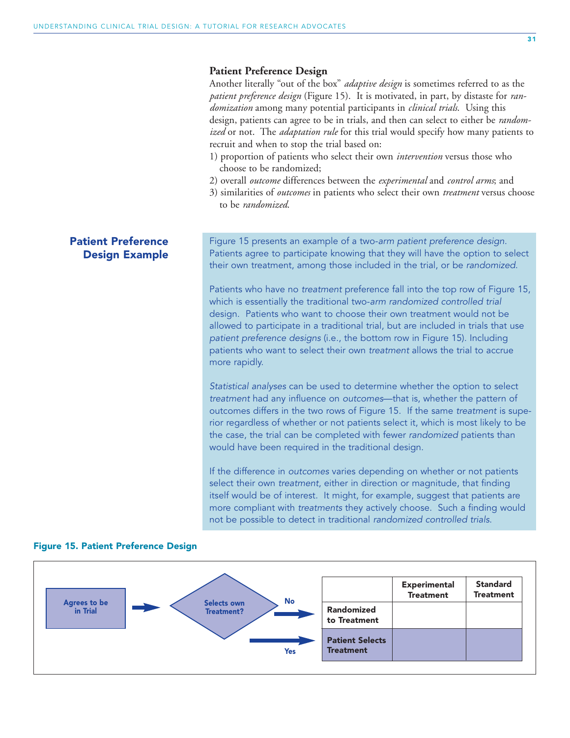### Patient Preference Design

Another literally "out of the box" *adaptive design* is sometimes referred to as the *patient preference design* (Figure 15). It is motivated, in part, by distaste for *randomization* among many potential participants in *clinical trials*. Using this design, patients can agree to be in trials, and then can select to either be *randomized* or not. The *adaptation rule* for this trial would specify how many patients to recruit and when to stop the trial based on:

1) proportion of patients who select their own *intervention* versus those who choose to be randomized;
2) overall *outcome* differences between the *experimental* and *control arms*; and
3) similarities of *outcomes* in patients who select their own *treatment* versus choose to be *randomized*.

## Patient Preference Design Example

Figure 15 presents an example of a two-*arm patient preference design*. Patients agree to participate knowing that they will have the option to select their own treatment, among those included in the trial, or be *randomized*.

Patients who have no *treatment* preference fall into the top row of Figure 15, which is essentially the traditional two-*arm randomized controlled trial* design. Patients who want to choose their own treatment would not be allowed to participate in a traditional trial, but are included in trials that use *patient preference designs* (i.e., the bottom row in Figure 15). Including patients who want to select their own *treatment* allows the trial to accrue more rapidly.

*Statistical analyses* can be used to determine whether the option to select *treatment* had any influence on *outcomes*—that is, whether the pattern of outcomes differs in the two rows of Figure 15. If the same *treatment* is superior regardless of whether or not patients select it, which is most likely to be the case, the trial can be completed with fewer *randomized* patients than would have been required in the traditional design.

If the difference in *outcomes* varies depending on whether or not patients select their own *treatment*, either in direction or magnitude, that finding itself would be of interest. It might, for example, suggest that patients are more compliant with *treatments* they actively choose. Such a finding would not be possible to detect in traditional *randomized controlled trials*.

**Figure 15. Patient Preference Design**

Agrees to be in Trial → Selects own Treatment? → No: Randomized to Treatment; Yes: Patient Selects Treatment

| | Experimental Treatment | Standard Treatment |
|---|---|---|
| Randomized to Treatment | | |
| Patient Selects Treatment | | |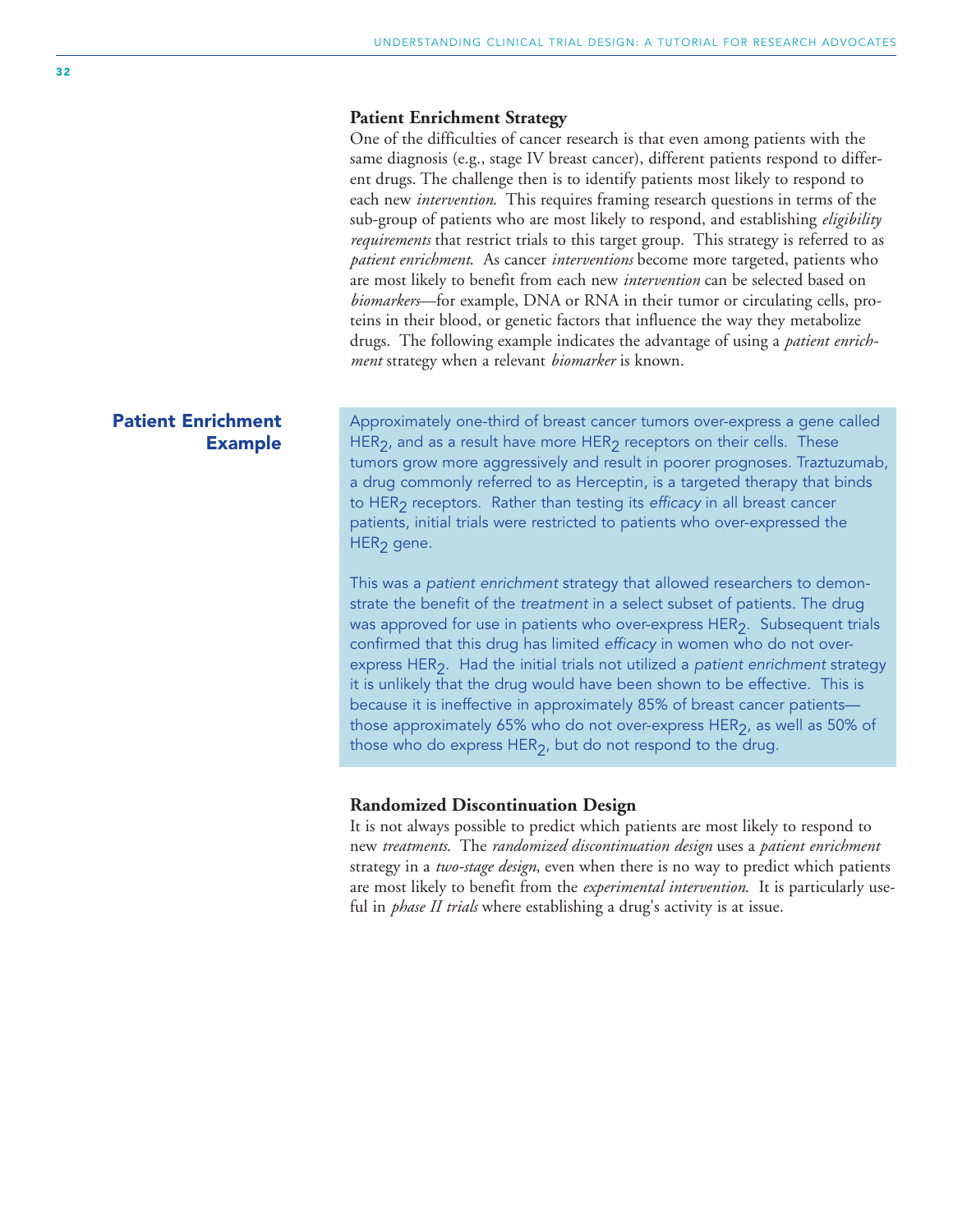### Patient Enrichment Strategy

One of the difficulties of cancer research is that even among patients with the same diagnosis (e.g., stage IV breast cancer), different patients respond to different drugs. The challenge then is to identify patients most likely to respond to each new *intervention*. This requires framing research questions in terms of the sub-group of patients who are most likely to respond, and establishing *eligibility requirements* that restrict trials to this target group. This strategy is referred to as *patient enrichment*. As cancer *interventions* become more targeted, patients who are most likely to benefit from each new *intervention* can be selected based on *biomarkers*—for example, DNA or RNA in their tumor or circulating cells, proteins in their blood, or genetic factors that influence the way they metabolize drugs. The following example indicates the advantage of using a *patient enrichment* strategy when a relevant *biomarker* is known.

**Patient Enrichment Example**

Approximately one-third of breast cancer tumors over-express a gene called $HER_2$, and as a result have more $HER_2$ receptors on their cells. These tumors grow more aggressively and result in poorer prognoses. Traztuzumab, a drug commonly referred to as Herceptin, is a targeted therapy that binds to $HER_2$ receptors. Rather than testing its *efficacy* in all breast cancer patients, initial trials were restricted to patients who over-expressed the $HER_2$ gene.

This was a *patient enrichment* strategy that allowed researchers to demonstrate the benefit of the *treatment* in a select subset of patients. The drug was approved for use in patients who over-express $HER_2$. Subsequent trials confirmed that this drug has limited *efficacy* in women who do not over-express $HER_2$. Had the initial trials not utilized a *patient enrichment* strategy it is unlikely that the drug would have been shown to be effective. This is because it is ineffective in approximately 85% of breast cancer patients—those approximately 65% who do not over-express $HER_2$, as well as 50% of those who do express $HER_2$, but do not respond to the drug.

### Randomized Discontinuation Design

It is not always possible to predict which patients are most likely to respond to new *treatments*. The *randomized discontinuation design* uses a *patient enrichment* strategy in a *two-stage design*, even when there is no way to predict which patients are most likely to benefit from the *experimental intervention*. It is particularly useful in *phase II trials* where establishing a drug's activity is at issue.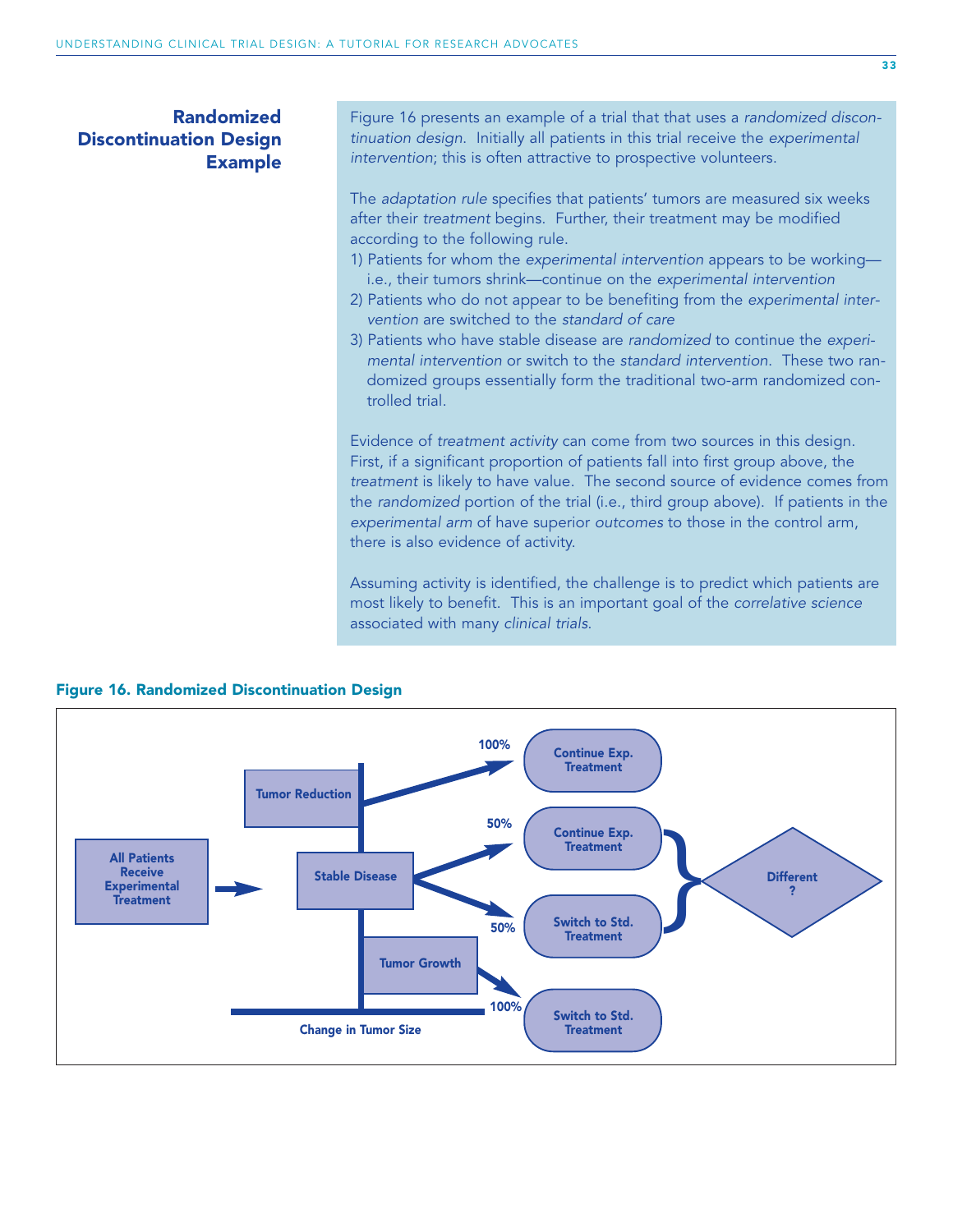## Randomized Discontinuation Design Example

Figure 16 presents an example of a trial that that uses a *randomized discontinuation design*. Initially all patients in this trial receive the *experimental intervention*; this is often attractive to prospective volunteers.

The *adaptation rule* specifies that patients' tumors are measured six weeks after their *treatment* begins. Further, their treatment may be modified according to the following rule.

1) Patients for whom the *experimental intervention* appears to be working—i.e., their tumors shrink—continue on the *experimental intervention*
2) Patients who do not appear to be benefiting from the *experimental intervention* are switched to the *standard of care*
3) Patients who have stable disease are *randomized* to continue the *experimental intervention* or switch to the *standard intervention*. These two randomized groups essentially form the traditional two-arm randomized controlled trial.

Evidence of *treatment activity* can come from two sources in this design. First, if a significant proportion of patients fall into first group above, the *treatment* is likely to have value. The second source of evidence comes from the *randomized* portion of the trial (i.e., third group above). If patients in the *experimental arm* of have superior *outcomes* to those in the control arm, there is also evidence of activity.

Assuming activity is identified, the challenge is to predict which patients are most likely to benefit. This is an important goal of the *correlative science* associated with many *clinical trials*.

**Figure 16. Randomized Discontinuation Design**

All Patients Receive Experimental Treatment → Change in Tumor Size:

- Tumor Reduction → 100% → Continue Exp. Treatment
- Stable Disease → 50% → Continue Exp. Treatment; 50% → Switch to Std. Treatment → Different?
- Tumor Growth → 100% → Switch to Std. Treatment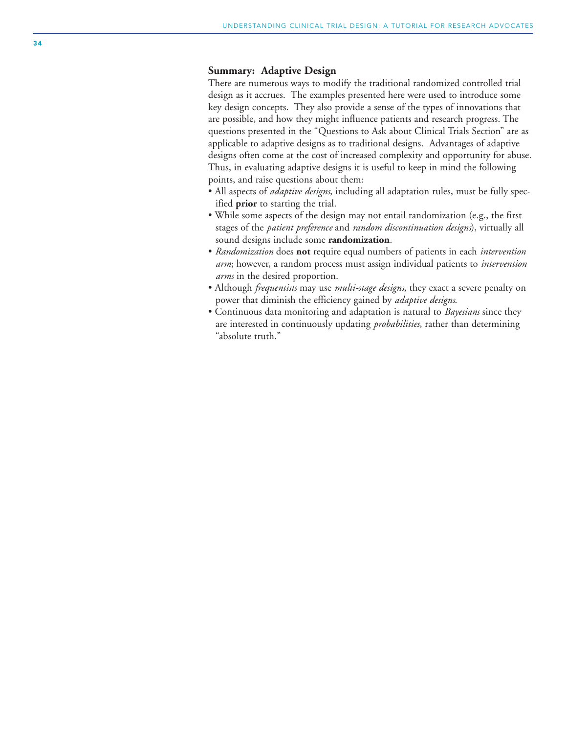### Summary: Adaptive Design

There are numerous ways to modify the traditional randomized controlled trial design as it accrues. The examples presented here were used to introduce some key design concepts. They also provide a sense of the types of innovations that are possible, and how they might influence patients and research progress. The questions presented in the "Questions to Ask about Clinical Trials Section" are as applicable to adaptive designs as to traditional designs. Advantages of adaptive designs often come at the cost of increased complexity and opportunity for abuse. Thus, in evaluating adaptive designs it is useful to keep in mind the following points, and raise questions about them:

- All aspects of *adaptive designs*, including all adaptation rules, must be fully specified **prior** to starting the trial.
- While some aspects of the design may not entail randomization (e.g., the first stages of the *patient preference* and *random discontinuation designs*), virtually all sound designs include some **randomization**.
- *Randomization* does **not** require equal numbers of patients in each *intervention arm*; however, a random process must assign individual patients to *intervention arms* in the desired proportion.
- Although *frequentists* may use *multi-stage designs*, they exact a severe penalty on power that diminish the efficiency gained by *adaptive designs*.
- Continuous data monitoring and adaptation is natural to *Bayesians* since they are interested in continuously updating *probabilities*, rather than determining "absolute truth."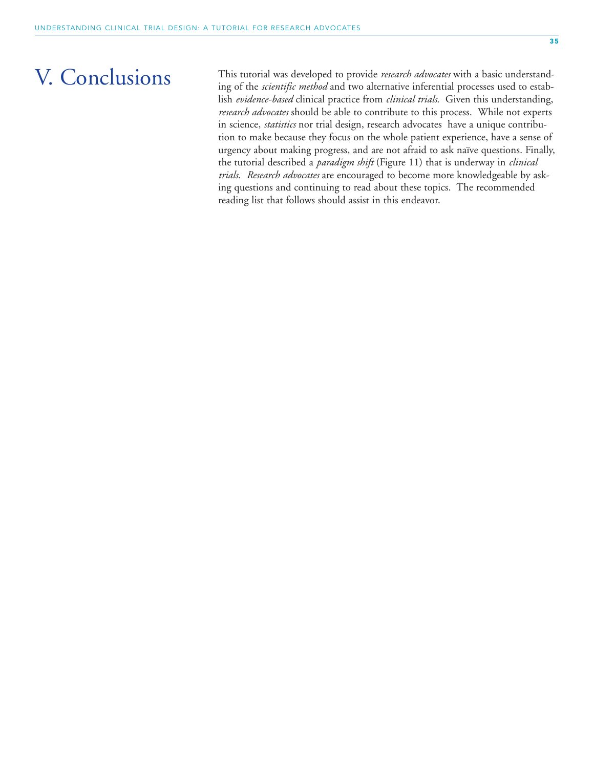# V. Conclusions

This tutorial was developed to provide *research advocates* with a basic understanding of the *scientific method* and two alternative inferential processes used to establish *evidence-based* clinical practice from *clinical trials*. Given this understanding, *research advocates* should be able to contribute to this process. While not experts in science, *statistics* nor trial design, research advocates have a unique contribution to make because they focus on the whole patient experience, have a sense of urgency about making progress, and are not afraid to ask naïve questions. Finally, the tutorial described a *paradigm shift* (Figure 11) that is underway in *clinical trials*. *Research advocates* are encouraged to become more knowledgeable by asking questions and continuing to read about these topics. The recommended reading list that follows should assist in this endeavor.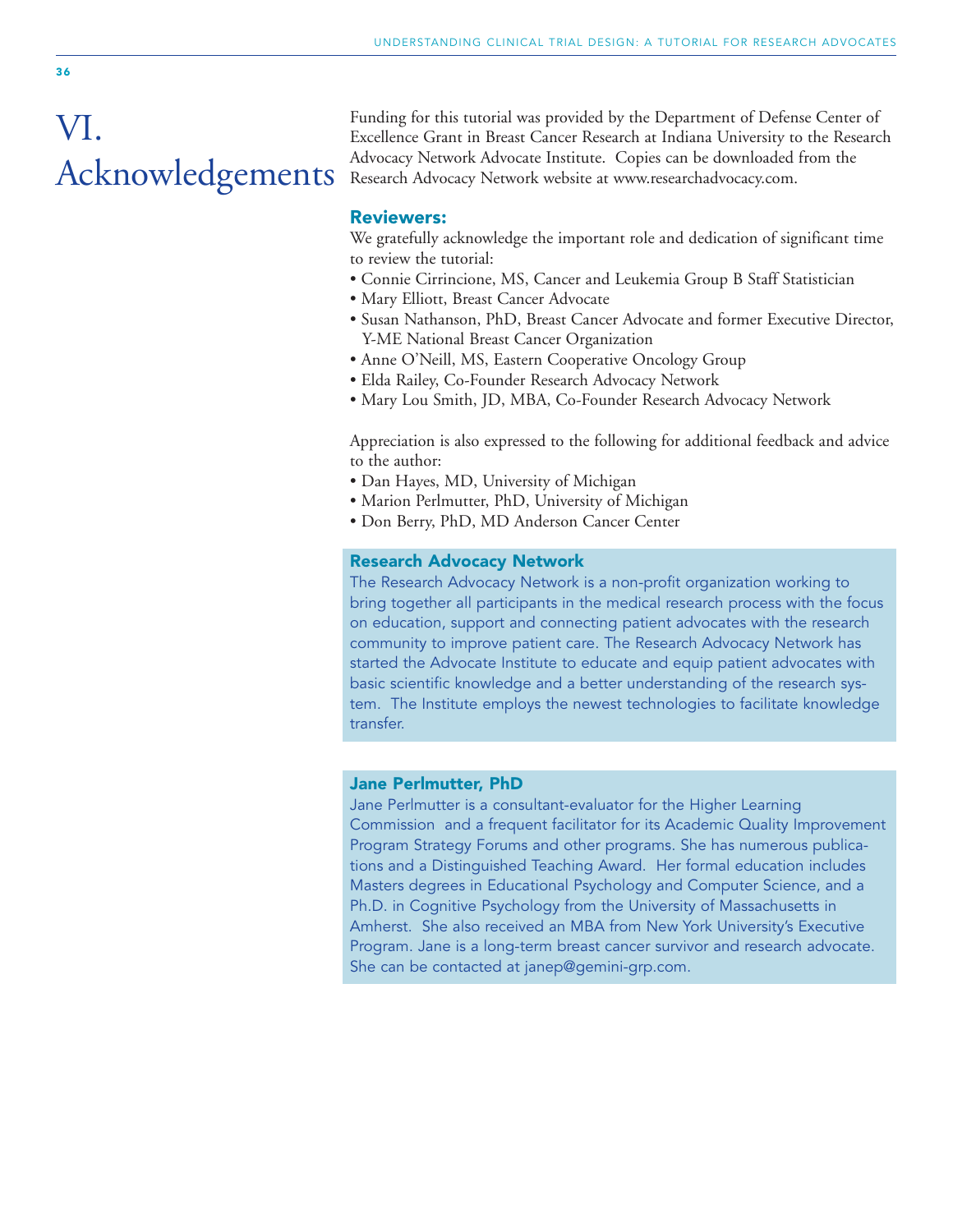# VI. Acknowledgements

Funding for this tutorial was provided by the Department of Defense Center of Excellence Grant in Breast Cancer Research at Indiana University to the Research Advocacy Network Advocate Institute. Copies can be downloaded from the Research Advocacy Network website at www.researchadvocacy.com.

### Reviewers:

We gratefully acknowledge the important role and dedication of significant time to review the tutorial:

- Connie Cirrincione, MS, Cancer and Leukemia Group B Staff Statistician
- Mary Elliott, Breast Cancer Advocate
- Susan Nathanson, PhD, Breast Cancer Advocate and former Executive Director, Y-ME National Breast Cancer Organization
- Anne O'Neill, MS, Eastern Cooperative Oncology Group
- Elda Railey, Co-Founder Research Advocacy Network
- Mary Lou Smith, JD, MBA, Co-Founder Research Advocacy Network

Appreciation is also expressed to the following for additional feedback and advice to the author:

- Dan Hayes, MD, University of Michigan
- Marion Perlmutter, PhD, University of Michigan
- Don Berry, PhD, MD Anderson Cancer Center

### Research Advocacy Network

The Research Advocacy Network is a non-profit organization working to bring together all participants in the medical research process with the focus on education, support and connecting patient advocates with the research community to improve patient care. The Research Advocacy Network has started the Advocate Institute to educate and equip patient advocates with basic scientific knowledge and a better understanding of the research system. The Institute employs the newest technologies to facilitate knowledge transfer.

### Jane Perlmutter, PhD

Jane Perlmutter is a consultant-evaluator for the Higher Learning Commission and a frequent facilitator for its Academic Quality Improvement Program Strategy Forums and other programs. She has numerous publications and a Distinguished Teaching Award. Her formal education includes Masters degrees in Educational Psychology and Computer Science, and a Ph.D. in Cognitive Psychology from the University of Massachusetts in Amherst. She also received an MBA from New York University's Executive Program. Jane is a long-term breast cancer survivor and research advocate. She can be contacted at janep@gemini-grp.com.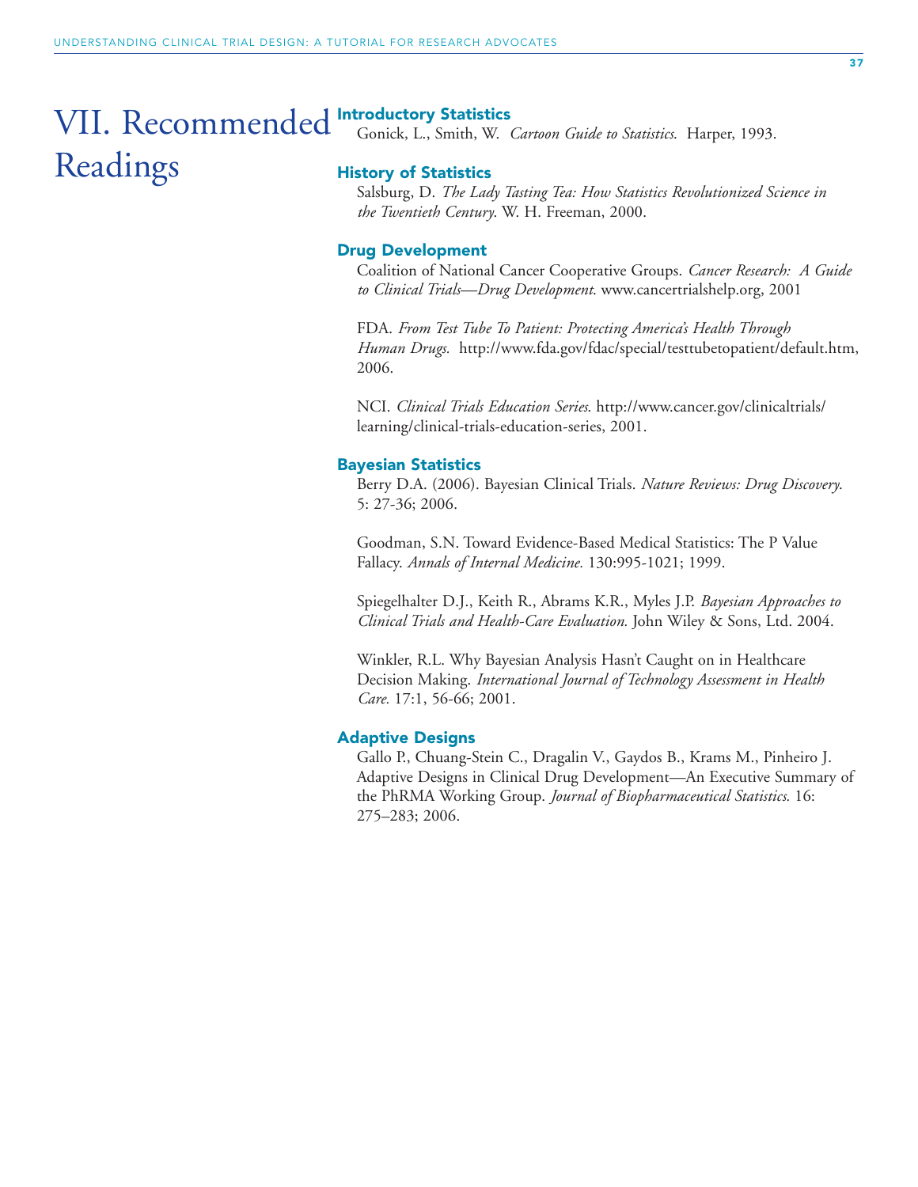# VII. Recommended Readings

### Introductory Statistics

Gonick, L., Smith, W. *Cartoon Guide to Statistics*. Harper, 1993.

### History of Statistics

Salsburg, D. *The Lady Tasting Tea: How Statistics Revolutionized Science in the Twentieth Century*. W. H. Freeman, 2000.

### Drug Development

Coalition of National Cancer Cooperative Groups. *Cancer Research: A Guide to Clinical Trials—Drug Development*. www.cancertrialshelp.org, 2001

FDA. *From Test Tube To Patient: Protecting America's Health Through Human Drugs.* http://www.fda.gov/fdac/special/testtubetopatient/default.htm, 2006.

NCI. *Clinical Trials Education Series*. http://www.cancer.gov/clinicaltrials/learning/clinical-trials-education-series, 2001.

### Bayesian Statistics

Berry D.A. (2006). Bayesian Clinical Trials. *Nature Reviews: Drug Discovery.* 5: 27-36; 2006.

Goodman, S.N. Toward Evidence-Based Medical Statistics: The P Value Fallacy. *Annals of Internal Medicine.* 130:995-1021; 1999.

Spiegelhalter D.J., Keith R., Abrams K.R., Myles J.P. *Bayesian Approaches to Clinical Trials and Health-Care Evaluation.* John Wiley & Sons, Ltd. 2004.

Winkler, R.L. Why Bayesian Analysis Hasn't Caught on in Healthcare Decision Making. *International Journal of Technology Assessment in Health Care.* 17:1, 56-66; 2001.

### Adaptive Designs

Gallo P., Chuang-Stein C., Dragalin V., Gaydos B., Krams M., Pinheiro J. Adaptive Designs in Clinical Drug Development—An Executive Summary of the PhRMA Working Group. *Journal of Biopharmaceutical Statistics.* 16: 275–283; 2006.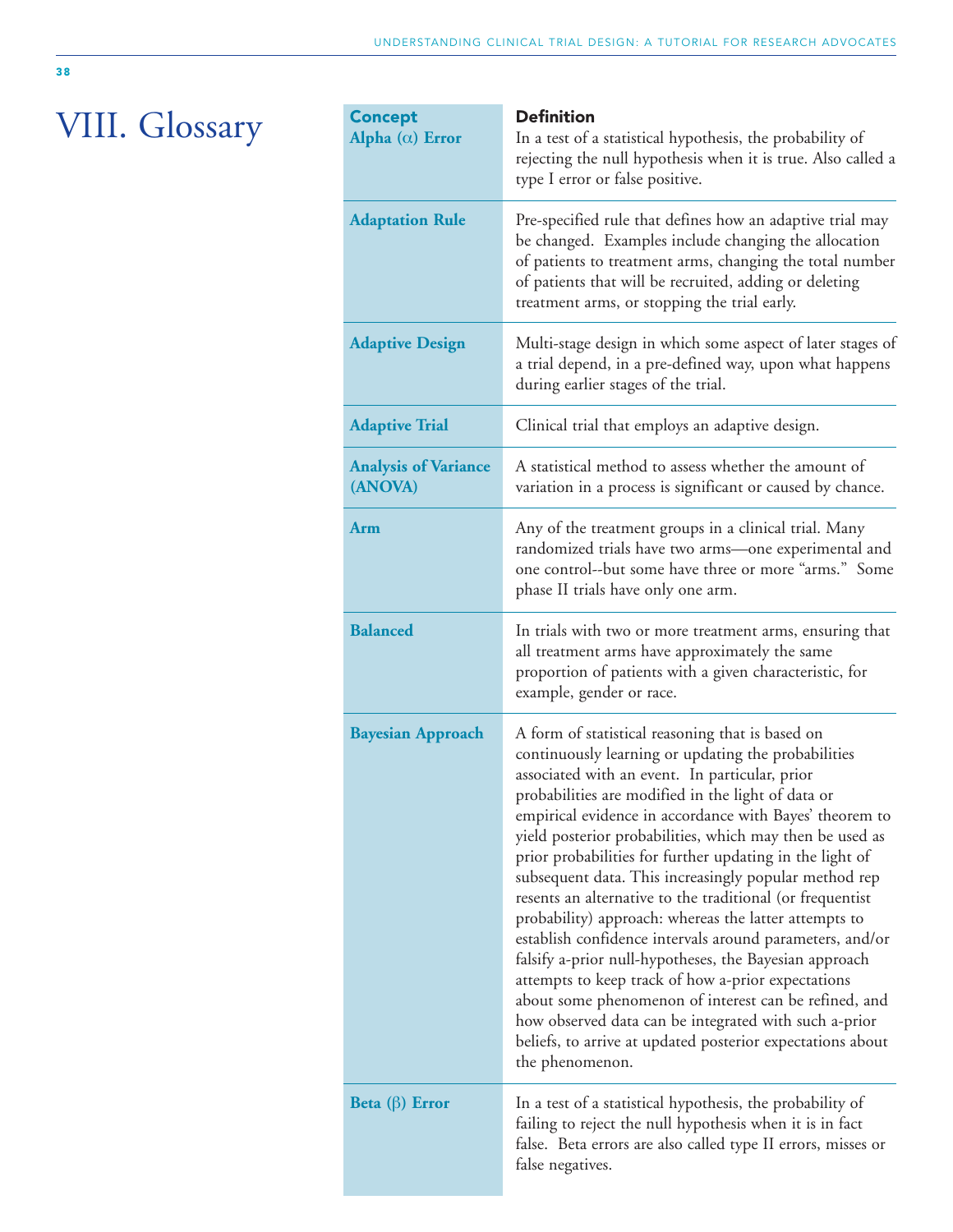# VIII. Glossary

| Concept | Definition |
|---|---|
| **Alpha (α) Error** | In a test of a statistical hypothesis, the probability of rejecting the null hypothesis when it is true. Also called a type I error or false positive. |
| **Adaptation Rule** | Pre-specified rule that defines how an adaptive trial may be changed. Examples include changing the allocation of patients to treatment arms, changing the total number of patients that will be recruited, adding or deleting treatment arms, or stopping the trial early. |
| **Adaptive Design** | Multi-stage design in which some aspect of later stages of a trial depend, in a pre-defined way, upon what happens during earlier stages of the trial. |
| **Adaptive Trial** | Clinical trial that employs an adaptive design. |
| **Analysis of Variance (ANOVA)** | A statistical method to assess whether the amount of variation in a process is significant or caused by chance. |
| **Arm** | Any of the treatment groups in a clinical trial. Many randomized trials have two arms—one experimental and one control--but some have three or more "arms." Some phase II trials have only one arm. |
| **Balanced** | In trials with two or more treatment arms, ensuring that all treatment arms have approximately the same proportion of patients with a given characteristic, for example, gender or race. |
| **Bayesian Approach** | A form of statistical reasoning that is based on continuously learning or updating the probabilities associated with an event. In particular, prior probabilities are modified in the light of data or empirical evidence in accordance with Bayes' theorem to yield posterior probabilities, which may then be used as prior probabilities for further updating in the light of subsequent data. This increasingly popular method rep resents an alternative to the traditional (or frequentist probability) approach: whereas the latter attempts to establish confidence intervals around parameters, and/or falsify a-prior null-hypotheses, the Bayesian approach attempts to keep track of how a-prior expectations about some phenomenon of interest can be refined, and how observed data can be integrated with such a-prior beliefs, to arrive at updated posterior expectations about the phenomenon. |
| **Beta (β) Error** | In a test of a statistical hypothesis, the probability of failing to reject the null hypothesis when it is in fact false. Beta errors are also called type II errors, misses or false negatives. |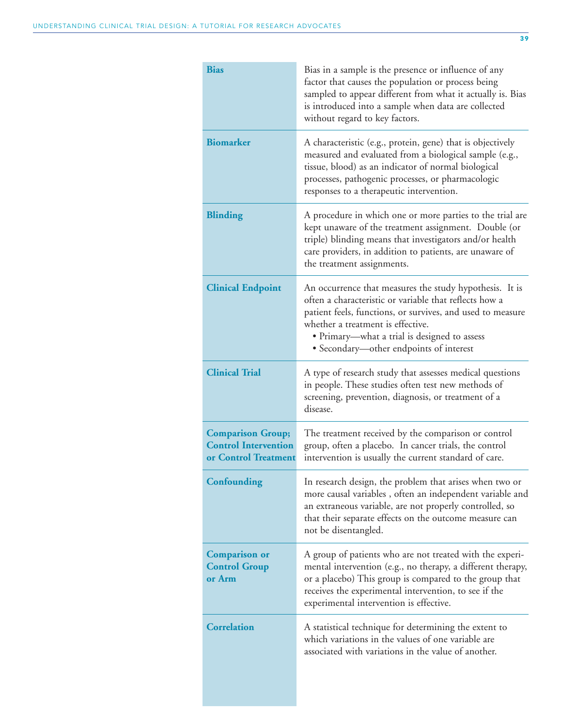| Term | Definition |
|---|---|
| **Bias** | Bias in a sample is the presence or influence of any factor that causes the population or process being sampled to appear different from what it actually is. Bias is introduced into a sample when data are collected without regard to key factors. |
| **Biomarker** | A characteristic (e.g., protein, gene) that is objectively measured and evaluated from a biological sample (e.g., tissue, blood) as an indicator of normal biological processes, pathogenic processes, or pharmacologic responses to a therapeutic intervention. |
| **Blinding** | A procedure in which one or more parties to the trial are kept unaware of the treatment assignment. Double (or triple) blinding means that investigators and/or health care providers, in addition to patients, are unaware of the treatment assignments. |
| **Clinical Endpoint** | An occurrence that measures the study hypothesis. It is often a characteristic or variable that reflects how a patient feels, functions, or survives, and used to measure whether a treatment is effective.<br>• Primary—what a trial is designed to assess<br>• Secondary—other endpoints of interest |
| **Clinical Trial** | A type of research study that assesses medical questions in people. These studies often test new methods of screening, prevention, diagnosis, or treatment of a disease. |
| **Comparison Group; Control Intervention or Control Treatment** | The treatment received by the comparison or control group, often a placebo. In cancer trials, the control intervention is usually the current standard of care. |
| **Confounding** | In research design, the problem that arises when two or more causal variables , often an independent variable and an extraneous variable, are not properly controlled, so that their separate effects on the outcome measure can not be disentangled. |
| **Comparison or Control Group or Arm** | A group of patients who are not treated with the experimental intervention (e.g., no therapy, a different therapy, or a placebo) This group is compared to the group that receives the experimental intervention, to see if the experimental intervention is effective. |
| **Correlation** | A statistical technique for determining the extent to which variations in the values of one variable are associated with variations in the value of another. |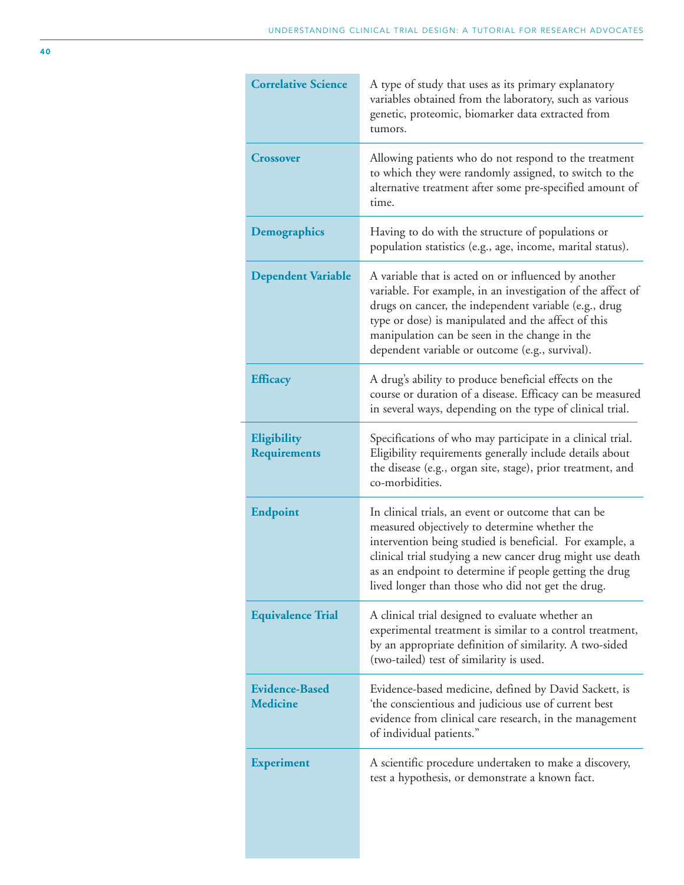| Term | Definition |
| --- | --- |
| **Correlative Science** | A type of study that uses as its primary explanatory variables obtained from the laboratory, such as various genetic, proteomic, biomarker data extracted from tumors. |
| **Crossover** | Allowing patients who do not respond to the treatment to which they were randomly assigned, to switch to the alternative treatment after some pre-specified amount of time. |
| **Demographics** | Having to do with the structure of populations or population statistics (e.g., age, income, marital status). |
| **Dependent Variable** | A variable that is acted on or influenced by another variable. For example, in an investigation of the affect of drugs on cancer, the independent variable (e.g., drug type or dose) is manipulated and the affect of this manipulation can be seen in the change in the dependent variable or outcome (e.g., survival). |
| **Efficacy** | A drug's ability to produce beneficial effects on the course or duration of a disease. Efficacy can be measured in several ways, depending on the type of clinical trial. |
| **Eligibility Requirements** | Specifications of who may participate in a clinical trial. Eligibility requirements generally include details about the disease (e.g., organ site, stage), prior treatment, and co-morbidities. |
| **Endpoint** | In clinical trials, an event or outcome that can be measured objectively to determine whether the intervention being studied is beneficial. For example, a clinical trial studying a new cancer drug might use death as an endpoint to determine if people getting the drug lived longer than those who did not get the drug. |
| **Equivalence Trial** | A clinical trial designed to evaluate whether an experimental treatment is similar to a control treatment, by an appropriate definition of similarity. A two-sided (two-tailed) test of similarity is used. |
| **Evidence-Based Medicine** | Evidence-based medicine, defined by David Sackett, is 'the conscientious and judicious use of current best evidence from clinical care research, in the management of individual patients." |
| **Experiment** | A scientific procedure undertaken to make a discovery, test a hypothesis, or demonstrate a known fact. |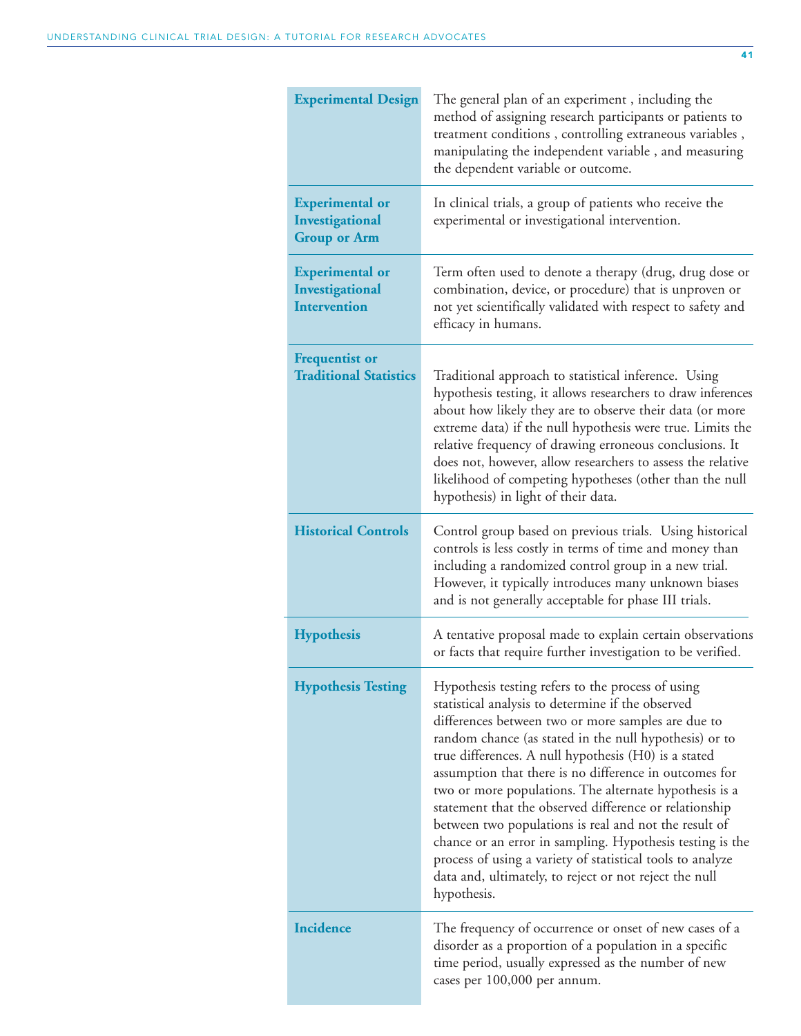| | |
|---|---|
| **Experimental Design** | The general plan of an experiment , including the method of assigning research participants or patients to treatment conditions , controlling extraneous variables , manipulating the independent variable , and measuring the dependent variable or outcome. |
| **Experimental or Investigational Group or Arm** | In clinical trials, a group of patients who receive the experimental or investigational intervention. |
| **Experimental or Investigational Intervention** | Term often used to denote a therapy (drug, drug dose or combination, device, or procedure) that is unproven or not yet scientifically validated with respect to safety and efficacy in humans. |
| **Frequentist or Traditional Statistics** | Traditional approach to statistical inference. Using hypothesis testing, it allows researchers to draw inferences about how likely they are to observe their data (or more extreme data) if the null hypothesis were true. Limits the relative frequency of drawing erroneous conclusions. It does not, however, allow researchers to assess the relative likelihood of competing hypotheses (other than the null hypothesis) in light of their data. |
| **Historical Controls** | Control group based on previous trials. Using historical controls is less costly in terms of time and money than including a randomized control group in a new trial. However, it typically introduces many unknown biases and is not generally acceptable for phase III trials. |
| **Hypothesis** | A tentative proposal made to explain certain observations or facts that require further investigation to be verified. |
| **Hypothesis Testing** | Hypothesis testing refers to the process of using statistical analysis to determine if the observed differences between two or more samples are due to random chance (as stated in the null hypothesis) or to true differences. A null hypothesis (H0) is a stated assumption that there is no difference in outcomes for two or more populations. The alternate hypothesis is a statement that the observed difference or relationship between two populations is real and not the result of chance or an error in sampling. Hypothesis testing is the process of using a variety of statistical tools to analyze data and, ultimately, to reject or not reject the null hypothesis. |
| **Incidence** | The frequency of occurrence or onset of new cases of a disorder as a proportion of a population in a specific time period, usually expressed as the number of new cases per 100,000 per annum. |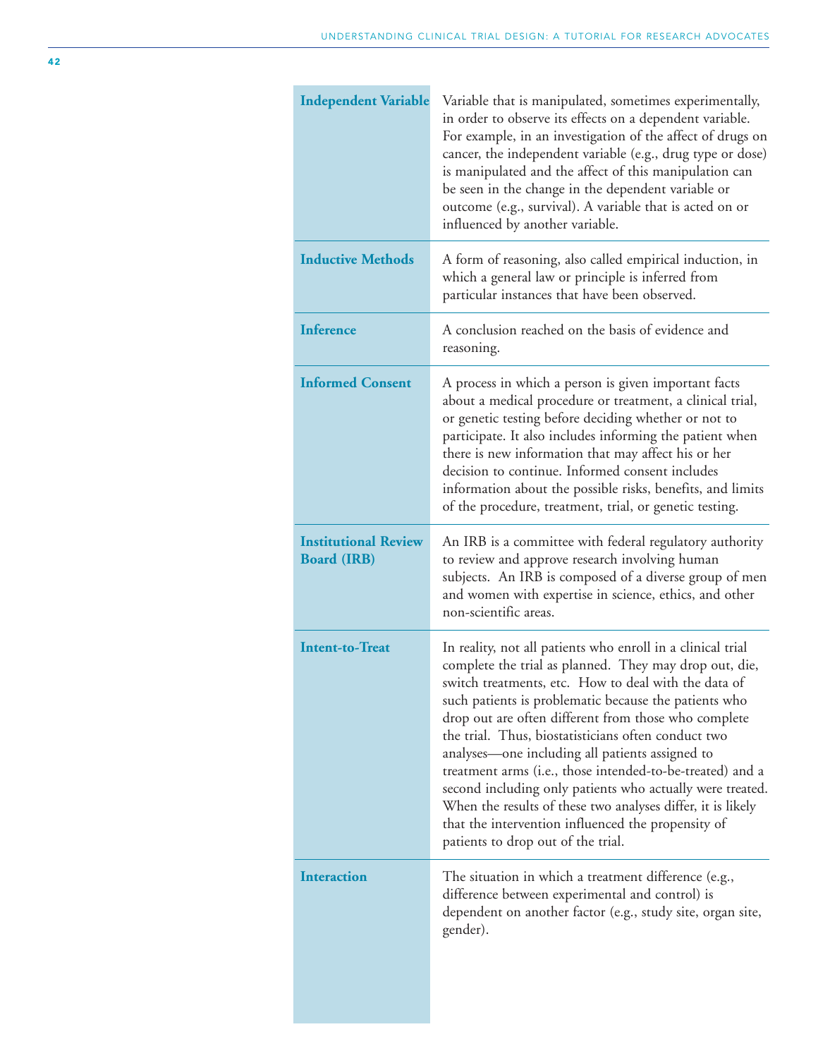| Term | Definition |
| --- | --- |
| **Independent Variable** | Variable that is manipulated, sometimes experimentally, in order to observe its effects on a dependent variable. For example, in an investigation of the affect of drugs on cancer, the independent variable (e.g., drug type or dose) is manipulated and the affect of this manipulation can be seen in the change in the dependent variable or outcome (e.g., survival). A variable that is acted on or influenced by another variable. |
| **Inductive Methods** | A form of reasoning, also called empirical induction, in which a general law or principle is inferred from particular instances that have been observed. |
| **Inference** | A conclusion reached on the basis of evidence and reasoning. |
| **Informed Consent** | A process in which a person is given important facts about a medical procedure or treatment, a clinical trial, or genetic testing before deciding whether or not to participate. It also includes informing the patient when there is new information that may affect his or her decision to continue. Informed consent includes information about the possible risks, benefits, and limits of the procedure, treatment, trial, or genetic testing. |
| **Institutional Review Board (IRB)** | An IRB is a committee with federal regulatory authority to review and approve research involving human subjects. An IRB is composed of a diverse group of men and women with expertise in science, ethics, and other non-scientific areas. |
| **Intent-to-Treat** | In reality, not all patients who enroll in a clinical trial complete the trial as planned. They may drop out, die, switch treatments, etc. How to deal with the data of such patients is problematic because the patients who drop out are often different from those who complete the trial. Thus, biostatisticians often conduct two analyses—one including all patients assigned to treatment arms (i.e., those intended-to-be-treated) and a second including only patients who actually were treated. When the results of these two analyses differ, it is likely that the intervention influenced the propensity of patients to drop out of the trial. |
| **Interaction** | The situation in which a treatment difference (e.g., difference between experimental and control) is dependent on another factor (e.g., study site, organ site, gender). |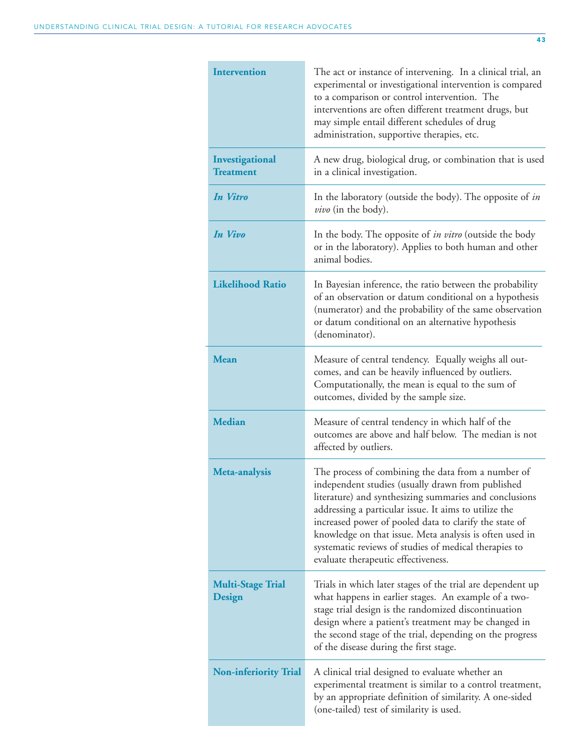| | |
|---|---|
| **Intervention** | The act or instance of intervening. In a clinical trial, an experimental or investigational intervention is compared to a comparison or control intervention. The interventions are often different treatment drugs, but may simple entail different schedules of drug administration, supportive therapies, etc. |
| **Investigational Treatment** | A new drug, biological drug, or combination that is used in a clinical investigation. |
| ***In Vitro*** | In the laboratory (outside the body). The opposite of *in vivo* (in the body). |
| ***In Vivo*** | In the body. The opposite of *in vitro* (outside the body or in the laboratory). Applies to both human and other animal bodies. |
| **Likelihood Ratio** | In Bayesian inference, the ratio between the probability of an observation or datum conditional on a hypothesis (numerator) and the probability of the same observation or datum conditional on an alternative hypothesis (denominator). |
| **Mean** | Measure of central tendency. Equally weighs all outcomes, and can be heavily influenced by outliers. Computationally, the mean is equal to the sum of outcomes, divided by the sample size. |
| **Median** | Measure of central tendency in which half of the outcomes are above and half below. The median is not affected by outliers. |
| **Meta-analysis** | The process of combining the data from a number of independent studies (usually drawn from published literature) and synthesizing summaries and conclusions addressing a particular issue. It aims to utilize the increased power of pooled data to clarify the state of knowledge on that issue. Meta analysis is often used in systematic reviews of studies of medical therapies to evaluate therapeutic effectiveness. |
| **Multi-Stage Trial Design** | Trials in which later stages of the trial are dependent up what happens in earlier stages. An example of a two-stage trial design is the randomized discontinuation design where a patient's treatment may be changed in the second stage of the trial, depending on the progress of the disease during the first stage. |
| **Non-inferiority Trial** | A clinical trial designed to evaluate whether an experimental treatment is similar to a control treatment, by an appropriate definition of similarity. A one-sided (one-tailed) test of similarity is used. |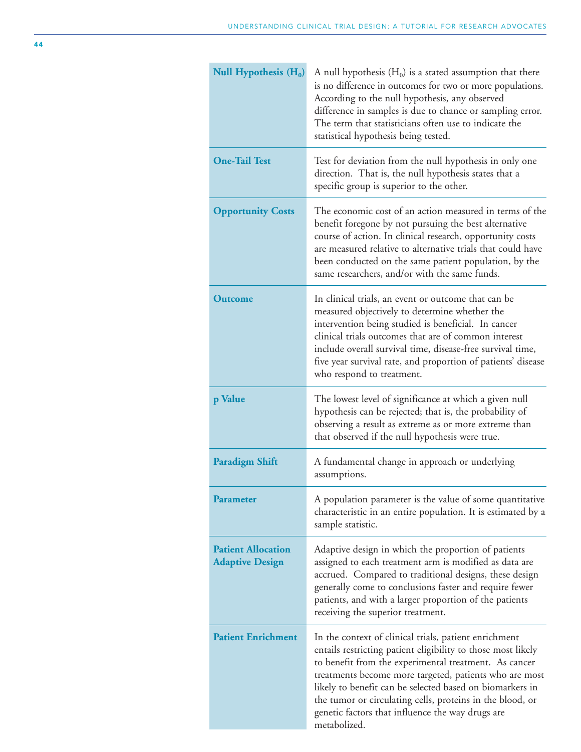| Term | Definition |
|---|---|
| **Null Hypothesis ($H_0$)** | A null hypothesis ($H_0$) is a stated assumption that there is no difference in outcomes for two or more populations. According to the null hypothesis, any observed difference in samples is due to chance or sampling error. The term that statisticians often use to indicate the statistical hypothesis being tested. |
| **One-Tail Test** | Test for deviation from the null hypothesis in only one direction. That is, the null hypothesis states that a specific group is superior to the other. |
| **Opportunity Costs** | The economic cost of an action measured in terms of the benefit foregone by not pursuing the best alternative course of action. In clinical research, opportunity costs are measured relative to alternative trials that could have been conducted on the same patient population, by the same researchers, and/or with the same funds. |
| **Outcome** | In clinical trials, an event or outcome that can be measured objectively to determine whether the intervention being studied is beneficial. In cancer clinical trials outcomes that are of common interest include overall survival time, disease-free survival time, five year survival rate, and proportion of patients' disease who respond to treatment. |
| **p Value** | The lowest level of significance at which a given null hypothesis can be rejected; that is, the probability of observing a result as extreme as or more extreme than that observed if the null hypothesis were true. |
| **Paradigm Shift** | A fundamental change in approach or underlying assumptions. |
| **Parameter** | A population parameter is the value of some quantitative characteristic in an entire population. It is estimated by a sample statistic. |
| **Patient Allocation Adaptive Design** | Adaptive design in which the proportion of patients assigned to each treatment arm is modified as data are accrued. Compared to traditional designs, these design generally come to conclusions faster and require fewer patients, and with a larger proportion of the patients receiving the superior treatment. |
| **Patient Enrichment** | In the context of clinical trials, patient enrichment entails restricting patient eligibility to those most likely to benefit from the experimental treatment. As cancer treatments become more targeted, patients who are most likely to benefit can be selected based on biomarkers in the tumor or circulating cells, proteins in the blood, or genetic factors that influence the way drugs are metabolized. |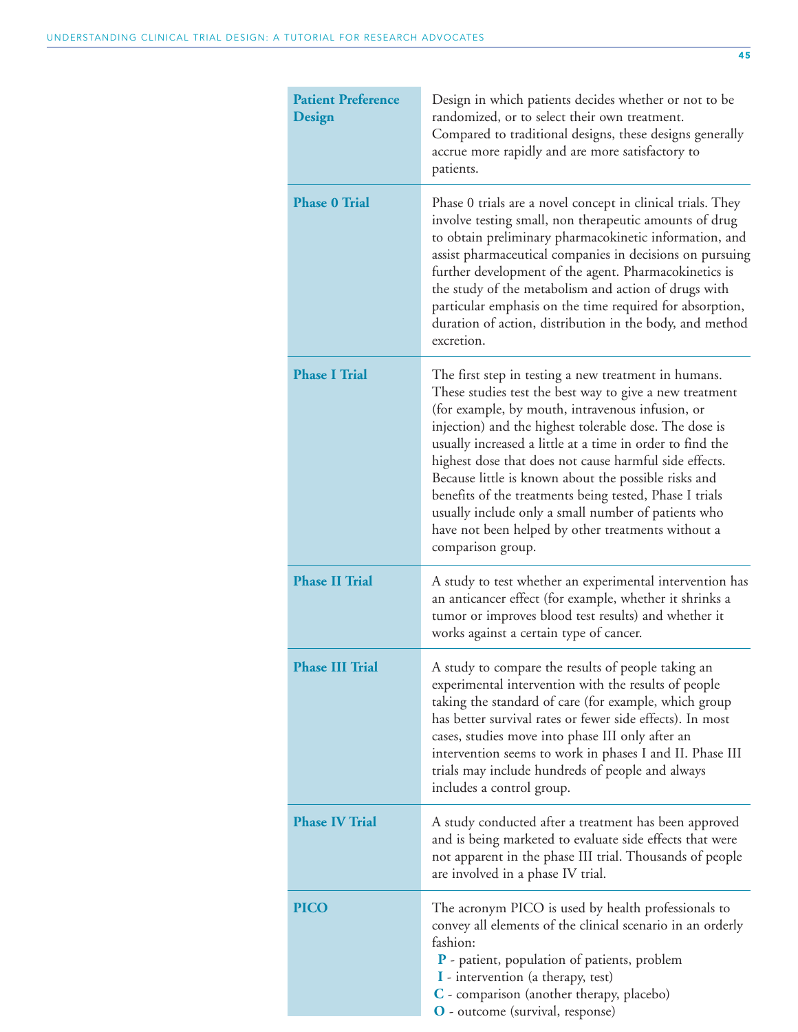| | |
|---|---|
| **Patient Preference Design** | Design in which patients decides whether or not to be randomized, or to select their own treatment. Compared to traditional designs, these designs generally accrue more rapidly and are more satisfactory to patients. |
| **Phase 0 Trial** | Phase 0 trials are a novel concept in clinical trials. They involve testing small, non therapeutic amounts of drug to obtain preliminary pharmacokinetic information, and assist pharmaceutical companies in decisions on pursuing further development of the agent. Pharmacokinetics is the study of the metabolism and action of drugs with particular emphasis on the time required for absorption, duration of action, distribution in the body, and method excretion. |
| **Phase I Trial** | The first step in testing a new treatment in humans. These studies test the best way to give a new treatment (for example, by mouth, intravenous infusion, or injection) and the highest tolerable dose. The dose is usually increased a little at a time in order to find the highest dose that does not cause harmful side effects. Because little is known about the possible risks and benefits of the treatments being tested, Phase I trials usually include only a small number of patients who have not been helped by other treatments without a comparison group. |
| **Phase II Trial** | A study to test whether an experimental intervention has an anticancer effect (for example, whether it shrinks a tumor or improves blood test results) and whether it works against a certain type of cancer. |
| **Phase III Trial** | A study to compare the results of people taking an experimental intervention with the results of people taking the standard of care (for example, which group has better survival rates or fewer side effects). In most cases, studies move into phase III only after an intervention seems to work in phases I and II. Phase III trials may include hundreds of people and always includes a control group. |
| **Phase IV Trial** | A study conducted after a treatment has been approved and is being marketed to evaluate side effects that were not apparent in the phase III trial. Thousands of people are involved in a phase IV trial. |
| **PICO** | The acronym PICO is used by health professionals to convey all elements of the clinical scenario in an orderly fashion:<br>**P** - patient, population of patients, problem<br>**I** - intervention (a therapy, test)<br>**C** - comparison (another therapy, placebo)<br>**O** - outcome (survival, response) |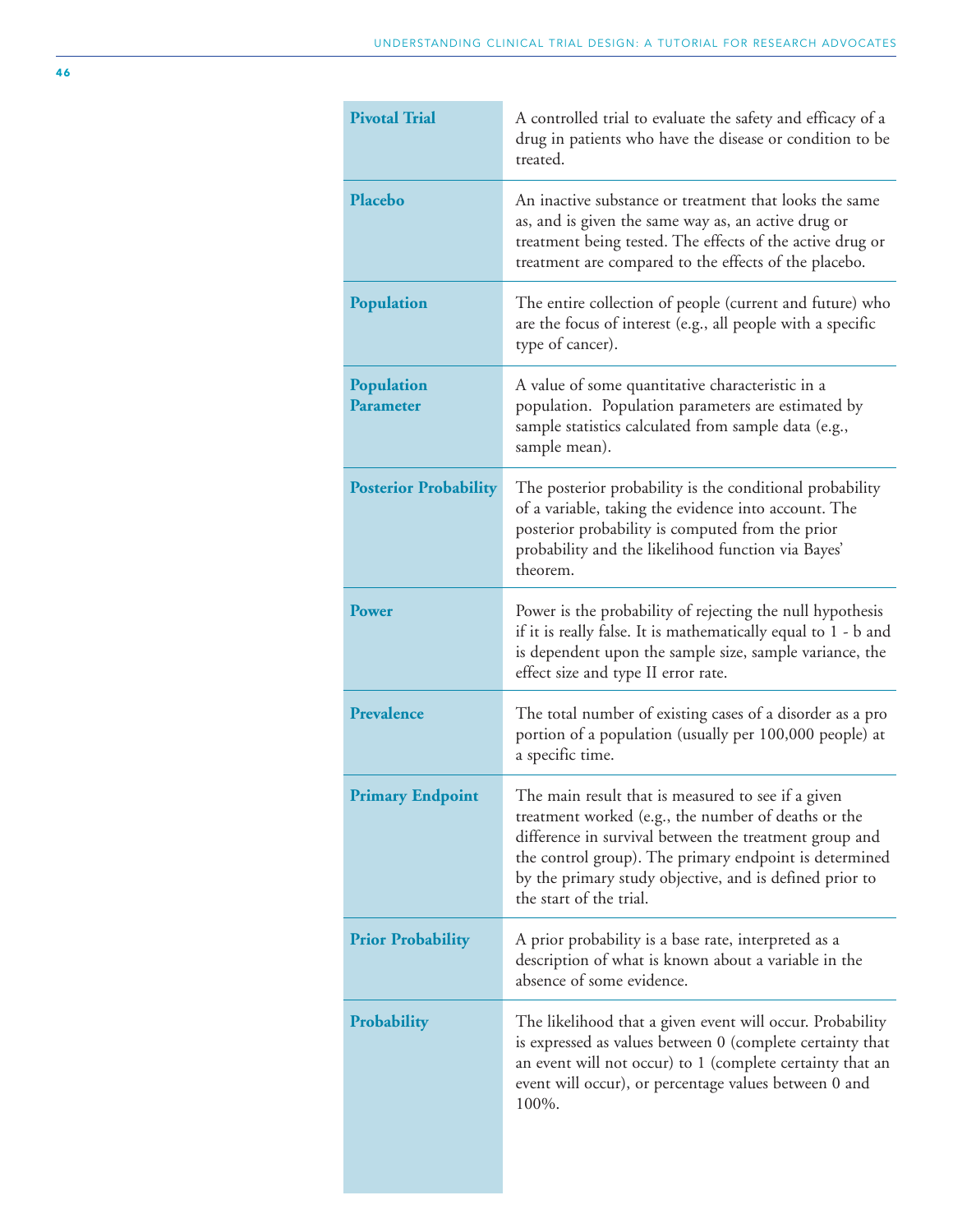| | |
|---|---|
| **Pivotal Trial** | A controlled trial to evaluate the safety and efficacy of a drug in patients who have the disease or condition to be treated. |
| **Placebo** | An inactive substance or treatment that looks the same as, and is given the same way as, an active drug or treatment being tested. The effects of the active drug or treatment are compared to the effects of the placebo. |
| **Population** | The entire collection of people (current and future) who are the focus of interest (e.g., all people with a specific type of cancer). |
| **Population Parameter** | A value of some quantitative characteristic in a population. Population parameters are estimated by sample statistics calculated from sample data (e.g., sample mean). |
| **Posterior Probability** | The posterior probability is the conditional probability of a variable, taking the evidence into account. The posterior probability is computed from the prior probability and the likelihood function via Bayes' theorem. |
| **Power** | Power is the probability of rejecting the null hypothesis if it is really false. It is mathematically equal to 1 - b and is dependent upon the sample size, sample variance, the effect size and type II error rate. |
| **Prevalence** | The total number of existing cases of a disorder as a pro portion of a population (usually per 100,000 people) at a specific time. |
| **Primary Endpoint** | The main result that is measured to see if a given treatment worked (e.g., the number of deaths or the difference in survival between the treatment group and the control group). The primary endpoint is determined by the primary study objective, and is defined prior to the start of the trial. |
| **Prior Probability** | A prior probability is a base rate, interpreted as a description of what is known about a variable in the absence of some evidence. |
| **Probability** | The likelihood that a given event will occur. Probability is expressed as values between 0 (complete certainty that an event will not occur) to 1 (complete certainty that an event will occur), or percentage values between 0 and 100%. |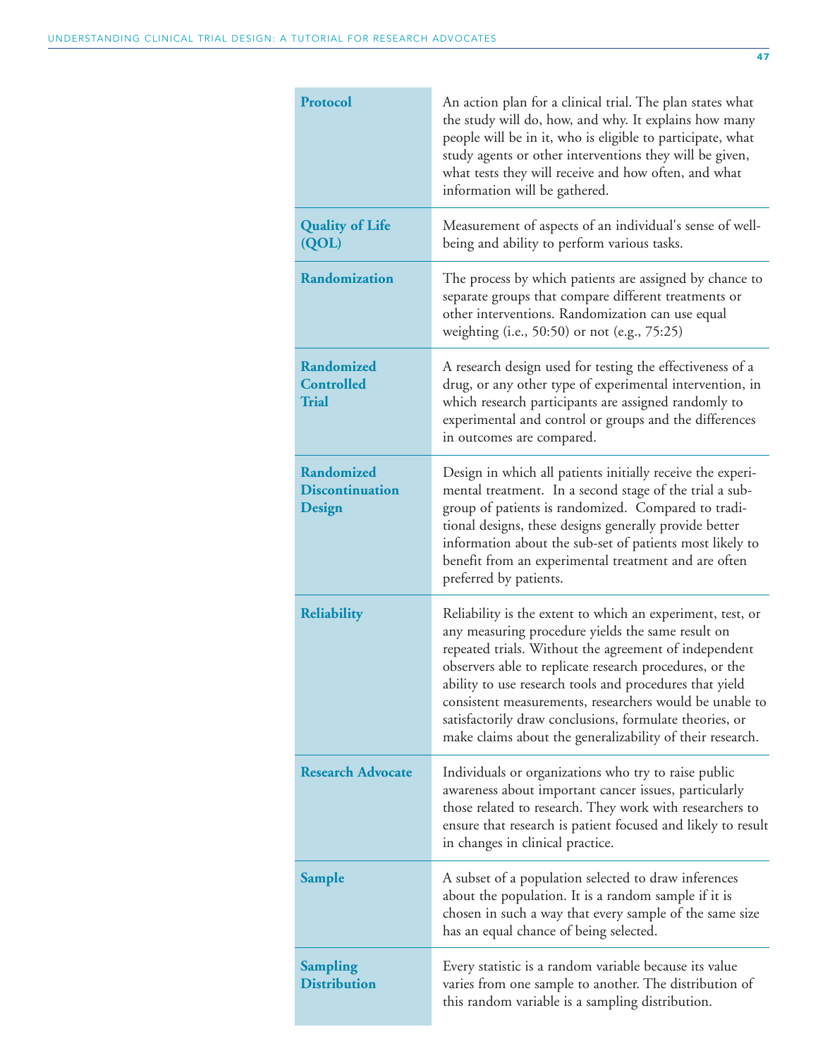| | |
|---|---|
| **Protocol** | An action plan for a clinical trial. The plan states what the study will do, how, and why. It explains how many people will be in it, who is eligible to participate, what study agents or other interventions they will be given, what tests they will receive and how often, and what information will be gathered. |
| **Quality of Life (QOL)** | Measurement of aspects of an individual's sense of well-being and ability to perform various tasks. |
| **Randomization** | The process by which patients are assigned by chance to separate groups that compare different treatments or other interventions. Randomization can use equal weighting (i.e., 50:50) or not (e.g., 75:25) |
| **Randomized Controlled Trial** | A research design used for testing the effectiveness of a drug, or any other type of experimental intervention, in which research participants are assigned randomly to experimental and control or groups and the differences in outcomes are compared. |
| **Randomized Discontinuation Design** | Design in which all patients initially receive the experimental treatment. In a second stage of the trial a subgroup of patients is randomized. Compared to traditional designs, these designs generally provide better information about the sub-set of patients most likely to benefit from an experimental treatment and are often preferred by patients. |
| **Reliability** | Reliability is the extent to which an experiment, test, or any measuring procedure yields the same result on repeated trials. Without the agreement of independent observers able to replicate research procedures, or the ability to use research tools and procedures that yield consistent measurements, researchers would be unable to satisfactorily draw conclusions, formulate theories, or make claims about the generalizability of their research. |
| **Research Advocate** | Individuals or organizations who try to raise public awareness about important cancer issues, particularly those related to research. They work with researchers to ensure that research is patient focused and likely to result in changes in clinical practice. |
| **Sample** | A subset of a population selected to draw inferences about the population. It is a random sample if it is chosen in such a way that every sample of the same size has an equal chance of being selected. |
| **Sampling Distribution** | Every statistic is a random variable because its value varies from one sample to another. The distribution of this random variable is a sampling distribution. |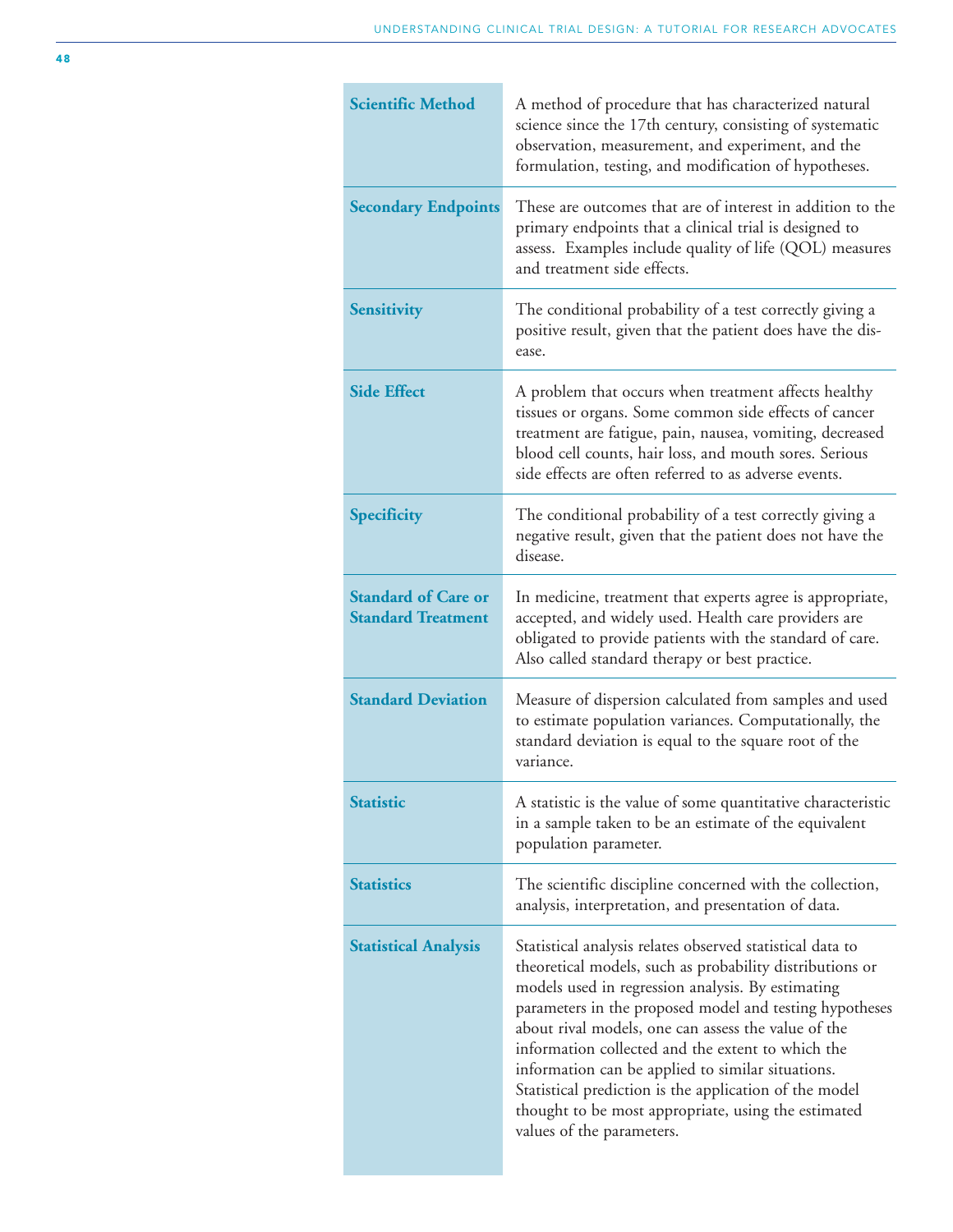| | |
|---|---|
| **Scientific Method** | A method of procedure that has characterized natural science since the 17th century, consisting of systematic observation, measurement, and experiment, and the formulation, testing, and modification of hypotheses. |
| **Secondary Endpoints** | These are outcomes that are of interest in addition to the primary endpoints that a clinical trial is designed to assess. Examples include quality of life (QOL) measures and treatment side effects. |
| **Sensitivity** | The conditional probability of a test correctly giving a positive result, given that the patient does have the disease. |
| **Side Effect** | A problem that occurs when treatment affects healthy tissues or organs. Some common side effects of cancer treatment are fatigue, pain, nausea, vomiting, decreased blood cell counts, hair loss, and mouth sores. Serious side effects are often referred to as adverse events. |
| **Specificity** | The conditional probability of a test correctly giving a negative result, given that the patient does not have the disease. |
| **Standard of Care or Standard Treatment** | In medicine, treatment that experts agree is appropriate, accepted, and widely used. Health care providers are obligated to provide patients with the standard of care. Also called standard therapy or best practice. |
| **Standard Deviation** | Measure of dispersion calculated from samples and used to estimate population variances. Computationally, the standard deviation is equal to the square root of the variance. |
| **Statistic** | A statistic is the value of some quantitative characteristic in a sample taken to be an estimate of the equivalent population parameter. |
| **Statistics** | The scientific discipline concerned with the collection, analysis, interpretation, and presentation of data. |
| **Statistical Analysis** | Statistical analysis relates observed statistical data to theoretical models, such as probability distributions or models used in regression analysis. By estimating parameters in the proposed model and testing hypotheses about rival models, one can assess the value of the information collected and the extent to which the information can be applied to similar situations. Statistical prediction is the application of the model thought to be most appropriate, using the estimated values of the parameters. |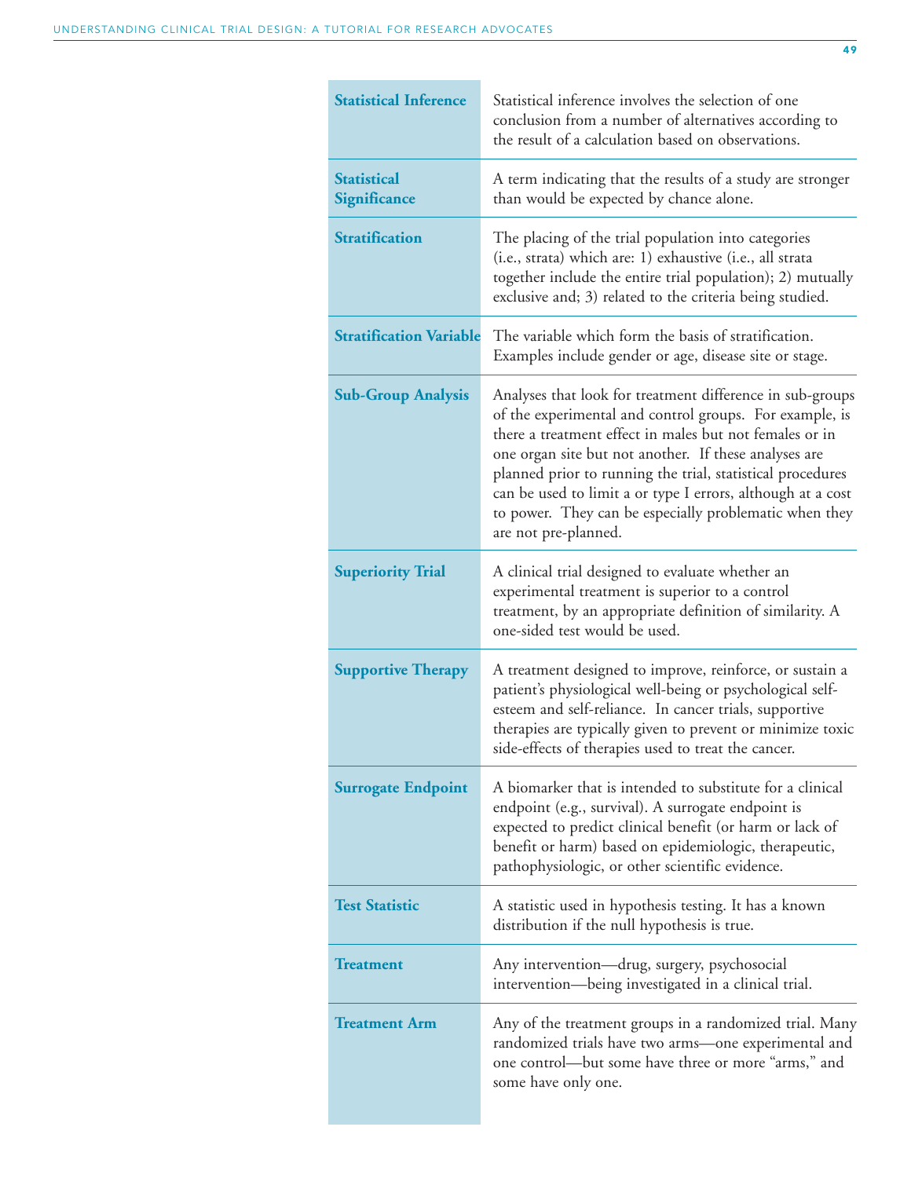| | |
|---|---|
| **Statistical Inference** | Statistical inference involves the selection of one conclusion from a number of alternatives according to the result of a calculation based on observations. |
| **Statistical Significance** | A term indicating that the results of a study are stronger than would be expected by chance alone. |
| **Stratification** | The placing of the trial population into categories (i.e., strata) which are: 1) exhaustive (i.e., all strata together include the entire trial population); 2) mutually exclusive and; 3) related to the criteria being studied. |
| **Stratification Variable** | The variable which form the basis of stratification. Examples include gender or age, disease site or stage. |
| **Sub-Group Analysis** | Analyses that look for treatment difference in sub-groups of the experimental and control groups. For example, is there a treatment effect in males but not females or in one organ site but not another. If these analyses are planned prior to running the trial, statistical procedures can be used to limit a or type I errors, although at a cost to power. They can be especially problematic when they are not pre-planned. |
| **Superiority Trial** | A clinical trial designed to evaluate whether an experimental treatment is superior to a control treatment, by an appropriate definition of similarity. A one-sided test would be used. |
| **Supportive Therapy** | A treatment designed to improve, reinforce, or sustain a patient's physiological well-being or psychological self-esteem and self-reliance. In cancer trials, supportive therapies are typically given to prevent or minimize toxic side-effects of therapies used to treat the cancer. |
| **Surrogate Endpoint** | A biomarker that is intended to substitute for a clinical endpoint (e.g., survival). A surrogate endpoint is expected to predict clinical benefit (or harm or lack of benefit or harm) based on epidemiologic, therapeutic, pathophysiologic, or other scientific evidence. |
| **Test Statistic** | A statistic used in hypothesis testing. It has a known distribution if the null hypothesis is true. |
| **Treatment** | Any intervention—drug, surgery, psychosocial intervention—being investigated in a clinical trial. |
| **Treatment Arm** | Any of the treatment groups in a randomized trial. Many randomized trials have two arms—one experimental and one control—but some have three or more "arms," and some have only one. |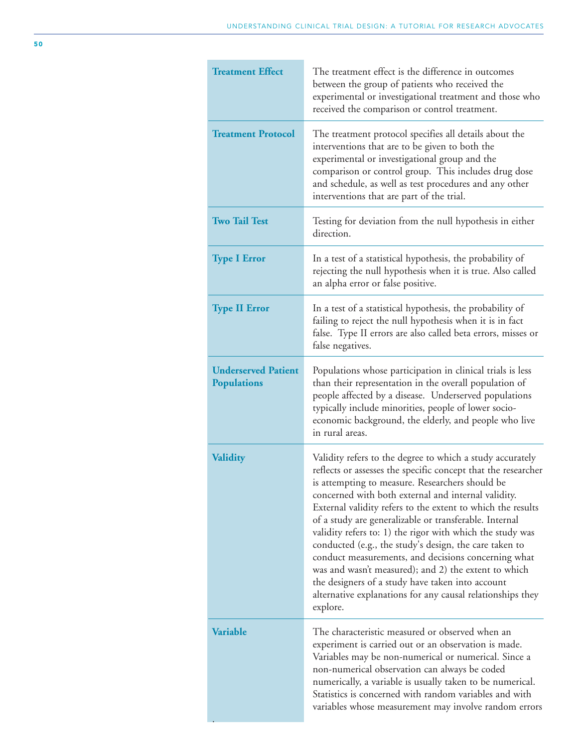| | |
|---|---|
| **Treatment Effect** | The treatment effect is the difference in outcomes between the group of patients who received the experimental or investigational treatment and those who received the comparison or control treatment. |
| **Treatment Protocol** | The treatment protocol specifies all details about the interventions that are to be given to both the experimental or investigational group and the comparison or control group. This includes drug dose and schedule, as well as test procedures and any other interventions that are part of the trial. |
| **Two Tail Test** | Testing for deviation from the null hypothesis in either direction. |
| **Type I Error** | In a test of a statistical hypothesis, the probability of rejecting the null hypothesis when it is true. Also called an alpha error or false positive. |
| **Type II Error** | In a test of a statistical hypothesis, the probability of failing to reject the null hypothesis when it is in fact false. Type II errors are also called beta errors, misses or false negatives. |
| **Underserved Patient Populations** | Populations whose participation in clinical trials is less than their representation in the overall population of people affected by a disease. Underserved populations typically include minorities, people of lower socio-economic background, the elderly, and people who live in rural areas. |
| **Validity** | Validity refers to the degree to which a study accurately reflects or assesses the specific concept that the researcher is attempting to measure. Researchers should be concerned with both external and internal validity. External validity refers to the extent to which the results of a study are generalizable or transferable. Internal validity refers to: 1) the rigor with which the study was conducted (e.g., the study's design, the care taken to conduct measurements, and decisions concerning what was and wasn't measured); and 2) the extent to which the designers of a study have taken into account alternative explanations for any causal relationships they explore. |
| **Variable** | The characteristic measured or observed when an experiment is carried out or an observation is made. Variables may be non-numerical or numerical. Since a non-numerical observation can always be coded numerically, a variable is usually taken to be numerical. Statistics is concerned with random variables and with variables whose measurement may involve random errors |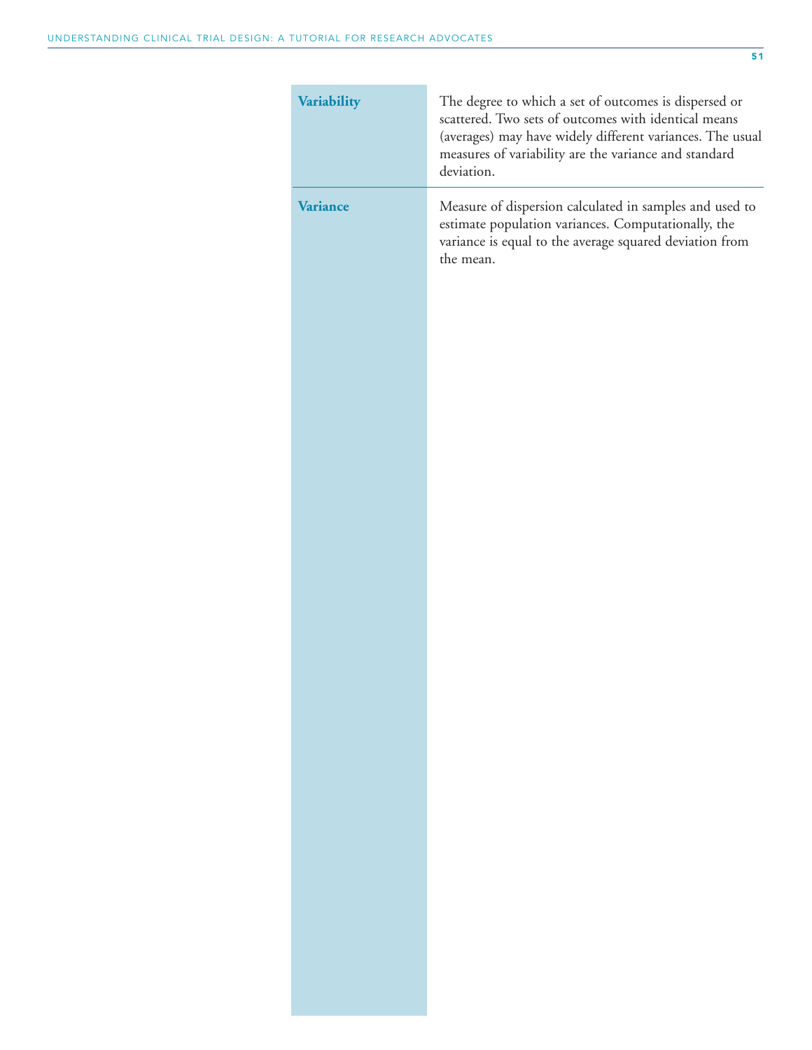| | |
|---|---|
| **Variability** | The degree to which a set of outcomes is dispersed or scattered. Two sets of outcomes with identical means (averages) may have widely different variances. The usual measures of variability are the variance and standard deviation. |
| **Variance** | Measure of dispersion calculated in samples and used to estimate population variances. Computationally, the variance is equal to the average squared deviation from the mean. |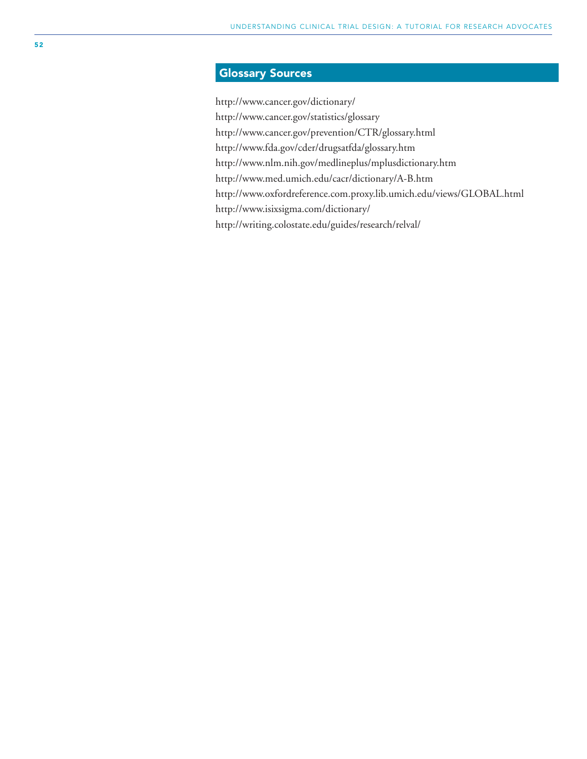## Glossary Sources

http://www.cancer.gov/dictionary/

http://www.cancer.gov/statistics/glossary

http://www.cancer.gov/prevention/CTR/glossary.html

http://www.fda.gov/cder/drugsatfda/glossary.htm

http://www.nlm.nih.gov/medlineplus/mplusdictionary.htm

http://www.med.umich.edu/cacr/dictionary/A-B.htm

http://www.oxfordreference.com.proxy.lib.umich.edu/views/GLOBAL.html

http://www.isixsigma.com/dictionary/

http://writing.colostate.edu/guides/research/relval/